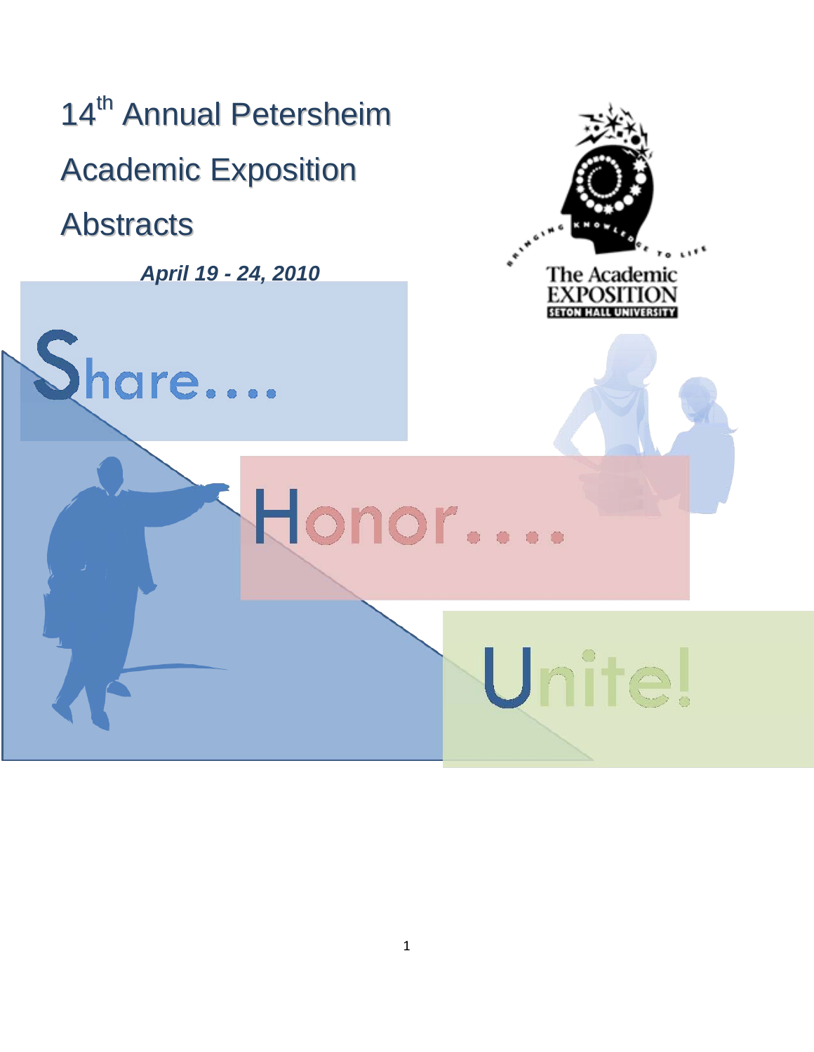# 14th Annual Petersheim Academic Exposition Abstracts

***April 19 - 24, 2010***

The Academic EXPOSITION

SETON HALL UNIVERSITY

Share....

Honor....

Unite!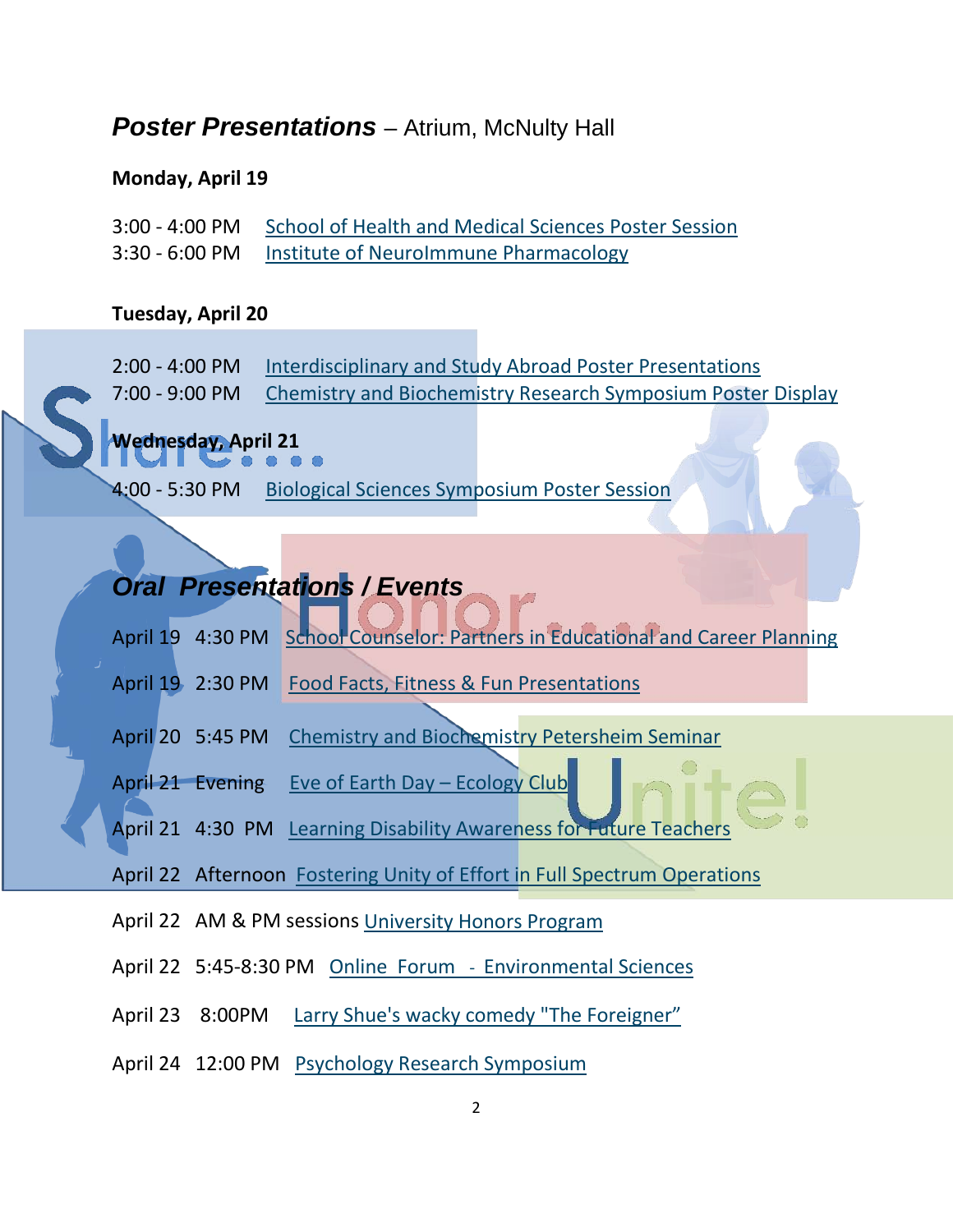## *Poster Presentations* – Atrium, McNulty Hall

**Monday, April 19**

3:00 - 4:00 PM  School of Health and Medical Sciences Poster Session
3:30 - 6:00 PM  Institute of NeuroImmune Pharmacology

**Tuesday, April 20**

2:00 - 4:00 PM  Interdisciplinary and Study Abroad Poster Presentations
7:00 - 9:00 PM  Chemistry and Biochemistry Research Symposium Poster Display

**Wednesday, April 21**

4:00 - 5:30 PM  Biological Sciences Symposium Poster Session

## *Oral Presentations / Events*

April 19  4:30 PM  School Counselor: Partners in Educational and Career Planning

April 19  2:30 PM  Food Facts, Fitness & Fun Presentations

April 20  5:45 PM  Chemistry and Biochemistry Petersheim Seminar

April 21  Evening  Eve of Earth Day – Ecology Club

April 21  4:30 PM  Learning Disability Awareness for Future Teachers

April 22  Afternoon  Fostering Unity of Effort in Full Spectrum Operations

April 22  AM & PM sessions University Honors Program

April 22  5:45-8:30 PM  Online Forum - Environmental Sciences

April 23  8:00PM  Larry Shue's wacky comedy "The Foreigner"

April 24  12:00 PM  Psychology Research Symposium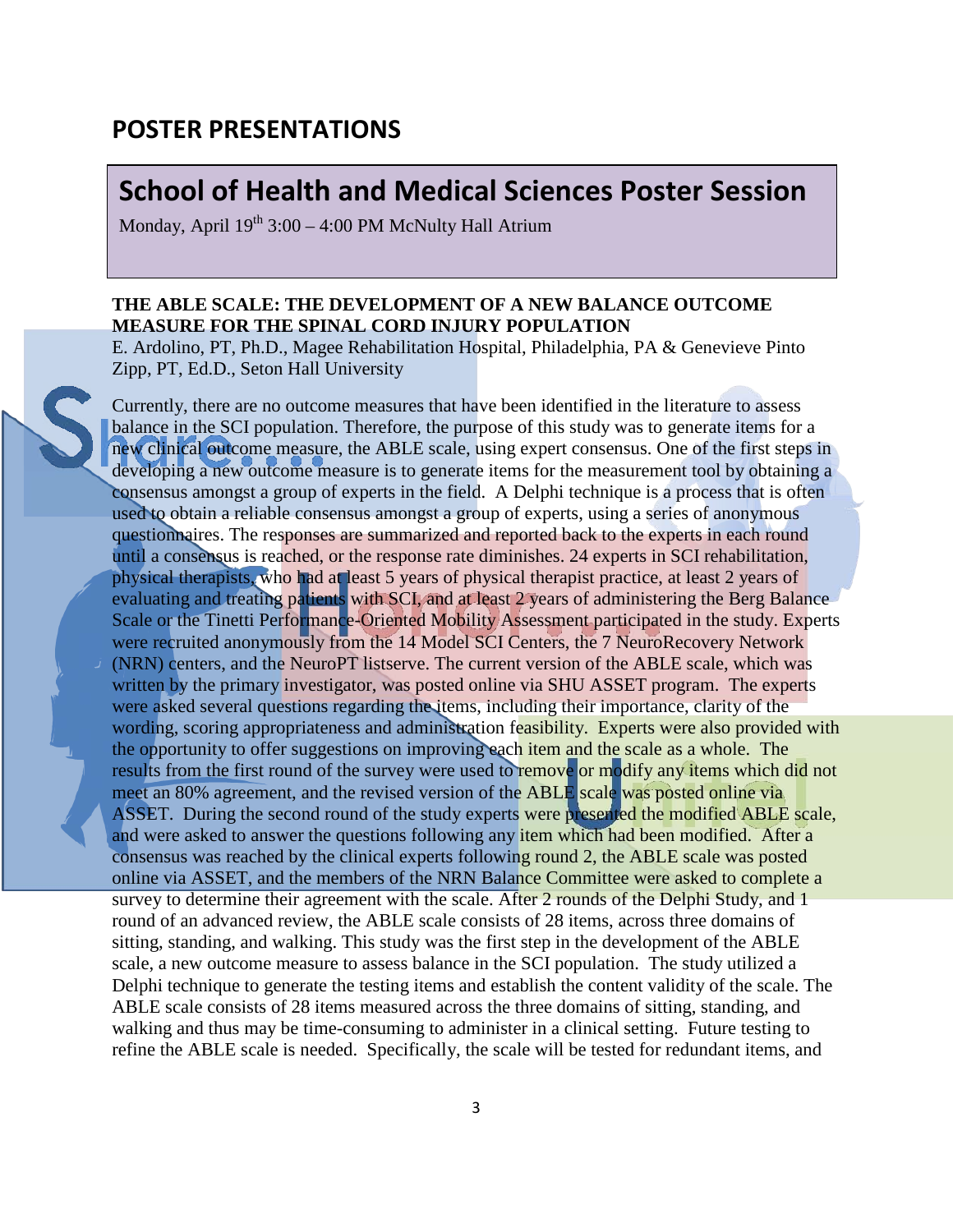## POSTER PRESENTATIONS

## School of Health and Medical Sciences Poster Session

Monday, April 19th 3:00 – 4:00 PM McNulty Hall Atrium

**THE ABLE SCALE: THE DEVELOPMENT OF A NEW BALANCE OUTCOME MEASURE FOR THE SPINAL CORD INJURY POPULATION**

E. Ardolino, PT, Ph.D., Magee Rehabilitation Hospital, Philadelphia, PA & Genevieve Pinto Zipp, PT, Ed.D., Seton Hall University

Currently, there are no outcome measures that have been identified in the literature to assess balance in the SCI population. Therefore, the purpose of this study was to generate items for a new clinical outcome measure, the ABLE scale, using expert consensus. One of the first steps in developing a new outcome measure is to generate items for the measurement tool by obtaining a consensus amongst a group of experts in the field. A Delphi technique is a process that is often used to obtain a reliable consensus amongst a group of experts, using a series of anonymous questionnaires. The responses are summarized and reported back to the experts in each round until a consensus is reached, or the response rate diminishes. 24 experts in SCI rehabilitation, physical therapists, who had at least 5 years of physical therapist practice, at least 2 years of evaluating and treating patients with SCI, and at least 2 years of administering the Berg Balance Scale or the Tinetti Performance-Oriented Mobility Assessment participated in the study. Experts were recruited anonymously from the 14 Model SCI Centers, the 7 NeuroRecovery Network (NRN) centers, and the NeuroPT listserve. The current version of the ABLE scale, which was written by the primary investigator, was posted online via SHU ASSET program. The experts were asked several questions regarding the items, including their importance, clarity of the wording, scoring appropriateness and administration feasibility. Experts were also provided with the opportunity to offer suggestions on improving each item and the scale as a whole. The results from the first round of the survey were used to remove or modify any items which did not meet an 80% agreement, and the revised version of the ABLE scale was posted online via ASSET. During the second round of the study experts were presented the modified ABLE scale, and were asked to answer the questions following any item which had been modified. After a consensus was reached by the clinical experts following round 2, the ABLE scale was posted online via ASSET, and the members of the NRN Balance Committee were asked to complete a survey to determine their agreement with the scale. After 2 rounds of the Delphi Study, and 1 round of an advanced review, the ABLE scale consists of 28 items, across three domains of sitting, standing, and walking. This study was the first step in the development of the ABLE scale, a new outcome measure to assess balance in the SCI population. The study utilized a Delphi technique to generate the testing items and establish the content validity of the scale. The ABLE scale consists of 28 items measured across the three domains of sitting, standing, and walking and thus may be time-consuming to administer in a clinical setting. Future testing to refine the ABLE scale is needed. Specifically, the scale will be tested for redundant items, and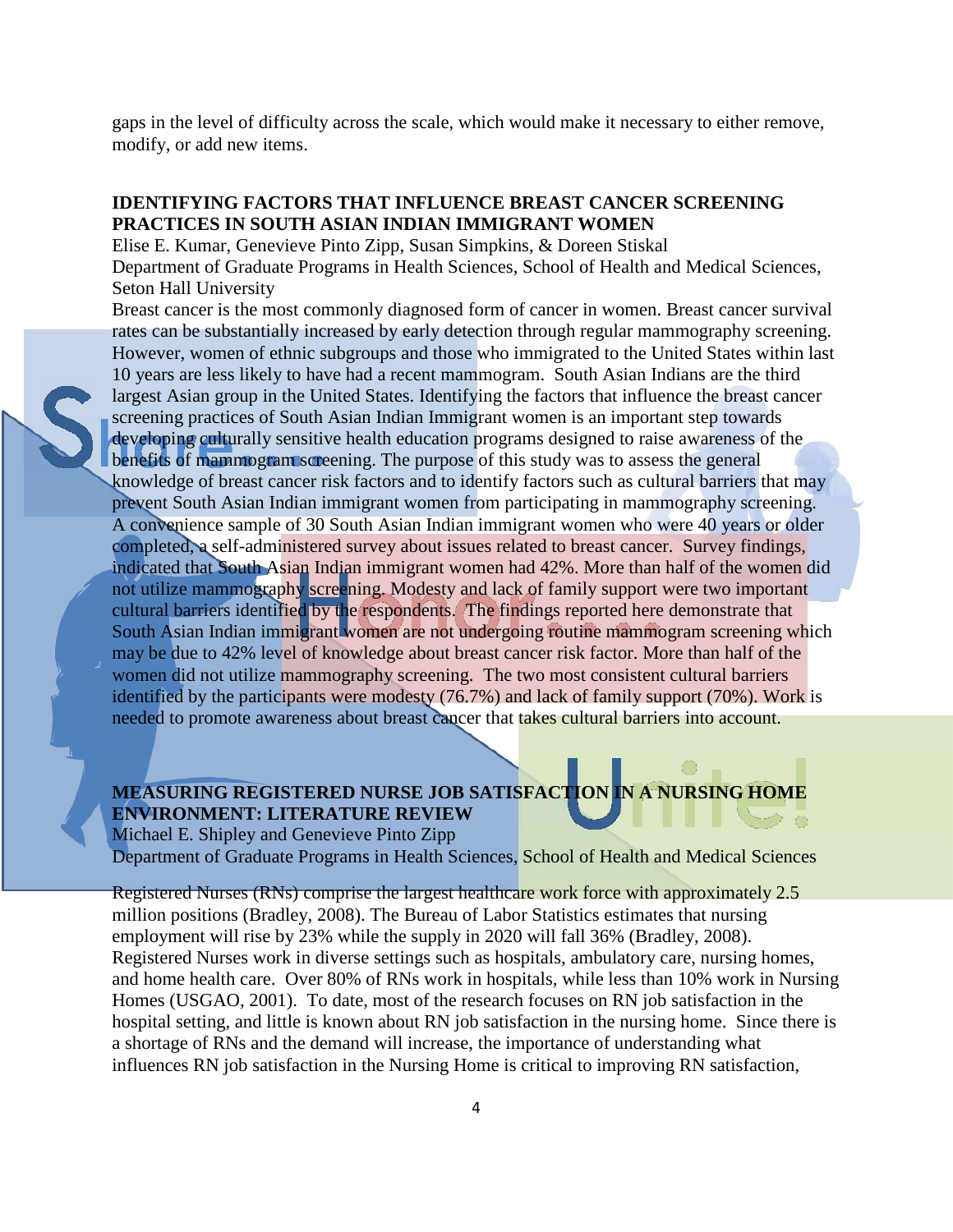gaps in the level of difficulty across the scale, which would make it necessary to either remove, modify, or add new items.

## IDENTIFYING FACTORS THAT INFLUENCE BREAST CANCER SCREENING PRACTICES IN SOUTH ASIAN INDIAN IMMIGRANT WOMEN

Elise E. Kumar, Genevieve Pinto Zipp, Susan Simpkins, & Doreen Stiskal
Department of Graduate Programs in Health Sciences, School of Health and Medical Sciences, Seton Hall University

Breast cancer is the most commonly diagnosed form of cancer in women. Breast cancer survival rates can be substantially increased by early detection through regular mammography screening. However, women of ethnic subgroups and those who immigrated to the United States within last 10 years are less likely to have had a recent mammogram. South Asian Indians are the third largest Asian group in the United States. Identifying the factors that influence the breast cancer screening practices of South Asian Indian Immigrant women is an important step towards developing culturally sensitive health education programs designed to raise awareness of the benefits of mammogram screening. The purpose of this study was to assess the general knowledge of breast cancer risk factors and to identify factors such as cultural barriers that may prevent South Asian Indian immigrant women from participating in mammography screening. A convenience sample of 30 South Asian Indian immigrant women who were 40 years or older completed, a self-administered survey about issues related to breast cancer. Survey findings, indicated that South Asian Indian immigrant women had 42%. More than half of the women did not utilize mammography screening. Modesty and lack of family support were two important cultural barriers identified by the respondents. The findings reported here demonstrate that South Asian Indian immigrant women are not undergoing routine mammogram screening which may be due to 42% level of knowledge about breast cancer risk factor. More than half of the women did not utilize mammography screening. The two most consistent cultural barriers identified by the participants were modesty (76.7%) and lack of family support (70%). Work is needed to promote awareness about breast cancer that takes cultural barriers into account.

## MEASURING REGISTERED NURSE JOB SATISFACTION IN A NURSING HOME ENVIRONMENT: LITERATURE REVIEW

Michael E. Shipley and Genevieve Pinto Zipp
Department of Graduate Programs in Health Sciences, School of Health and Medical Sciences

Registered Nurses (RNs) comprise the largest healthcare work force with approximately 2.5 million positions (Bradley, 2008). The Bureau of Labor Statistics estimates that nursing employment will rise by 23% while the supply in 2020 will fall 36% (Bradley, 2008). Registered Nurses work in diverse settings such as hospitals, ambulatory care, nursing homes, and home health care. Over 80% of RNs work in hospitals, while less than 10% work in Nursing Homes (USGAO, 2001). To date, most of the research focuses on RN job satisfaction in the hospital setting, and little is known about RN job satisfaction in the nursing home. Since there is a shortage of RNs and the demand will increase, the importance of understanding what influences RN job satisfaction in the Nursing Home is critical to improving RN satisfaction,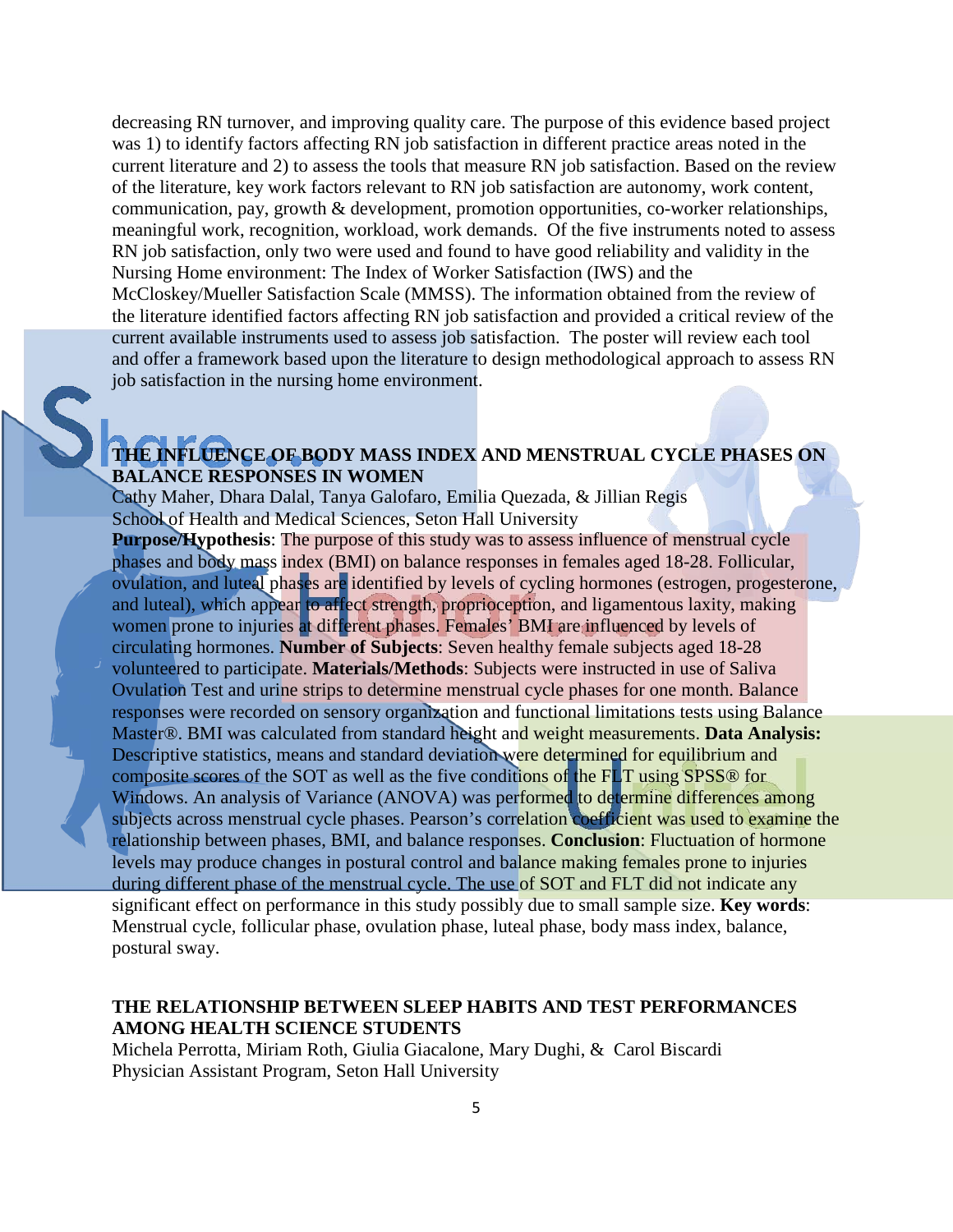decreasing RN turnover, and improving quality care. The purpose of this evidence based project was 1) to identify factors affecting RN job satisfaction in different practice areas noted in the current literature and 2) to assess the tools that measure RN job satisfaction. Based on the review of the literature, key work factors relevant to RN job satisfaction are autonomy, work content, communication, pay, growth & development, promotion opportunities, co-worker relationships, meaningful work, recognition, workload, work demands. Of the five instruments noted to assess RN job satisfaction, only two were used and found to have good reliability and validity in the Nursing Home environment: The Index of Worker Satisfaction (IWS) and the McCloskey/Mueller Satisfaction Scale (MMSS). The information obtained from the review of the literature identified factors affecting RN job satisfaction and provided a critical review of the current available instruments used to assess job satisfaction. The poster will review each tool and offer a framework based upon the literature to design methodological approach to assess RN job satisfaction in the nursing home environment.

**THE INFLUENCE OF BODY MASS INDEX AND MENSTRUAL CYCLE PHASES ON BALANCE RESPONSES IN WOMEN**

Cathy Maher, Dhara Dalal, Tanya Galofaro, Emilia Quezada, & Jillian Regis
School of Health and Medical Sciences, Seton Hall University

**Purpose/Hypothesis**: The purpose of this study was to assess influence of menstrual cycle phases and body mass index (BMI) on balance responses in females aged 18-28. Follicular, ovulation, and luteal phases are identified by levels of cycling hormones (estrogen, progesterone, and luteal), which appear to affect strength, proprioception, and ligamentous laxity, making women prone to injuries at different phases. Females' BMI are influenced by levels of circulating hormones. **Number of Subjects**: Seven healthy female subjects aged 18-28 volunteered to participate. **Materials/Methods**: Subjects were instructed in use of Saliva Ovulation Test and urine strips to determine menstrual cycle phases for one month. Balance responses were recorded on sensory organization and functional limitations tests using Balance Master®. BMI was calculated from standard height and weight measurements. **Data Analysis:** Descriptive statistics, means and standard deviation were determined for equilibrium and composite scores of the SOT as well as the five conditions of the FLT using SPSS® for Windows. An analysis of Variance (ANOVA) was performed to determine differences among subjects across menstrual cycle phases. Pearson's correlation coefficient was used to examine the relationship between phases, BMI, and balance responses. **Conclusion**: Fluctuation of hormone levels may produce changes in postural control and balance making females prone to injuries during different phase of the menstrual cycle. The use of SOT and FLT did not indicate any significant effect on performance in this study possibly due to small sample size. **Key words**: Menstrual cycle, follicular phase, ovulation phase, luteal phase, body mass index, balance, postural sway.

**THE RELATIONSHIP BETWEEN SLEEP HABITS AND TEST PERFORMANCES AMONG HEALTH SCIENCE STUDENTS**

Michela Perrotta, Miriam Roth, Giulia Giacalone, Mary Dughi, & Carol Biscardi
Physician Assistant Program, Seton Hall University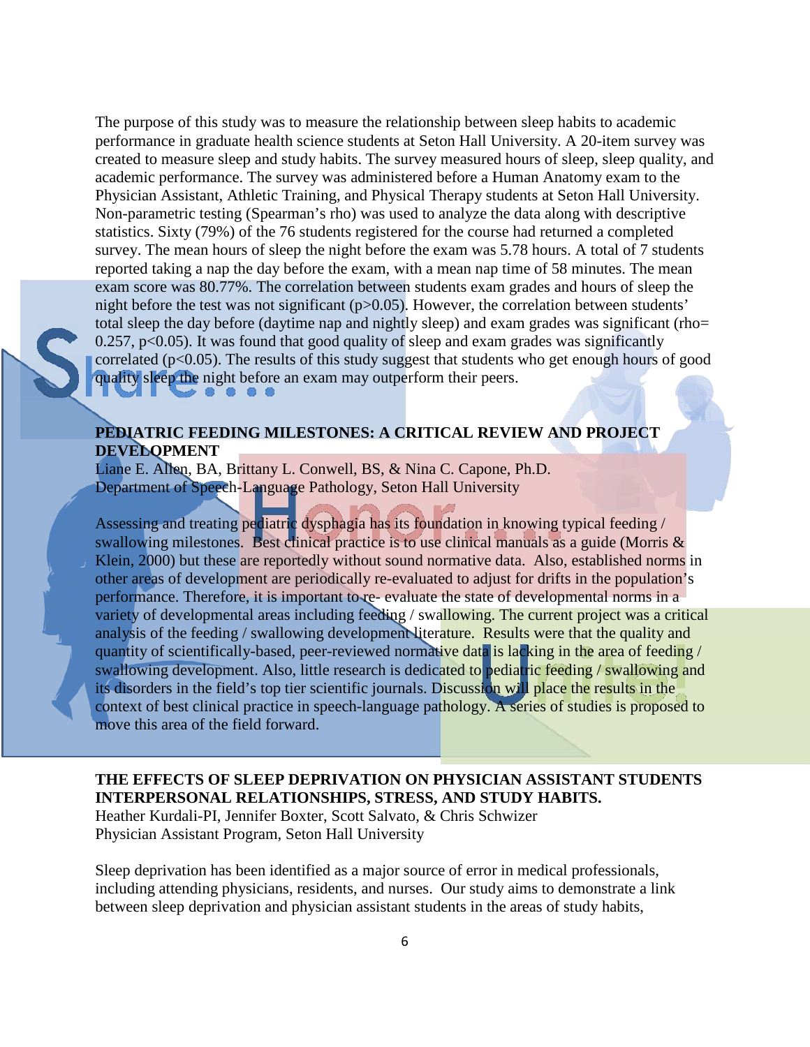The purpose of this study was to measure the relationship between sleep habits to academic performance in graduate health science students at Seton Hall University. A 20-item survey was created to measure sleep and study habits. The survey measured hours of sleep, sleep quality, and academic performance. The survey was administered before a Human Anatomy exam to the Physician Assistant, Athletic Training, and Physical Therapy students at Seton Hall University. Non-parametric testing (Spearman's rho) was used to analyze the data along with descriptive statistics. Sixty (79%) of the 76 students registered for the course had returned a completed survey. The mean hours of sleep the night before the exam was 5.78 hours. A total of 7 students reported taking a nap the day before the exam, with a mean nap time of 58 minutes. The mean exam score was 80.77%. The correlation between students exam grades and hours of sleep the night before the test was not significant ($p>0.05$). However, the correlation between students' total sleep the day before (daytime nap and nightly sleep) and exam grades was significant ($rho= 0.257$, $p<0.05$). It was found that good quality of sleep and exam grades was significantly correlated ($p<0.05$). The results of this study suggest that students who get enough hours of good quality sleep the night before an exam may outperform their peers.

**PEDIATRIC FEEDING MILESTONES: A CRITICAL REVIEW AND PROJECT DEVELOPMENT**

Liane E. Allen, BA, Brittany L. Conwell, BS, & Nina C. Capone, Ph.D.
Department of Speech-Language Pathology, Seton Hall University

Assessing and treating pediatric dysphagia has its foundation in knowing typical feeding / swallowing milestones. Best clinical practice is to use clinical manuals as a guide (Morris & Klein, 2000) but these are reportedly without sound normative data. Also, established norms in other areas of development are periodically re-evaluated to adjust for drifts in the population's performance. Therefore, it is important to re- evaluate the state of developmental norms in a variety of developmental areas including feeding / swallowing. The current project was a critical analysis of the feeding / swallowing development literature. Results were that the quality and quantity of scientifically-based, peer-reviewed normative data is lacking in the area of feeding / swallowing development. Also, little research is dedicated to pediatric feeding / swallowing and its disorders in the field's top tier scientific journals. Discussion will place the results in the context of best clinical practice in speech-language pathology. A series of studies is proposed to move this area of the field forward.

**THE EFFECTS OF SLEEP DEPRIVATION ON PHYSICIAN ASSISTANT STUDENTS INTERPERSONAL RELATIONSHIPS, STRESS, AND STUDY HABITS.**

Heather Kurdali-PI, Jennifer Boxter, Scott Salvato, & Chris Schwizer
Physician Assistant Program, Seton Hall University

Sleep deprivation has been identified as a major source of error in medical professionals, including attending physicians, residents, and nurses. Our study aims to demonstrate a link between sleep deprivation and physician assistant students in the areas of study habits,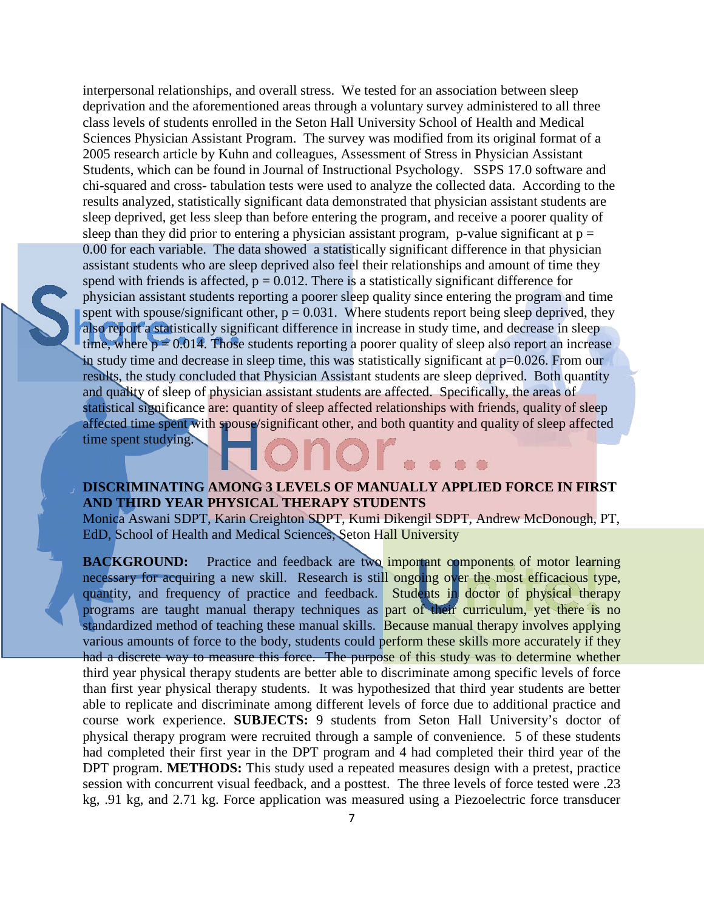interpersonal relationships, and overall stress. We tested for an association between sleep deprivation and the aforementioned areas through a voluntary survey administered to all three class levels of students enrolled in the Seton Hall University School of Health and Medical Sciences Physician Assistant Program. The survey was modified from its original format of a 2005 research article by Kuhn and colleagues, Assessment of Stress in Physician Assistant Students, which can be found in Journal of Instructional Psychology. SSPS 17.0 software and chi-squared and cross- tabulation tests were used to analyze the collected data. According to the results analyzed, statistically significant data demonstrated that physician assistant students are sleep deprived, get less sleep than before entering the program, and receive a poorer quality of sleep than they did prior to entering a physician assistant program, p-value significant at $p = 0.00$ for each variable. The data showed a statistically significant difference in that physician assistant students who are sleep deprived also feel their relationships and amount of time they spend with friends is affected, $p = 0.012$. There is a statistically significant difference for physician assistant students reporting a poorer sleep quality since entering the program and time spent with spouse/significant other, $p = 0.031$. Where students report being sleep deprived, they also report a statistically significant difference in increase in study time, and decrease in sleep time, where $p = 0.014$. Those students reporting a poorer quality of sleep also report an increase in study time and decrease in sleep time, this was statistically significant at $p=0.026$. From our results, the study concluded that Physician Assistant students are sleep deprived. Both quantity and quality of sleep of physician assistant students are affected. Specifically, the areas of statistical significance are: quantity of sleep affected relationships with friends, quality of sleep affected time spent with spouse/significant other, and both quantity and quality of sleep affected time spent studying.

**DISCRIMINATING AMONG 3 LEVELS OF MANUALLY APPLIED FORCE IN FIRST AND THIRD YEAR PHYSICAL THERAPY STUDENTS**

Monica Aswani SDPT, Karin Creighton SDPT, Kumi Dikengil SDPT, Andrew McDonough, PT, EdD, School of Health and Medical Sciences, Seton Hall University

**BACKGROUND:** Practice and feedback are two important components of motor learning necessary for acquiring a new skill. Research is still ongoing over the most efficacious type, quantity, and frequency of practice and feedback. Students in doctor of physical therapy programs are taught manual therapy techniques as part of their curriculum, yet there is no standardized method of teaching these manual skills. Because manual therapy involves applying various amounts of force to the body, students could perform these skills more accurately if they had a discrete way to measure this force. The purpose of this study was to determine whether third year physical therapy students are better able to discriminate among specific levels of force than first year physical therapy students. It was hypothesized that third year students are better able to replicate and discriminate among different levels of force due to additional practice and course work experience. **SUBJECTS:** 9 students from Seton Hall University's doctor of physical therapy program were recruited through a sample of convenience. 5 of these students had completed their first year in the DPT program and 4 had completed their third year of the DPT program. **METHODS:** This study used a repeated measures design with a pretest, practice session with concurrent visual feedback, and a posttest. The three levels of force tested were .23 kg, .91 kg, and 2.71 kg. Force application was measured using a Piezoelectric force transducer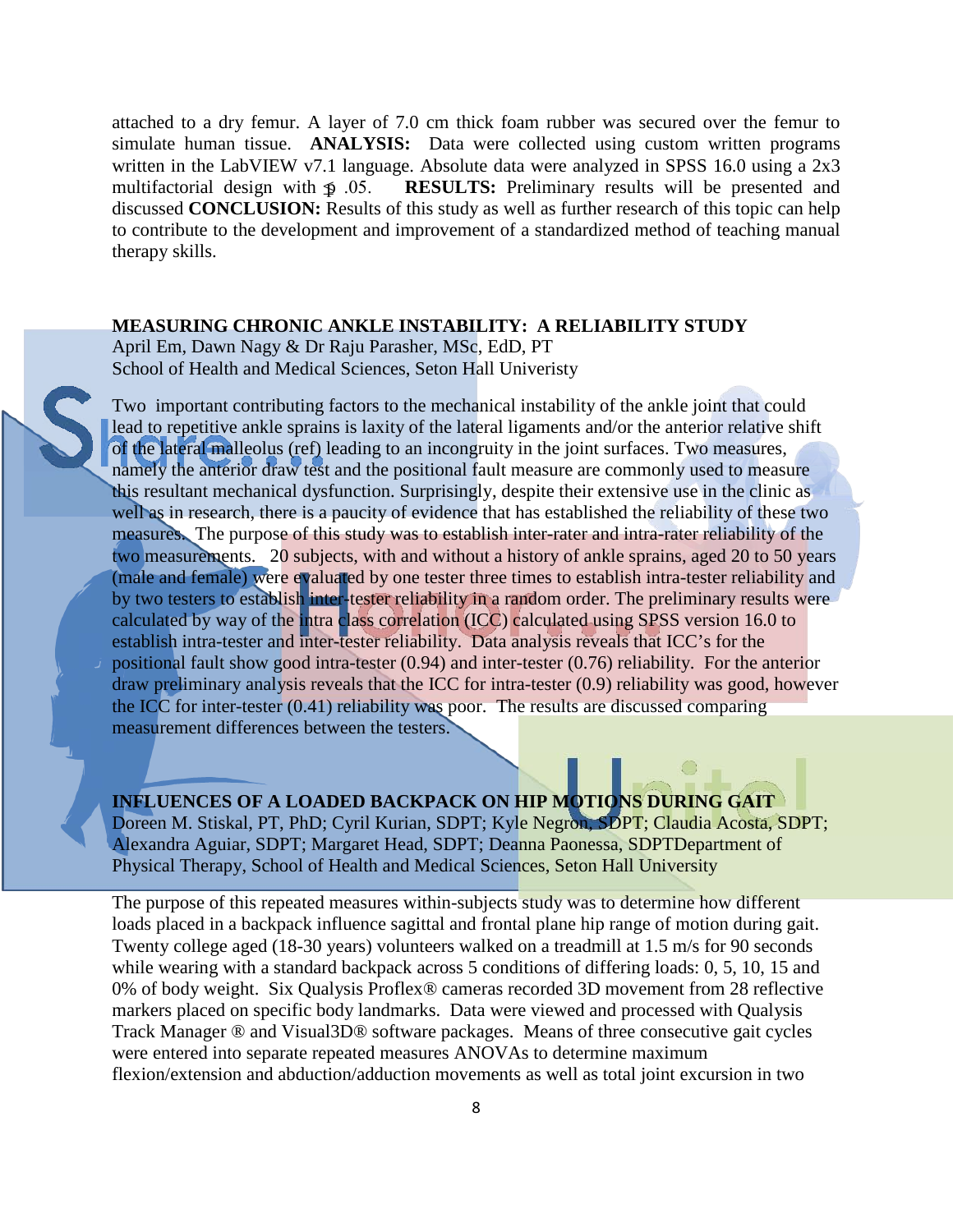attached to a dry femur. A layer of 7.0 cm thick foam rubber was secured over the femur to simulate human tissue. **ANALYSIS:** Data were collected using custom written programs written in the LabVIEW v7.1 language. Absolute data were analyzed in SPSS 16.0 using a 2x3 multifactorial design with $p \leq .05$. **RESULTS:** Preliminary results will be presented and discussed **CONCLUSION:** Results of this study as well as further research of this topic can help to contribute to the development and improvement of a standardized method of teaching manual therapy skills.

## MEASURING CHRONIC ANKLE INSTABILITY: A RELIABILITY STUDY

April Em, Dawn Nagy & Dr Raju Parasher, MSc, EdD, PT
School of Health and Medical Sciences, Seton Hall Univeristy

Two important contributing factors to the mechanical instability of the ankle joint that could lead to repetitive ankle sprains is laxity of the lateral ligaments and/or the anterior relative shift of the lateral malleolus (ref) leading to an incongruity in the joint surfaces. Two measures, namely the anterior draw test and the positional fault measure are commonly used to measure this resultant mechanical dysfunction. Surprisingly, despite their extensive use in the clinic as well as in research, there is a paucity of evidence that has established the reliability of these two measures. The purpose of this study was to establish inter-rater and intra-rater reliability of the two measurements. 20 subjects, with and without a history of ankle sprains, aged 20 to 50 years (male and female) were evaluated by one tester three times to establish intra-tester reliability and by two testers to establish inter-tester reliability in a random order. The preliminary results were calculated by way of the intra class correlation (ICC) calculated using SPSS version 16.0 to establish intra-tester and inter-tester reliability. Data analysis reveals that ICC's for the positional fault show good intra-tester (0.94) and inter-tester (0.76) reliability. For the anterior draw preliminary analysis reveals that the ICC for intra-tester (0.9) reliability was good, however the ICC for inter-tester (0.41) reliability was poor. The results are discussed comparing measurement differences between the testers.

## INFLUENCES OF A LOADED BACKPACK ON HIP MOTIONS DURING GAIT

Doreen M. Stiskal, PT, PhD; Cyril Kurian, SDPT; Kyle Negron, SDPT; Claudia Acosta, SDPT; Alexandra Aguiar, SDPT; Margaret Head, SDPT; Deanna Paonessa, SDPTDepartment of Physical Therapy, School of Health and Medical Sciences, Seton Hall University

The purpose of this repeated measures within-subjects study was to determine how different loads placed in a backpack influence sagittal and frontal plane hip range of motion during gait. Twenty college aged (18-30 years) volunteers walked on a treadmill at 1.5 m/s for 90 seconds while wearing with a standard backpack across 5 conditions of differing loads: 0, 5, 10, 15 and 0% of body weight. Six Qualysis Proflex® cameras recorded 3D movement from 28 reflective markers placed on specific body landmarks. Data were viewed and processed with Qualysis Track Manager ® and Visual3D® software packages. Means of three consecutive gait cycles were entered into separate repeated measures ANOVAs to determine maximum flexion/extension and abduction/adduction movements as well as total joint excursion in two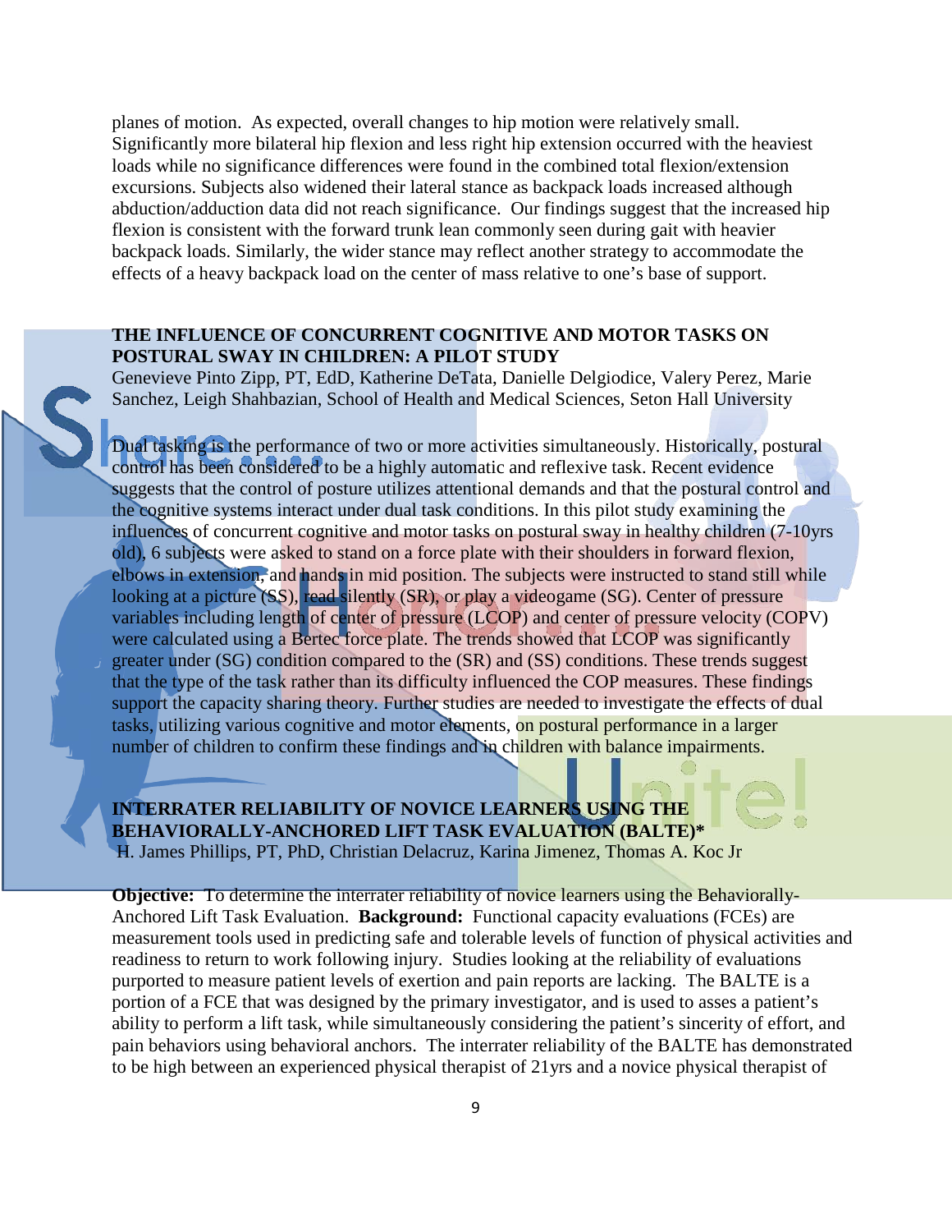planes of motion. As expected, overall changes to hip motion were relatively small. Significantly more bilateral hip flexion and less right hip extension occurred with the heaviest loads while no significance differences were found in the combined total flexion/extension excursions. Subjects also widened their lateral stance as backpack loads increased although abduction/adduction data did not reach significance. Our findings suggest that the increased hip flexion is consistent with the forward trunk lean commonly seen during gait with heavier backpack loads. Similarly, the wider stance may reflect another strategy to accommodate the effects of a heavy backpack load on the center of mass relative to one's base of support.

**THE INFLUENCE OF CONCURRENT COGNITIVE AND MOTOR TASKS ON POSTURAL SWAY IN CHILDREN: A PILOT STUDY**

Genevieve Pinto Zipp, PT, EdD, Katherine DeTata, Danielle Delgiodice, Valery Perez, Marie Sanchez, Leigh Shahbazian, School of Health and Medical Sciences, Seton Hall University

Dual tasking is the performance of two or more activities simultaneously. Historically, postural control has been considered to be a highly automatic and reflexive task. Recent evidence suggests that the control of posture utilizes attentional demands and that the postural control and the cognitive systems interact under dual task conditions. In this pilot study examining the influences of concurrent cognitive and motor tasks on postural sway in healthy children (7-10yrs old), 6 subjects were asked to stand on a force plate with their shoulders in forward flexion, elbows in extension, and hands in mid position. The subjects were instructed to stand still while looking at a picture (SS), read silently (SR), or play a videogame (SG). Center of pressure variables including length of center of pressure (LCOP) and center of pressure velocity (COPV) were calculated using a Bertec force plate. The trends showed that LCOP was significantly greater under (SG) condition compared to the (SR) and (SS) conditions. These trends suggest that the type of the task rather than its difficulty influenced the COP measures. These findings support the capacity sharing theory. Further studies are needed to investigate the effects of dual tasks, utilizing various cognitive and motor elements, on postural performance in a larger number of children to confirm these findings and in children with balance impairments.

**INTERRATER RELIABILITY OF NOVICE LEARNERS USING THE BEHAVIORALLY-ANCHORED LIFT TASK EVALUATION (BALTE)***

H. James Phillips, PT, PhD, Christian Delacruz, Karina Jimenez, Thomas A. Koc Jr

**Objective:** To determine the interrater reliability of novice learners using the Behaviorally-Anchored Lift Task Evaluation. **Background:** Functional capacity evaluations (FCEs) are measurement tools used in predicting safe and tolerable levels of function of physical activities and readiness to return to work following injury. Studies looking at the reliability of evaluations purported to measure patient levels of exertion and pain reports are lacking. The BALTE is a portion of a FCE that was designed by the primary investigator, and is used to asses a patient's ability to perform a lift task, while simultaneously considering the patient's sincerity of effort, and pain behaviors using behavioral anchors. The interrater reliability of the BALTE has demonstrated to be high between an experienced physical therapist of 21yrs and a novice physical therapist of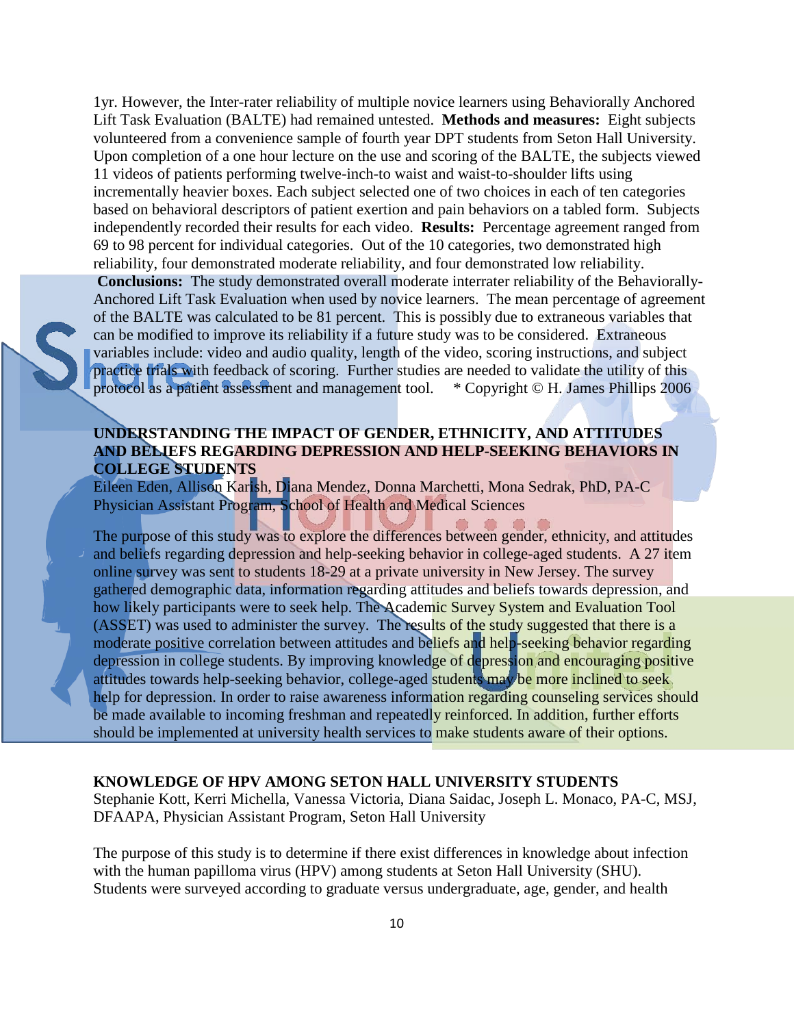1yr. However, the Inter-rater reliability of multiple novice learners using Behaviorally Anchored Lift Task Evaluation (BALTE) had remained untested. **Methods and measures:** Eight subjects volunteered from a convenience sample of fourth year DPT students from Seton Hall University. Upon completion of a one hour lecture on the use and scoring of the BALTE, the subjects viewed 11 videos of patients performing twelve-inch-to waist and waist-to-shoulder lifts using incrementally heavier boxes. Each subject selected one of two choices in each of ten categories based on behavioral descriptors of patient exertion and pain behaviors on a tabled form. Subjects independently recorded their results for each video. **Results:** Percentage agreement ranged from 69 to 98 percent for individual categories. Out of the 10 categories, two demonstrated high reliability, four demonstrated moderate reliability, and four demonstrated low reliability. **Conclusions:** The study demonstrated overall moderate interrater reliability of the Behaviorally-Anchored Lift Task Evaluation when used by novice learners. The mean percentage of agreement of the BALTE was calculated to be 81 percent. This is possibly due to extraneous variables that can be modified to improve its reliability if a future study was to be considered. Extraneous variables include: video and audio quality, length of the video, scoring instructions, and subject practice trials with feedback of scoring. Further studies are needed to validate the utility of this protocol as a patient assessment and management tool. * Copyright © H. James Phillips 2006

**UNDERSTANDING THE IMPACT OF GENDER, ETHNICITY, AND ATTITUDES AND BELIEFS REGARDING DEPRESSION AND HELP-SEEKING BEHAVIORS IN COLLEGE STUDENTS**

Eileen Eden, Allison Karish, Diana Mendez, Donna Marchetti, Mona Sedrak, PhD, PA-C
Physician Assistant Program, School of Health and Medical Sciences

The purpose of this study was to explore the differences between gender, ethnicity, and attitudes and beliefs regarding depression and help-seeking behavior in college-aged students. A 27 item online survey was sent to students 18-29 at a private university in New Jersey. The survey gathered demographic data, information regarding attitudes and beliefs towards depression, and how likely participants were to seek help. The Academic Survey System and Evaluation Tool (ASSET) was used to administer the survey. The results of the study suggested that there is a moderate positive correlation between attitudes and beliefs and help-seeking behavior regarding depression in college students. By improving knowledge of depression and encouraging positive attitudes towards help-seeking behavior, college-aged students may be more inclined to seek help for depression. In order to raise awareness information regarding counseling services should be made available to incoming freshman and repeatedly reinforced. In addition, further efforts should be implemented at university health services to make students aware of their options.

**KNOWLEDGE OF HPV AMONG SETON HALL UNIVERSITY STUDENTS**

Stephanie Kott, Kerri Michella, Vanessa Victoria, Diana Saidac, Joseph L. Monaco, PA-C, MSJ, DFAAPA, Physician Assistant Program, Seton Hall University

The purpose of this study is to determine if there exist differences in knowledge about infection with the human papilloma virus (HPV) among students at Seton Hall University (SHU). Students were surveyed according to graduate versus undergraduate, age, gender, and health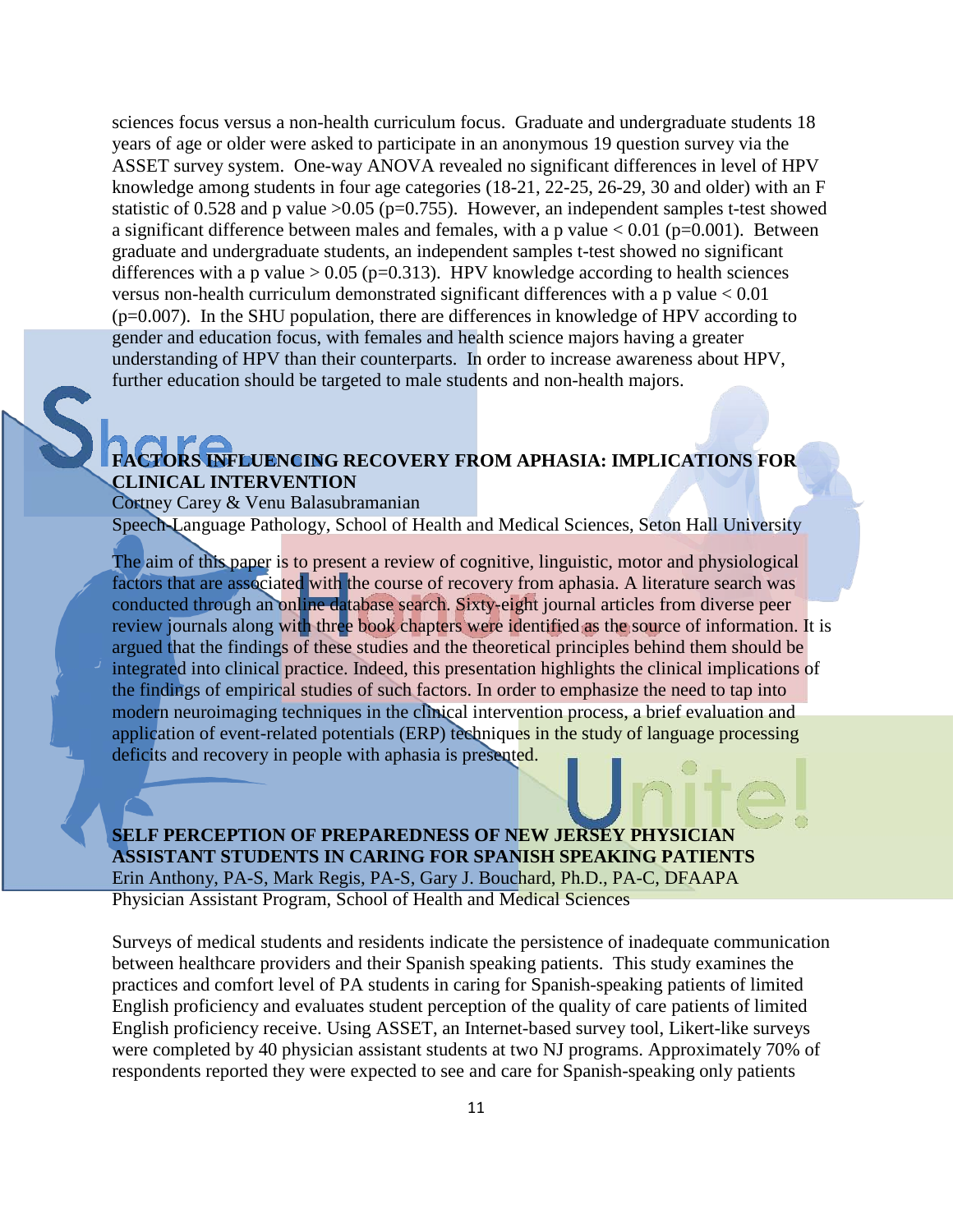sciences focus versus a non-health curriculum focus. Graduate and undergraduate students 18 years of age or older were asked to participate in an anonymous 19 question survey via the ASSET survey system. One-way ANOVA revealed no significant differences in level of HPV knowledge among students in four age categories (18-21, 22-25, 26-29, 30 and older) with an F statistic of 0.528 and p value $>0.05$ ($p=0.755$). However, an independent samples t-test showed a significant difference between males and females, with a p value $< 0.01$ ($p=0.001$). Between graduate and undergraduate students, an independent samples t-test showed no significant differences with a p value $> 0.05$ ($p=0.313$). HPV knowledge according to health sciences versus non-health curriculum demonstrated significant differences with a p value $< 0.01$ ($p=0.007$). In the SHU population, there are differences in knowledge of HPV according to gender and education focus, with females and health science majors having a greater understanding of HPV than their counterparts. In order to increase awareness about HPV, further education should be targeted to male students and non-health majors.

## FACTORS INFLUENCING RECOVERY FROM APHASIA: IMPLICATIONS FOR CLINICAL INTERVENTION

Cortney Carey & Venu Balasubramanian
Speech-Language Pathology, School of Health and Medical Sciences, Seton Hall University

The aim of this paper is to present a review of cognitive, linguistic, motor and physiological factors that are associated with the course of recovery from aphasia. A literature search was conducted through an online database search. Sixty-eight journal articles from diverse peer review journals along with three book chapters were identified as the source of information. It is argued that the findings of these studies and the theoretical principles behind them should be integrated into clinical practice. Indeed, this presentation highlights the clinical implications of the findings of empirical studies of such factors. In order to emphasize the need to tap into modern neuroimaging techniques in the clinical intervention process, a brief evaluation and application of event-related potentials (ERP) techniques in the study of language processing deficits and recovery in people with aphasia is presented.

## SELF PERCEPTION OF PREPAREDNESS OF NEW JERSEY PHYSICIAN ASSISTANT STUDENTS IN CARING FOR SPANISH SPEAKING PATIENTS

Erin Anthony, PA-S, Mark Regis, PA-S, Gary J. Bouchard, Ph.D., PA-C, DFAAPA
Physician Assistant Program, School of Health and Medical Sciences

Surveys of medical students and residents indicate the persistence of inadequate communication between healthcare providers and their Spanish speaking patients. This study examines the practices and comfort level of PA students in caring for Spanish-speaking patients of limited English proficiency and evaluates student perception of the quality of care patients of limited English proficiency receive. Using ASSET, an Internet-based survey tool, Likert-like surveys were completed by 40 physician assistant students at two NJ programs. Approximately 70% of respondents reported they were expected to see and care for Spanish-speaking only patients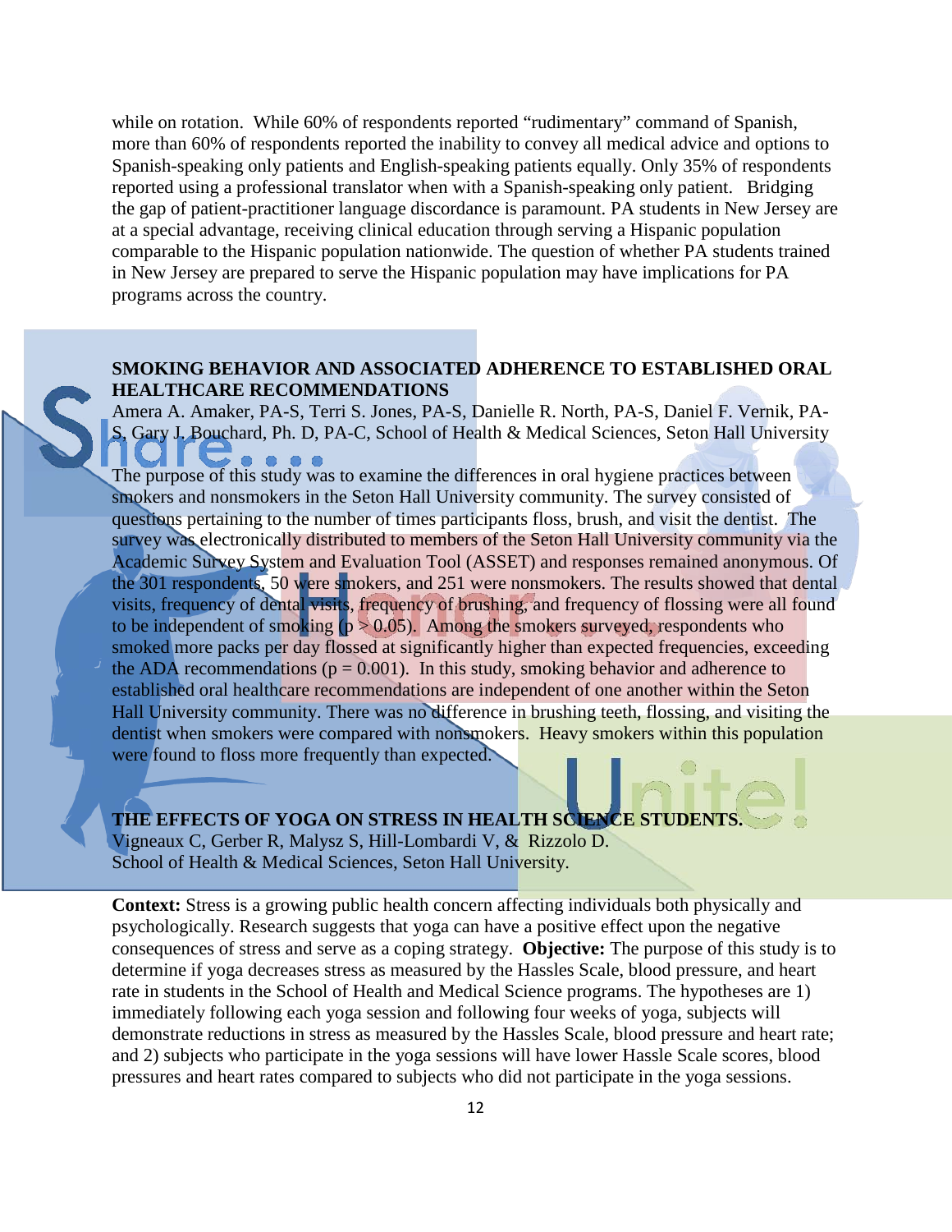while on rotation. While 60% of respondents reported "rudimentary" command of Spanish, more than 60% of respondents reported the inability to convey all medical advice and options to Spanish-speaking only patients and English-speaking patients equally. Only 35% of respondents reported using a professional translator when with a Spanish-speaking only patient. Bridging the gap of patient-practitioner language discordance is paramount. PA students in New Jersey are at a special advantage, receiving clinical education through serving a Hispanic population comparable to the Hispanic population nationwide. The question of whether PA students trained in New Jersey are prepared to serve the Hispanic population may have implications for PA programs across the country.

### SMOKING BEHAVIOR AND ASSOCIATED ADHERENCE TO ESTABLISHED ORAL HEALTHCARE RECOMMENDATIONS

Amera A. Amaker, PA-S, Terri S. Jones, PA-S, Danielle R. North, PA-S, Daniel F. Vernik, PA-S, Gary J. Bouchard, Ph. D, PA-C, School of Health & Medical Sciences, Seton Hall University

The purpose of this study was to examine the differences in oral hygiene practices between smokers and nonsmokers in the Seton Hall University community. The survey consisted of questions pertaining to the number of times participants floss, brush, and visit the dentist. The survey was electronically distributed to members of the Seton Hall University community via the Academic Survey System and Evaluation Tool (ASSET) and responses remained anonymous. Of the 301 respondents, 50 were smokers, and 251 were nonsmokers. The results showed that dental visits, frequency of dental visits, frequency of brushing, and frequency of flossing were all found to be independent of smoking ($p > 0.05$). Among the smokers surveyed, respondents who smoked more packs per day flossed at significantly higher than expected frequencies, exceeding the ADA recommendations ($p = 0.001$). In this study, smoking behavior and adherence to established oral healthcare recommendations are independent of one another within the Seton Hall University community. There was no difference in brushing teeth, flossing, and visiting the dentist when smokers were compared with nonsmokers. Heavy smokers within this population were found to floss more frequently than expected.

### THE EFFECTS OF YOGA ON STRESS IN HEALTH SCIENCE STUDENTS.

Vigneaux C, Gerber R, Malysz S, Hill-Lombardi V, & Rizzolo D.
School of Health & Medical Sciences, Seton Hall University.

**Context:** Stress is a growing public health concern affecting individuals both physically and psychologically. Research suggests that yoga can have a positive effect upon the negative consequences of stress and serve as a coping strategy. **Objective:** The purpose of this study is to determine if yoga decreases stress as measured by the Hassles Scale, blood pressure, and heart rate in students in the School of Health and Medical Science programs. The hypotheses are 1) immediately following each yoga session and following four weeks of yoga, subjects will demonstrate reductions in stress as measured by the Hassles Scale, blood pressure and heart rate; and 2) subjects who participate in the yoga sessions will have lower Hassle Scale scores, blood pressures and heart rates compared to subjects who did not participate in the yoga sessions.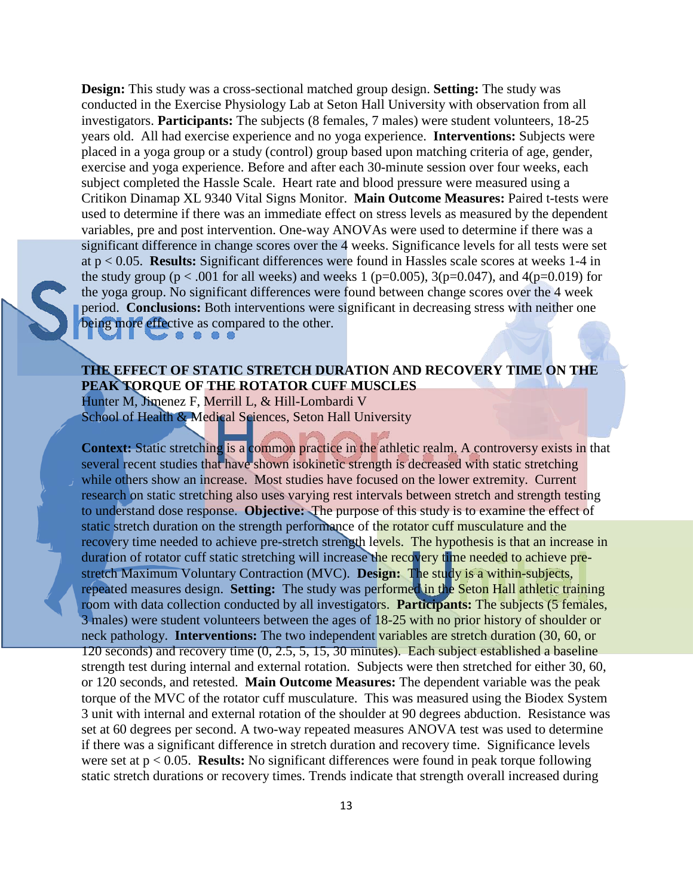**Design:** This study was a cross-sectional matched group design. **Setting:** The study was conducted in the Exercise Physiology Lab at Seton Hall University with observation from all investigators. **Participants:** The subjects (8 females, 7 males) were student volunteers, 18-25 years old. All had exercise experience and no yoga experience. **Interventions:** Subjects were placed in a yoga group or a study (control) group based upon matching criteria of age, gender, exercise and yoga experience. Before and after each 30-minute session over four weeks, each subject completed the Hassle Scale. Heart rate and blood pressure were measured using a Critikon Dinamap XL 9340 Vital Signs Monitor. **Main Outcome Measures:** Paired t-tests were used to determine if there was an immediate effect on stress levels as measured by the dependent variables, pre and post intervention. One-way ANOVAs were used to determine if there was a significant difference in change scores over the 4 weeks. Significance levels for all tests were set at $p < 0.05$. **Results:** Significant differences were found in Hassles scale scores at weeks 1-4 in the study group ($p < .001$ for all weeks) and weeks 1 ($p=0.005$), 3($p=0.047$), and 4($p=0.019$) for the yoga group. No significant differences were found between change scores over the 4 week period. **Conclusions:** Both interventions were significant in decreasing stress with neither one being more effective as compared to the other.

**THE EFFECT OF STATIC STRETCH DURATION AND RECOVERY TIME ON THE PEAK TORQUE OF THE ROTATOR CUFF MUSCLES**

Hunter M, Jimenez F, Merrill L, & Hill-Lombardi V
School of Health & Medical Sciences, Seton Hall University

**Context:** Static stretching is a common practice in the athletic realm. A controversy exists in that several recent studies that have shown isokinetic strength is decreased with static stretching while others show an increase. Most studies have focused on the lower extremity. Current research on static stretching also uses varying rest intervals between stretch and strength testing to understand dose response. **Objective:** The purpose of this study is to examine the effect of static stretch duration on the strength performance of the rotator cuff musculature and the recovery time needed to achieve pre-stretch strength levels. The hypothesis is that an increase in duration of rotator cuff static stretching will increase the recovery time needed to achieve pre-stretch Maximum Voluntary Contraction (MVC). **Design:** The study is a within-subjects, repeated measures design. **Setting:** The study was performed in the Seton Hall athletic training room with data collection conducted by all investigators. **Participants:** The subjects (5 females, 3 males) were student volunteers between the ages of 18-25 with no prior history of shoulder or neck pathology. **Interventions:** The two independent variables are stretch duration (30, 60, or 120 seconds) and recovery time (0, 2.5, 5, 15, 30 minutes). Each subject established a baseline strength test during internal and external rotation. Subjects were then stretched for either 30, 60, or 120 seconds, and retested. **Main Outcome Measures:** The dependent variable was the peak torque of the MVC of the rotator cuff musculature. This was measured using the Biodex System 3 unit with internal and external rotation of the shoulder at 90 degrees abduction. Resistance was set at 60 degrees per second. A two-way repeated measures ANOVA test was used to determine if there was a significant difference in stretch duration and recovery time. Significance levels were set at $p < 0.05$. **Results:** No significant differences were found in peak torque following static stretch durations or recovery times. Trends indicate that strength overall increased during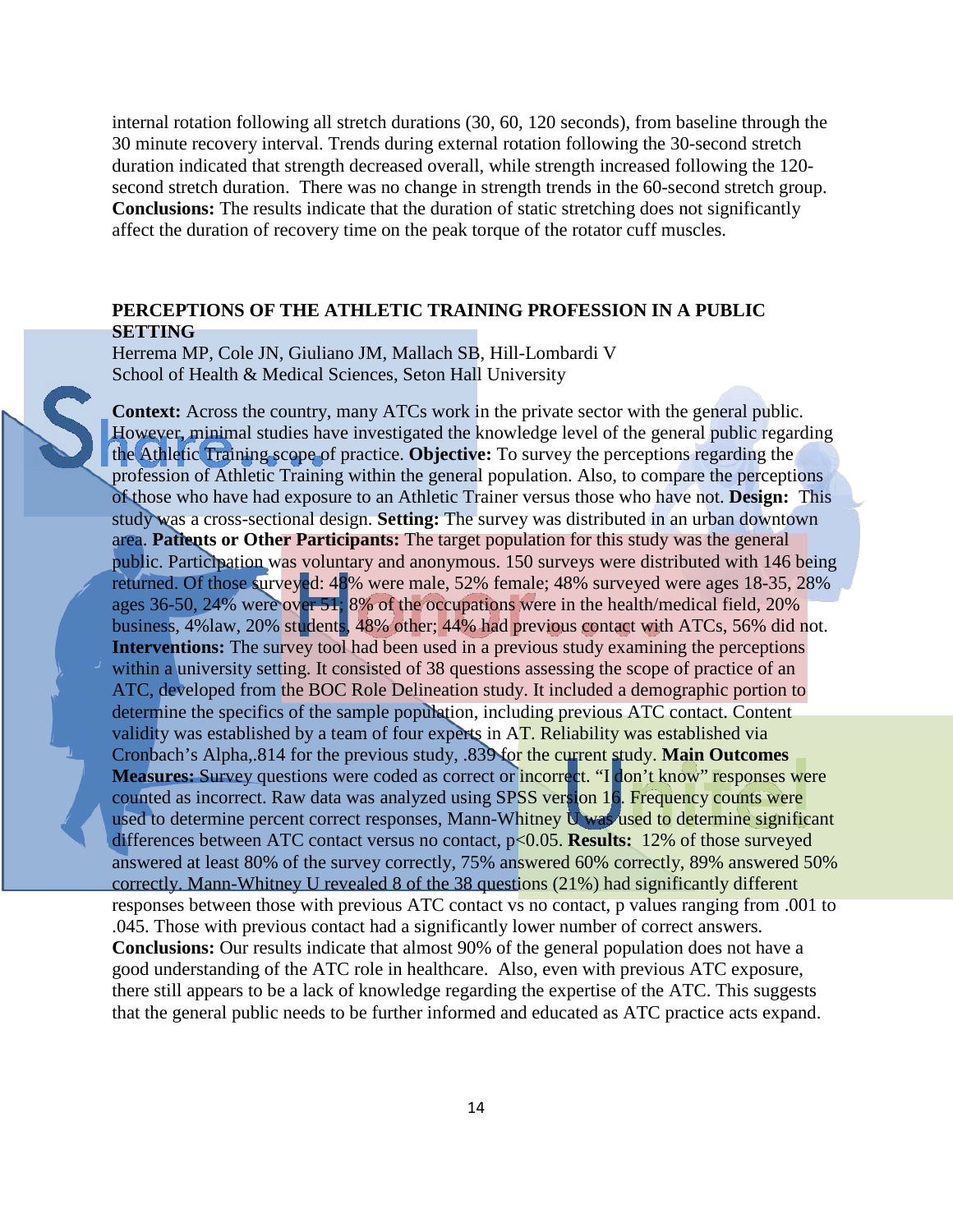internal rotation following all stretch durations (30, 60, 120 seconds), from baseline through the 30 minute recovery interval. Trends during external rotation following the 30-second stretch duration indicated that strength decreased overall, while strength increased following the 120-second stretch duration. There was no change in strength trends in the 60-second stretch group. **Conclusions:** The results indicate that the duration of static stretching does not significantly affect the duration of recovery time on the peak torque of the rotator cuff muscles.

## PERCEPTIONS OF THE ATHLETIC TRAINING PROFESSION IN A PUBLIC SETTING

Herrema MP, Cole JN, Giuliano JM, Mallach SB, Hill-Lombardi V
School of Health & Medical Sciences, Seton Hall University

**Context:** Across the country, many ATCs work in the private sector with the general public. However, minimal studies have investigated the knowledge level of the general public regarding the Athletic Training scope of practice. **Objective:** To survey the perceptions regarding the profession of Athletic Training within the general population. Also, to compare the perceptions of those who have had exposure to an Athletic Trainer versus those who have not. **Design:** This study was a cross-sectional design. **Setting:** The survey was distributed in an urban downtown area. **Patients or Other Participants:** The target population for this study was the general public. Participation was voluntary and anonymous. 150 surveys were distributed with 146 being returned. Of those surveyed: 48% were male, 52% female; 48% surveyed were ages 18-35, 28% ages 36-50, 24% were over 51; 8% of the occupations were in the health/medical field, 20% business, 4%law, 20% students, 48% other; 44% had previous contact with ATCs, 56% did not. **Interventions:** The survey tool had been used in a previous study examining the perceptions within a university setting. It consisted of 38 questions assessing the scope of practice of an ATC, developed from the BOC Role Delineation study. It included a demographic portion to determine the specifics of the sample population, including previous ATC contact. Content validity was established by a team of four experts in AT. Reliability was established via Cronbach's Alpha,.814 for the previous study, .839 for the current study. **Main Outcomes Measures:** Survey questions were coded as correct or incorrect. "I don't know" responses were counted as incorrect. Raw data was analyzed using SPSS version 16. Frequency counts were used to determine percent correct responses, Mann-Whitney U was used to determine significant differences between ATC contact versus no contact, $p<0.05$. **Results:** 12% of those surveyed answered at least 80% of the survey correctly, 75% answered 60% correctly, 89% answered 50% correctly. Mann-Whitney U revealed 8 of the 38 questions (21%) had significantly different responses between those with previous ATC contact vs no contact, p values ranging from .001 to .045. Those with previous contact had a significantly lower number of correct answers. **Conclusions:** Our results indicate that almost 90% of the general population does not have a good understanding of the ATC role in healthcare. Also, even with previous ATC exposure, there still appears to be a lack of knowledge regarding the expertise of the ATC. This suggests that the general public needs to be further informed and educated as ATC practice acts expand.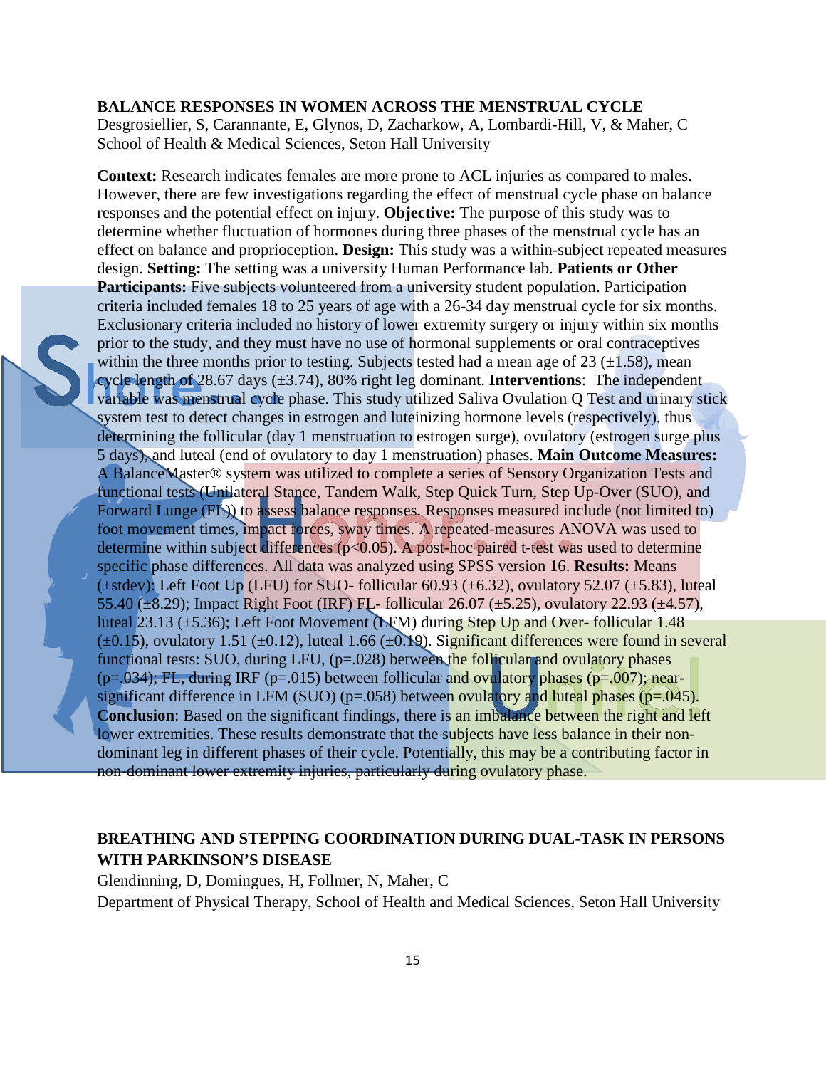## BALANCE RESPONSES IN WOMEN ACROSS THE MENSTRUAL CYCLE

Desgrosiellier, S, Carannante, E, Glynos, D, Zacharkow, A, Lombardi-Hill, V, & Maher, C
School of Health & Medical Sciences, Seton Hall University

**Context:** Research indicates females are more prone to ACL injuries as compared to males. However, there are few investigations regarding the effect of menstrual cycle phase on balance responses and the potential effect on injury. **Objective:** The purpose of this study was to determine whether fluctuation of hormones during three phases of the menstrual cycle has an effect on balance and proprioception. **Design:** This study was a within-subject repeated measures design. **Setting:** The setting was a university Human Performance lab. **Patients or Other Participants:** Five subjects volunteered from a university student population. Participation criteria included females 18 to 25 years of age with a 26-34 day menstrual cycle for six months. Exclusionary criteria included no history of lower extremity surgery or injury within six months prior to the study, and they must have no use of hormonal supplements or oral contraceptives within the three months prior to testing. Subjects tested had a mean age of 23 (±1.58), mean cycle length of 28.67 days (±3.74), 80% right leg dominant. **Interventions**: The independent variable was menstrual cycle phase. This study utilized Saliva Ovulation Q Test and urinary stick system test to detect changes in estrogen and luteinizing hormone levels (respectively), thus determining the follicular (day 1 menstruation to estrogen surge), ovulatory (estrogen surge plus 5 days), and luteal (end of ovulatory to day 1 menstruation) phases. **Main Outcome Measures:** A BalanceMaster® system was utilized to complete a series of Sensory Organization Tests and functional tests (Unilateral Stance, Tandem Walk, Step Quick Turn, Step Up-Over (SUO), and Forward Lunge (FL)) to assess balance responses. Responses measured include (not limited to) foot movement times, impact forces, sway times. A repeated-measures ANOVA was used to determine within subject differences ($p<0.05$). A post-hoc paired t-test was used to determine specific phase differences. All data was analyzed using SPSS version 16. **Results:** Means (±stdev): Left Foot Up (LFU) for SUO- follicular 60.93 (±6.32), ovulatory 52.07 (±5.83), luteal 55.40 (±8.29); Impact Right Foot (IRF) FL- follicular 26.07 (±5.25), ovulatory 22.93 (±4.57), luteal 23.13 (±5.36); Left Foot Movement (LFM) during Step Up and Over- follicular 1.48 (±0.15), ovulatory 1.51 (±0.12), luteal 1.66 (±0.19). Significant differences were found in several functional tests: SUO, during LFU, ($p=.028$) between the follicular and ovulatory phases ($p=.034$); FL, during IRF ($p=.015$) between follicular and ovulatory phases ($p=.007$); near-significant difference in LFM (SUO) ($p=.058$) between ovulatory and luteal phases ($p=.045$). **Conclusion**: Based on the significant findings, there is an imbalance between the right and left lower extremities. These results demonstrate that the subjects have less balance in their non-dominant leg in different phases of their cycle. Potentially, this may be a contributing factor in non-dominant lower extremity injuries, particularly during ovulatory phase.

## BREATHING AND STEPPING COORDINATION DURING DUAL-TASK IN PERSONS WITH PARKINSON'S DISEASE

Glendinning, D, Domingues, H, Follmer, N, Maher, C
Department of Physical Therapy, School of Health and Medical Sciences, Seton Hall University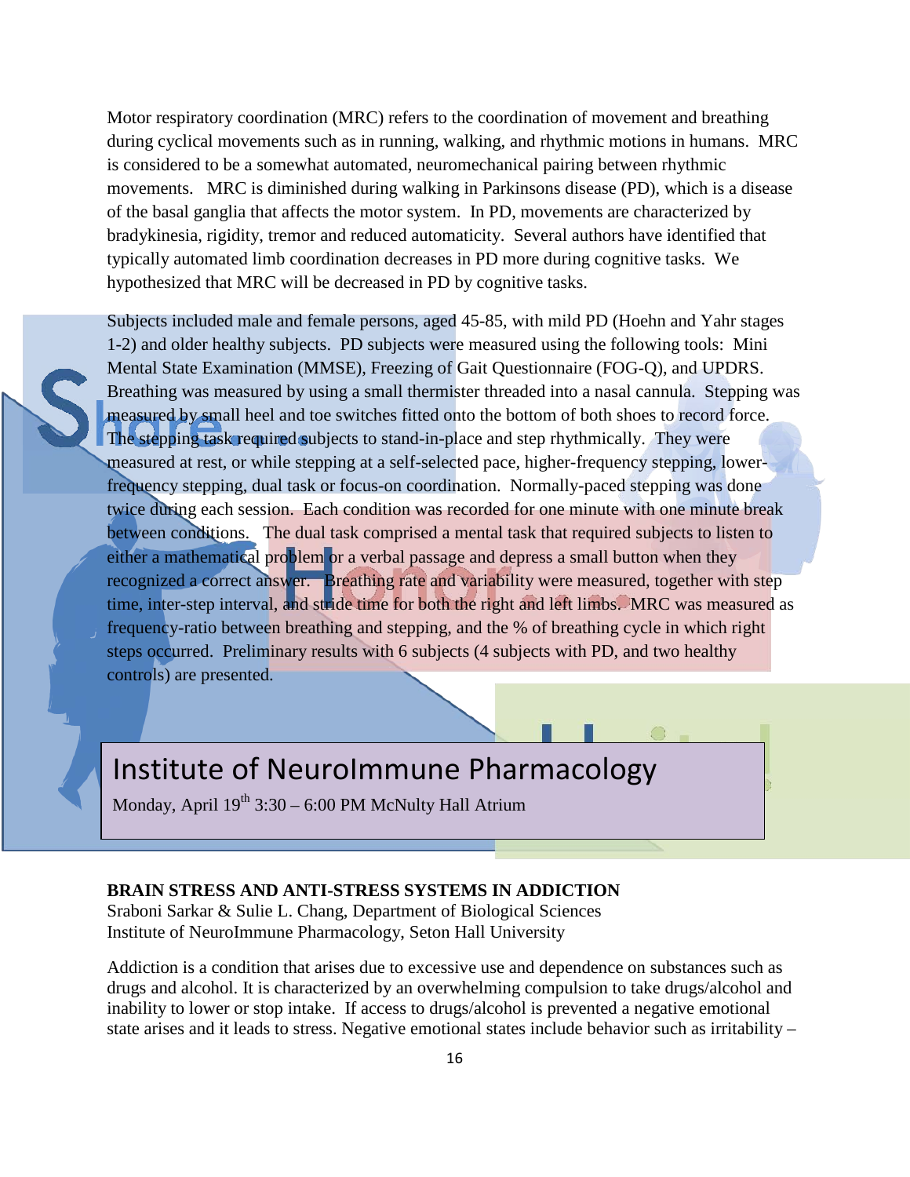Motor respiratory coordination (MRC) refers to the coordination of movement and breathing during cyclical movements such as in running, walking, and rhythmic motions in humans. MRC is considered to be a somewhat automated, neuromechanical pairing between rhythmic movements. MRC is diminished during walking in Parkinsons disease (PD), which is a disease of the basal ganglia that affects the motor system. In PD, movements are characterized by bradykinesia, rigidity, tremor and reduced automaticity. Several authors have identified that typically automated limb coordination decreases in PD more during cognitive tasks. We hypothesized that MRC will be decreased in PD by cognitive tasks.

Subjects included male and female persons, aged 45-85, with mild PD (Hoehn and Yahr stages 1-2) and older healthy subjects. PD subjects were measured using the following tools: Mini Mental State Examination (MMSE), Freezing of Gait Questionnaire (FOG-Q), and UPDRS. Breathing was measured by using a small thermister threaded into a nasal cannula. Stepping was measured by small heel and toe switches fitted onto the bottom of both shoes to record force. The stepping task required subjects to stand-in-place and step rhythmically. They were measured at rest, or while stepping at a self-selected pace, higher-frequency stepping, lower-frequency stepping, dual task or focus-on coordination. Normally-paced stepping was done twice during each session. Each condition was recorded for one minute with one minute break between conditions. The dual task comprised a mental task that required subjects to listen to either a mathematical problem or a verbal passage and depress a small button when they recognized a correct answer. Breathing rate and variability were measured, together with step time, inter-step interval, and stride time for both the right and left limbs. MRC was measured as frequency-ratio between breathing and stepping, and the % of breathing cycle in which right steps occurred. Preliminary results with 6 subjects (4 subjects with PD, and two healthy controls) are presented.

## Institute of NeuroImmune Pharmacology

Monday, April 19th 3:30 – 6:00 PM McNulty Hall Atrium

**BRAIN STRESS AND ANTI-STRESS SYSTEMS IN ADDICTION**
Sraboni Sarkar & Sulie L. Chang, Department of Biological Sciences
Institute of NeuroImmune Pharmacology, Seton Hall University

Addiction is a condition that arises due to excessive use and dependence on substances such as drugs and alcohol. It is characterized by an overwhelming compulsion to take drugs/alcohol and inability to lower or stop intake. If access to drugs/alcohol is prevented a negative emotional state arises and it leads to stress. Negative emotional states include behavior such as irritability –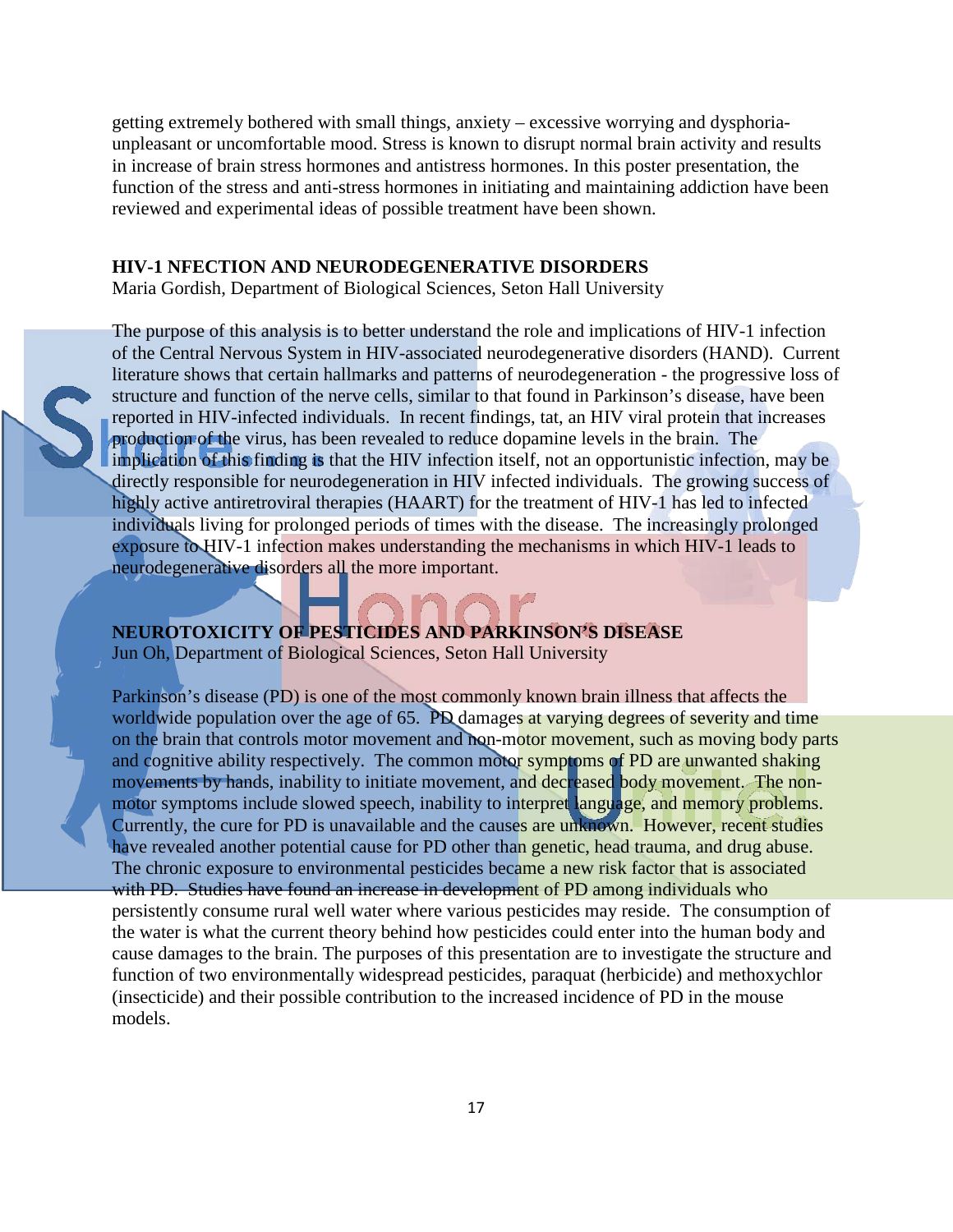getting extremely bothered with small things, anxiety – excessive worrying and dysphoria- unpleasant or uncomfortable mood. Stress is known to disrupt normal brain activity and results in increase of brain stress hormones and antistress hormones. In this poster presentation, the function of the stress and anti-stress hormones in initiating and maintaining addiction have been reviewed and experimental ideas of possible treatment have been shown.

**HIV-1 NFECTION AND NEURODEGENERATIVE DISORDERS**
Maria Gordish, Department of Biological Sciences, Seton Hall University

The purpose of this analysis is to better understand the role and implications of HIV-1 infection of the Central Nervous System in HIV-associated neurodegenerative disorders (HAND). Current literature shows that certain hallmarks and patterns of neurodegeneration - the progressive loss of structure and function of the nerve cells, similar to that found in Parkinson's disease, have been reported in HIV-infected individuals. In recent findings, tat, an HIV viral protein that increases production of the virus, has been revealed to reduce dopamine levels in the brain. The implication of this finding is that the HIV infection itself, not an opportunistic infection, may be directly responsible for neurodegeneration in HIV infected individuals. The growing success of highly active antiretroviral therapies (HAART) for the treatment of HIV-1 has led to infected individuals living for prolonged periods of times with the disease. The increasingly prolonged exposure to HIV-1 infection makes understanding the mechanisms in which HIV-1 leads to neurodegenerative disorders all the more important.

**NEUROTOXICITY OF PESTICIDES AND PARKINSON'S DISEASE**
Jun Oh, Department of Biological Sciences, Seton Hall University

Parkinson's disease (PD) is one of the most commonly known brain illness that affects the worldwide population over the age of 65. PD damages at varying degrees of severity and time on the brain that controls motor movement and non-motor movement, such as moving body parts and cognitive ability respectively. The common motor symptoms of PD are unwanted shaking movements by hands, inability to initiate movement, and decreased body movement. The non-motor symptoms include slowed speech, inability to interpret language, and memory problems. Currently, the cure for PD is unavailable and the causes are unknown. However, recent studies have revealed another potential cause for PD other than genetic, head trauma, and drug abuse. The chronic exposure to environmental pesticides became a new risk factor that is associated with PD. Studies have found an increase in development of PD among individuals who persistently consume rural well water where various pesticides may reside. The consumption of the water is what the current theory behind how pesticides could enter into the human body and cause damages to the brain. The purposes of this presentation are to investigate the structure and function of two environmentally widespread pesticides, paraquat (herbicide) and methoxychlor (insecticide) and their possible contribution to the increased incidence of PD in the mouse models.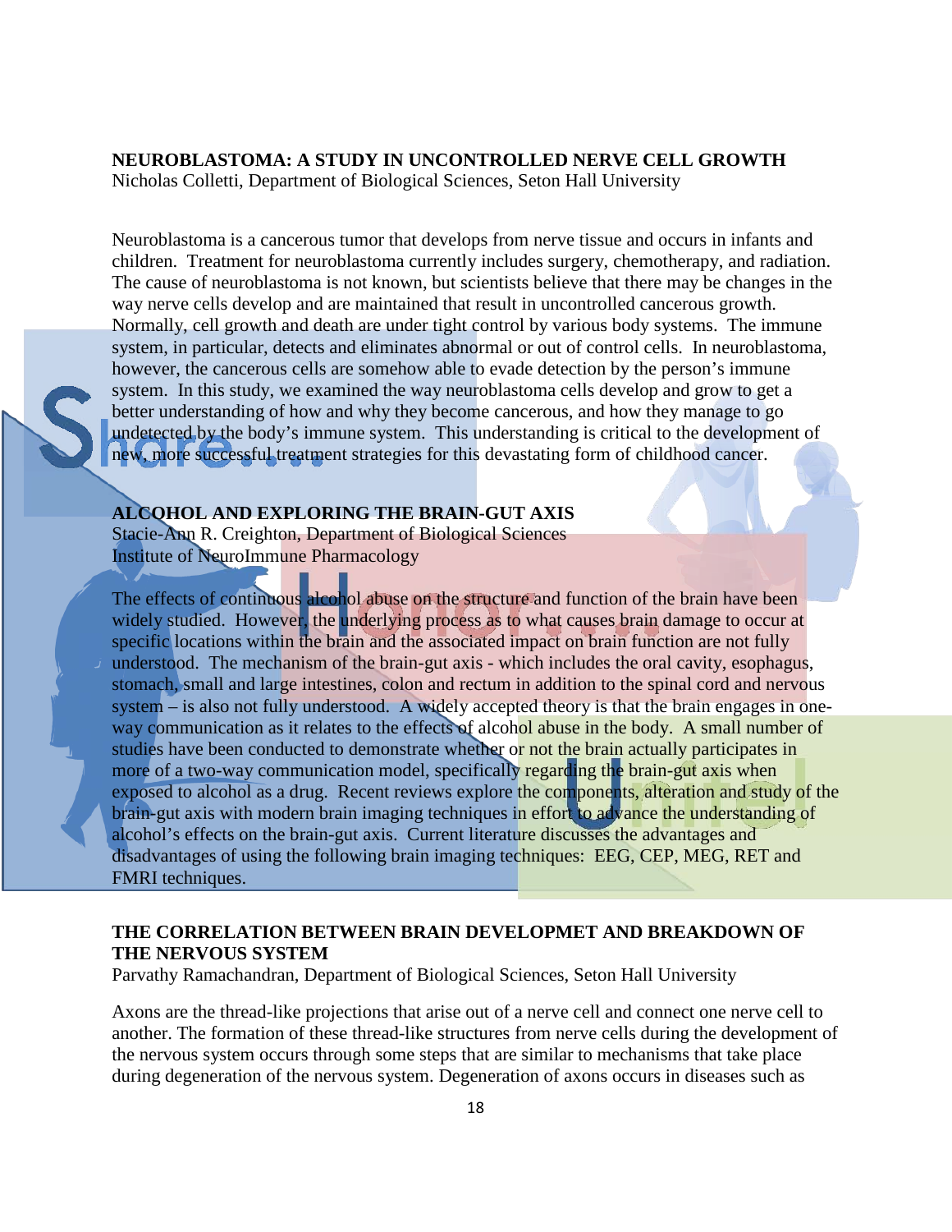**NEUROBLASTOMA: A STUDY IN UNCONTROLLED NERVE CELL GROWTH**
Nicholas Colletti, Department of Biological Sciences, Seton Hall University

Neuroblastoma is a cancerous tumor that develops from nerve tissue and occurs in infants and children. Treatment for neuroblastoma currently includes surgery, chemotherapy, and radiation. The cause of neuroblastoma is not known, but scientists believe that there may be changes in the way nerve cells develop and are maintained that result in uncontrolled cancerous growth. Normally, cell growth and death are under tight control by various body systems. The immune system, in particular, detects and eliminates abnormal or out of control cells. In neuroblastoma, however, the cancerous cells are somehow able to evade detection by the person's immune system. In this study, we examined the way neuroblastoma cells develop and grow to get a better understanding of how and why they become cancerous, and how they manage to go undetected by the body's immune system. This understanding is critical to the development of new, more successful treatment strategies for this devastating form of childhood cancer.

**ALCOHOL AND EXPLORING THE BRAIN-GUT AXIS**
Stacie-Ann R. Creighton, Department of Biological Sciences
Institute of NeuroImmune Pharmacology

The effects of continuous alcohol abuse on the structure and function of the brain have been widely studied. However, the underlying process as to what causes brain damage to occur at specific locations within the brain and the associated impact on brain function are not fully understood. The mechanism of the brain-gut axis - which includes the oral cavity, esophagus, stomach, small and large intestines, colon and rectum in addition to the spinal cord and nervous system – is also not fully understood. A widely accepted theory is that the brain engages in one-way communication as it relates to the effects of alcohol abuse in the body. A small number of studies have been conducted to demonstrate whether or not the brain actually participates in more of a two-way communication model, specifically regarding the brain-gut axis when exposed to alcohol as a drug. Recent reviews explore the components, alteration and study of the brain-gut axis with modern brain imaging techniques in effort to advance the understanding of alcohol's effects on the brain-gut axis. Current literature discusses the advantages and disadvantages of using the following brain imaging techniques: EEG, CEP, MEG, RET and FMRI techniques.

**THE CORRELATION BETWEEN BRAIN DEVELOPMET AND BREAKDOWN OF THE NERVOUS SYSTEM**
Parvathy Ramachandran, Department of Biological Sciences, Seton Hall University

Axons are the thread-like projections that arise out of a nerve cell and connect one nerve cell to another. The formation of these thread-like structures from nerve cells during the development of the nervous system occurs through some steps that are similar to mechanisms that take place during degeneration of the nervous system. Degeneration of axons occurs in diseases such as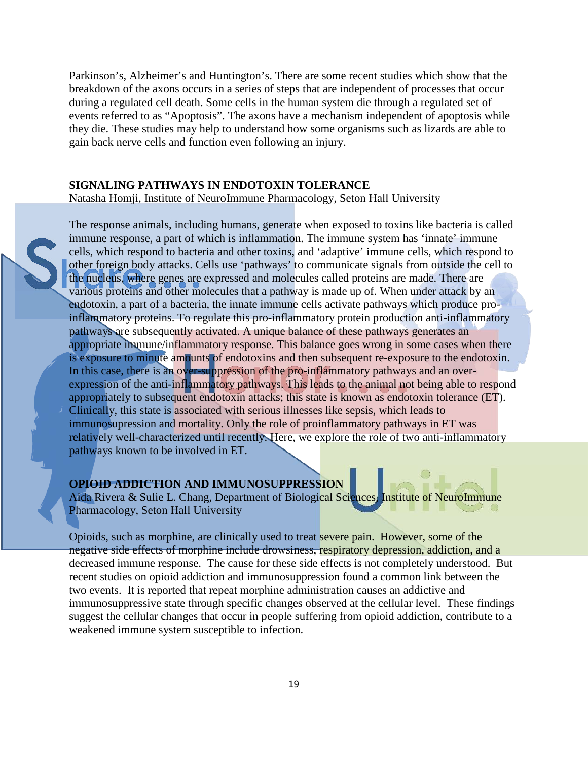Parkinson's, Alzheimer's and Huntington's. There are some recent studies which show that the breakdown of the axons occurs in a series of steps that are independent of processes that occur during a regulated cell death. Some cells in the human system die through a regulated set of events referred to as "Apoptosis". The axons have a mechanism independent of apoptosis while they die. These studies may help to understand how some organisms such as lizards are able to gain back nerve cells and function even following an injury.

## SIGNALING PATHWAYS IN ENDOTOXIN TOLERANCE

Natasha Homji, Institute of NeuroImmune Pharmacology, Seton Hall University

The response animals, including humans, generate when exposed to toxins like bacteria is called immune response, a part of which is inflammation. The immune system has 'innate' immune cells, which respond to bacteria and other toxins, and 'adaptive' immune cells, which respond to other foreign body attacks. Cells use 'pathways' to communicate signals from outside the cell to the nucleus, where genes are expressed and molecules called proteins are made. There are various proteins and other molecules that a pathway is made up of. When under attack by an endotoxin, a part of a bacteria, the innate immune cells activate pathways which produce pro-inflammatory proteins. To regulate this pro-inflammatory protein production anti-inflammatory pathways are subsequently activated. A unique balance of these pathways generates an appropriate immune/inflammatory response. This balance goes wrong in some cases when there is exposure to minute amounts of endotoxins and then subsequent re-exposure to the endotoxin. In this case, there is an over-suppression of the pro-inflammatory pathways and an over-expression of the anti-inflammatory pathways. This leads to the animal not being able to respond appropriately to subsequent endotoxin attacks; this state is known as endotoxin tolerance (ET). Clinically, this state is associated with serious illnesses like sepsis, which leads to immunosupression and mortality. Only the role of proinflammatory pathways in ET was relatively well-characterized until recently. Here, we explore the role of two anti-inflammatory pathways known to be involved in ET.

## OPIOID ADDICTION AND IMMUNOSUPPRESSION

Aida Rivera & Sulie L. Chang, Department of Biological Sciences, Institute of NeuroImmune Pharmacology, Seton Hall University

Opioids, such as morphine, are clinically used to treat severe pain. However, some of the negative side effects of morphine include drowsiness, respiratory depression, addiction, and a decreased immune response. The cause for these side effects is not completely understood. But recent studies on opioid addiction and immunosuppression found a common link between the two events. It is reported that repeat morphine administration causes an addictive and immunosuppressive state through specific changes observed at the cellular level. These findings suggest the cellular changes that occur in people suffering from opioid addiction, contribute to a weakened immune system susceptible to infection.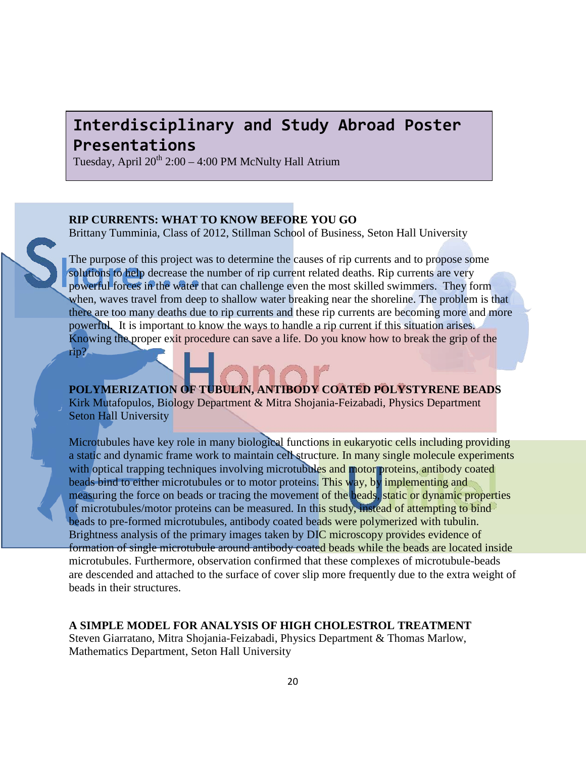## Interdisciplinary and Study Abroad Poster Presentations

Tuesday, April 20th 2:00 – 4:00 PM McNulty Hall Atrium

**RIP CURRENTS: WHAT TO KNOW BEFORE YOU GO**

Brittany Tumminia, Class of 2012, Stillman School of Business, Seton Hall University

The purpose of this project was to determine the causes of rip currents and to propose some solutions to help decrease the number of rip current related deaths. Rip currents are very powerful forces in the water that can challenge even the most skilled swimmers. They form when, waves travel from deep to shallow water breaking near the shoreline. The problem is that there are too many deaths due to rip currents and these rip currents are becoming more and more powerful. It is important to know the ways to handle a rip current if this situation arises. Knowing the proper exit procedure can save a life. Do you know how to break the grip of the rip?

**POLYMERIZATION OF TUBULIN, ANTIBODY COATED POLYSTYRENE BEADS**

Kirk Mutafopulos, Biology Department & Mitra Shojania-Feizabadi, Physics Department Seton Hall University

Microtubules have key role in many biological functions in eukaryotic cells including providing a static and dynamic frame work to maintain cell structure. In many single molecule experiments with optical trapping techniques involving microtubules and motor proteins, antibody coated beads bind to either microtubules or to motor proteins. This way, by implementing and measuring the force on beads or tracing the movement of the beads, static or dynamic properties of microtubules/motor proteins can be measured. In this study, instead of attempting to bind beads to pre-formed microtubules, antibody coated beads were polymerized with tubulin. Brightness analysis of the primary images taken by DIC microscopy provides evidence of formation of single microtubule around antibody coated beads while the beads are located inside microtubules. Furthermore, observation confirmed that these complexes of microtubule-beads are descended and attached to the surface of cover slip more frequently due to the extra weight of beads in their structures.

**A SIMPLE MODEL FOR ANALYSIS OF HIGH CHOLESTROL TREATMENT**

Steven Giarratano, Mitra Shojania-Feizabadi, Physics Department & Thomas Marlow, Mathematics Department, Seton Hall University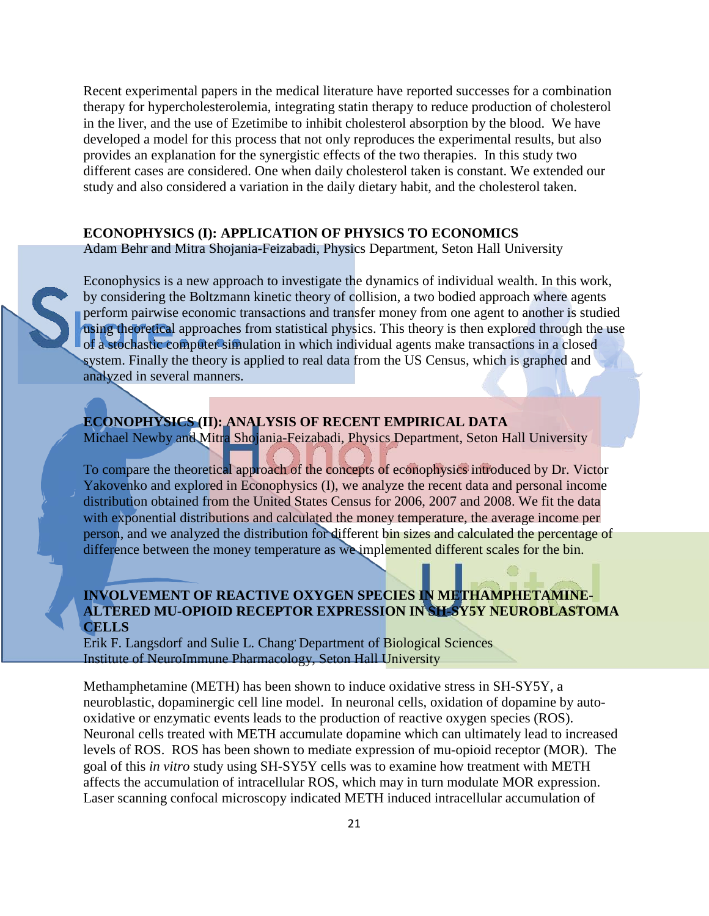Recent experimental papers in the medical literature have reported successes for a combination therapy for hypercholesterolemia, integrating statin therapy to reduce production of cholesterol in the liver, and the use of Ezetimibe to inhibit cholesterol absorption by the blood. We have developed a model for this process that not only reproduces the experimental results, but also provides an explanation for the synergistic effects of the two therapies. In this study two different cases are considered. One when daily cholesterol taken is constant. We extended our study and also considered a variation in the daily dietary habit, and the cholesterol taken.

**ECONOPHYSICS (I): APPLICATION OF PHYSICS TO ECONOMICS**
Adam Behr and Mitra Shojania-Feizabadi, Physics Department, Seton Hall University

Econophysics is a new approach to investigate the dynamics of individual wealth. In this work, by considering the Boltzmann kinetic theory of collision, a two bodied approach where agents perform pairwise economic transactions and transfer money from one agent to another is studied using theoretical approaches from statistical physics. This theory is then explored through the use of a stochastic computer simulation in which individual agents make transactions in a closed system. Finally the theory is applied to real data from the US Census, which is graphed and analyzed in several manners.

**ECONOPHYSICS (II): ANALYSIS OF RECENT EMPIRICAL DATA**
Michael Newby and Mitra Shojania-Feizabadi, Physics Department, Seton Hall University

To compare the theoretical approach of the concepts of econophysics introduced by Dr. Victor Yakovenko and explored in Econophysics (I), we analyze the recent data and personal income distribution obtained from the United States Census for 2006, 2007 and 2008. We fit the data with exponential distributions and calculated the money temperature, the average income per person, and we analyzed the distribution for different bin sizes and calculated the percentage of difference between the money temperature as we implemented different scales for the bin.

**INVOLVEMENT OF REACTIVE OXYGEN SPECIES IN METHAMPHETAMINE-ALTERED MU-OPIOID RECEPTOR EXPRESSION IN SH-SY5Y NEUROBLASTOMA CELLS**
Erik F. Langsdorf and Sulie L. Chang Department of Biological Sciences
Institute of NeuroImmune Pharmacology, Seton Hall University

Methamphetamine (METH) has been shown to induce oxidative stress in SH-SY5Y, a neuroblastic, dopaminergic cell line model. In neuronal cells, oxidation of dopamine by auto-oxidative or enzymatic events leads to the production of reactive oxygen species (ROS). Neuronal cells treated with METH accumulate dopamine which can ultimately lead to increased levels of ROS. ROS has been shown to mediate expression of mu-opioid receptor (MOR). The goal of this *in vitro* study using SH-SY5Y cells was to examine how treatment with METH affects the accumulation of intracellular ROS, which may in turn modulate MOR expression. Laser scanning confocal microscopy indicated METH induced intracellular accumulation of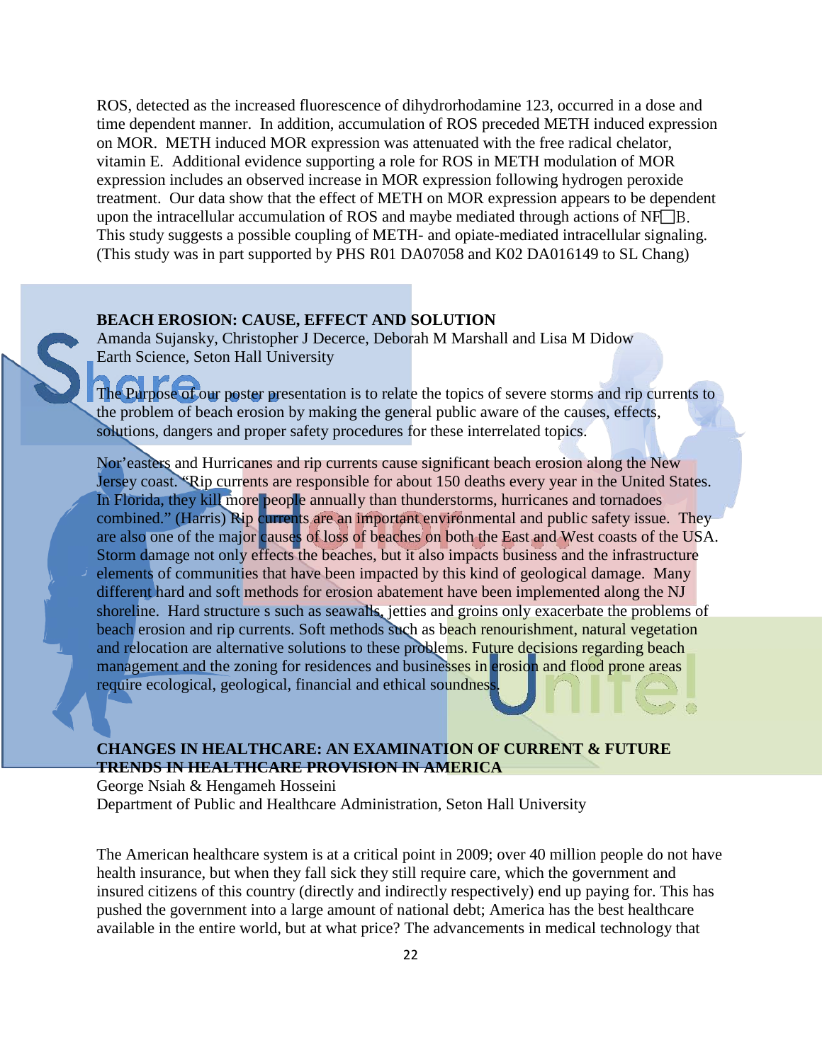ROS, detected as the increased fluorescence of dihydrorhodamine 123, occurred in a dose and time dependent manner. In addition, accumulation of ROS preceded METH induced expression on MOR. METH induced MOR expression was attenuated with the free radical chelator, vitamin E. Additional evidence supporting a role for ROS in METH modulation of MOR expression includes an observed increase in MOR expression following hydrogen peroxide treatment. Our data show that the effect of METH on MOR expression appears to be dependent upon the intracellular accumulation of ROS and maybe mediated through actions of NF□B. This study suggests a possible coupling of METH- and opiate-mediated intracellular signaling. (This study was in part supported by PHS R01 DA07058 and K02 DA016149 to SL Chang)

**BEACH EROSION: CAUSE, EFFECT AND SOLUTION**
Amanda Sujansky, Christopher J Decerce, Deborah M Marshall and Lisa M Didow
Earth Science, Seton Hall University

The Purpose of our poster presentation is to relate the topics of severe storms and rip currents to the problem of beach erosion by making the general public aware of the causes, effects, solutions, dangers and proper safety procedures for these interrelated topics.

Nor'easters and Hurricanes and rip currents cause significant beach erosion along the New Jersey coast. "Rip currents are responsible for about 150 deaths every year in the United States. In Florida, they kill more people annually than thunderstorms, hurricanes and tornadoes combined." (Harris) Rip currents are an important environmental and public safety issue. They are also one of the major causes of loss of beaches on both the East and West coasts of the USA. Storm damage not only effects the beaches, but it also impacts business and the infrastructure elements of communities that have been impacted by this kind of geological damage. Many different hard and soft methods for erosion abatement have been implemented along the NJ shoreline. Hard structure s such as seawalls, jetties and groins only exacerbate the problems of beach erosion and rip currents. Soft methods such as beach renourishment, natural vegetation and relocation are alternative solutions to these problems. Future decisions regarding beach management and the zoning for residences and businesses in erosion and flood prone areas require ecological, geological, financial and ethical soundness.

**CHANGES IN HEALTHCARE: AN EXAMINATION OF CURRENT & FUTURE TRENDS IN HEALTHCARE PROVISION IN AMERICA**
George Nsiah & Hengameh Hosseini
Department of Public and Healthcare Administration, Seton Hall University

The American healthcare system is at a critical point in 2009; over 40 million people do not have health insurance, but when they fall sick they still require care, which the government and insured citizens of this country (directly and indirectly respectively) end up paying for. This has pushed the government into a large amount of national debt; America has the best healthcare available in the entire world, but at what price? The advancements in medical technology that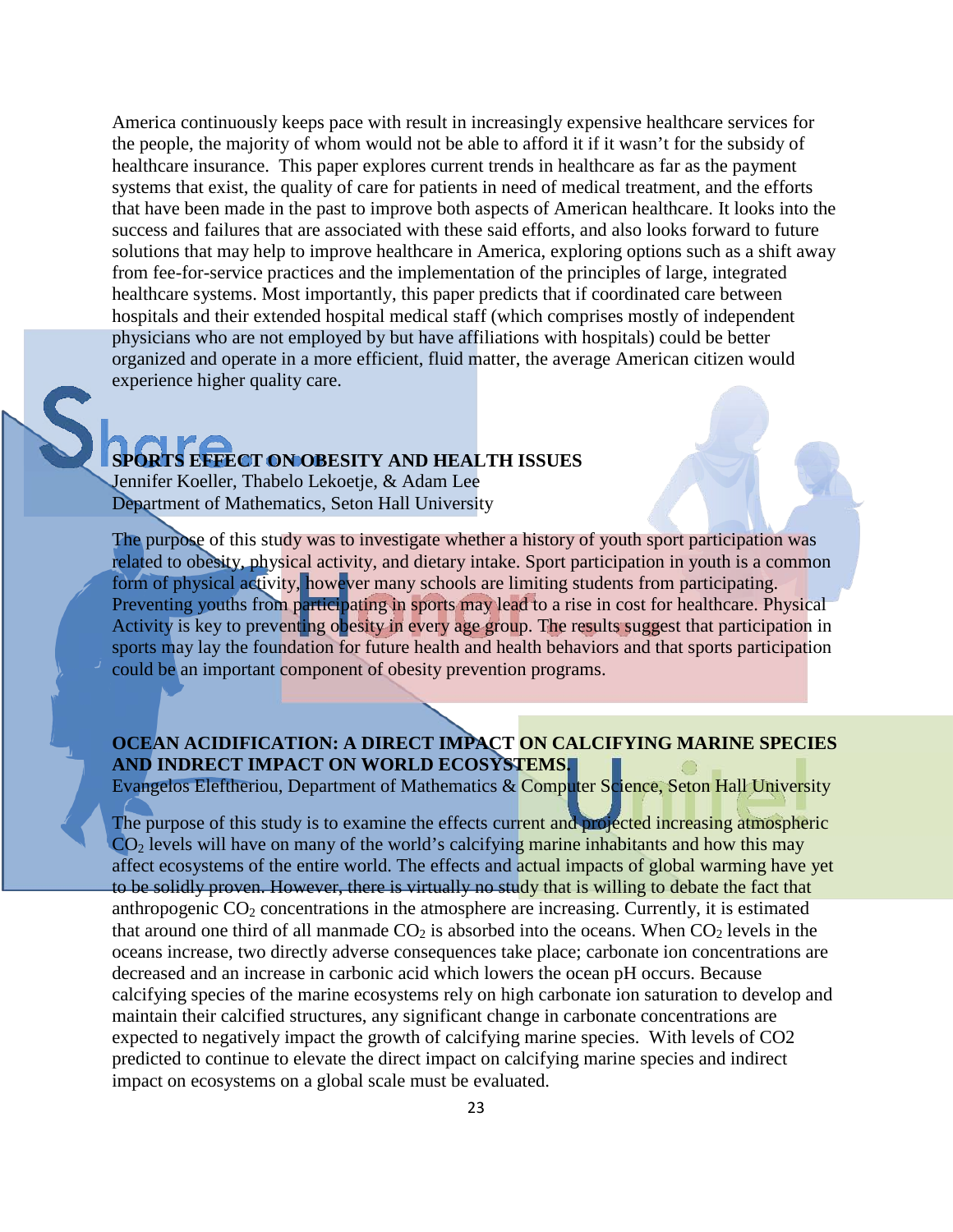America continuously keeps pace with result in increasingly expensive healthcare services for the people, the majority of whom would not be able to afford it if it wasn't for the subsidy of healthcare insurance. This paper explores current trends in healthcare as far as the payment systems that exist, the quality of care for patients in need of medical treatment, and the efforts that have been made in the past to improve both aspects of American healthcare. It looks into the success and failures that are associated with these said efforts, and also looks forward to future solutions that may help to improve healthcare in America, exploring options such as a shift away from fee-for-service practices and the implementation of the principles of large, integrated healthcare systems. Most importantly, this paper predicts that if coordinated care between hospitals and their extended hospital medical staff (which comprises mostly of independent physicians who are not employed by but have affiliations with hospitals) could be better organized and operate in a more efficient, fluid matter, the average American citizen would experience higher quality care.

**SPORTS EFFECT ON OBESITY AND HEALTH ISSUES**
Jennifer Koeller, Thabelo Lekoetje, & Adam Lee
Department of Mathematics, Seton Hall University

The purpose of this study was to investigate whether a history of youth sport participation was related to obesity, physical activity, and dietary intake. Sport participation in youth is a common form of physical activity, however many schools are limiting students from participating. Preventing youths from participating in sports may lead to a rise in cost for healthcare. Physical Activity is key to preventing obesity in every age group. The results suggest that participation in sports may lay the foundation for future health and health behaviors and that sports participation could be an important component of obesity prevention programs.

**OCEAN ACIDIFICATION: A DIRECT IMPACT ON CALCIFYING MARINE SPECIES AND INDRECT IMPACT ON WORLD ECOSYSTEMS.**
Evangelos Eleftheriou, Department of Mathematics & Computer Science, Seton Hall University

The purpose of this study is to examine the effects current and projected increasing atmospheric $CO_2$ levels will have on many of the world's calcifying marine inhabitants and how this may affect ecosystems of the entire world. The effects and actual impacts of global warming have yet to be solidly proven. However, there is virtually no study that is willing to debate the fact that anthropogenic $CO_2$ concentrations in the atmosphere are increasing. Currently, it is estimated that around one third of all manmade $CO_2$ is absorbed into the oceans. When $CO_2$ levels in the oceans increase, two directly adverse consequences take place; carbonate ion concentrations are decreased and an increase in carbonic acid which lowers the ocean pH occurs. Because calcifying species of the marine ecosystems rely on high carbonate ion saturation to develop and maintain their calcified structures, any significant change in carbonate concentrations are expected to negatively impact the growth of calcifying marine species. With levels of CO2 predicted to continue to elevate the direct impact on calcifying marine species and indirect impact on ecosystems on a global scale must be evaluated.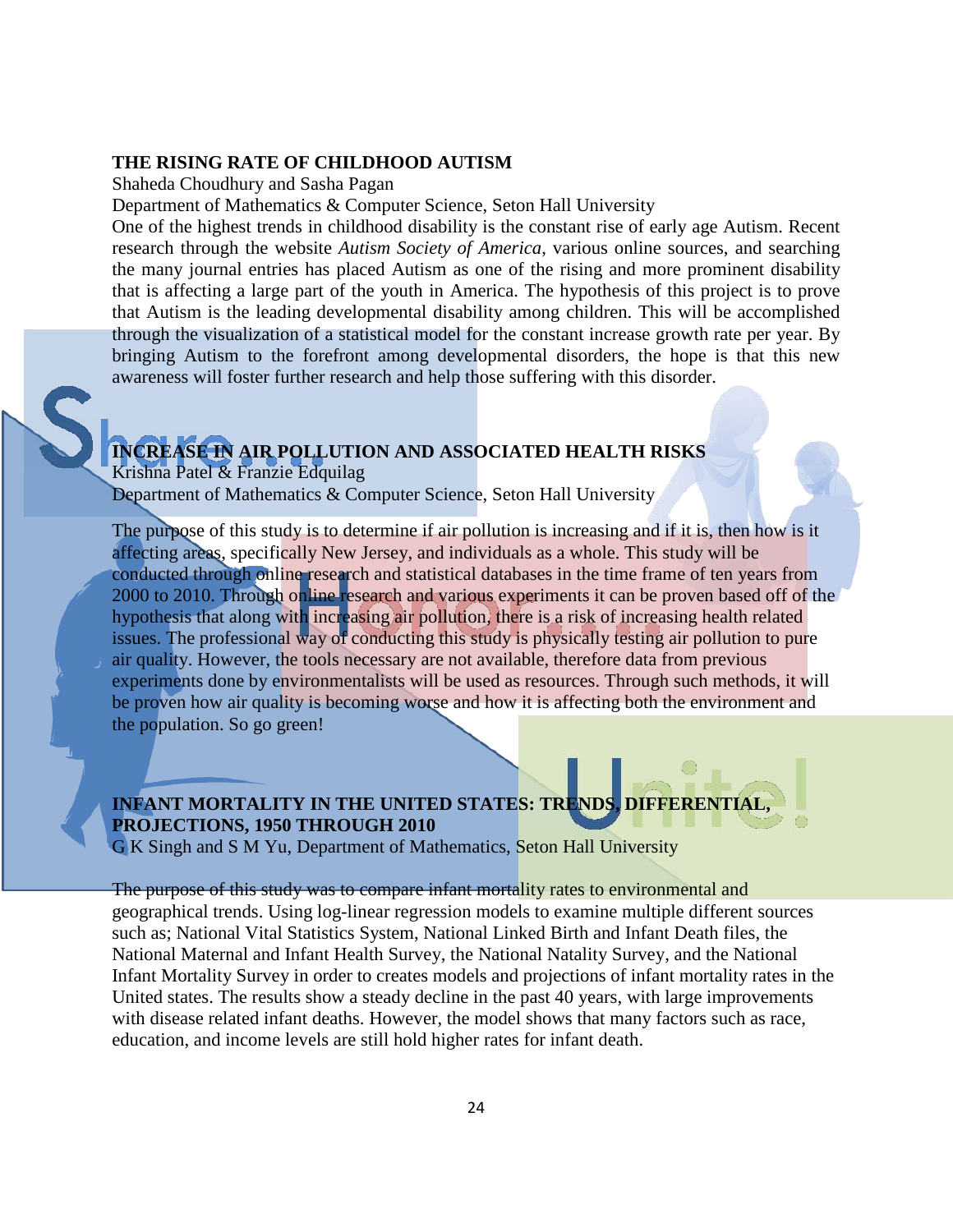**THE RISING RATE OF CHILDHOOD AUTISM**

Shaheda Choudhury and Sasha Pagan

Department of Mathematics & Computer Science, Seton Hall University

One of the highest trends in childhood disability is the constant rise of early age Autism. Recent research through the website *Autism Society of America*, various online sources, and searching the many journal entries has placed Autism as one of the rising and more prominent disability that is affecting a large part of the youth in America. The hypothesis of this project is to prove that Autism is the leading developmental disability among children. This will be accomplished through the visualization of a statistical model for the constant increase growth rate per year. By bringing Autism to the forefront among developmental disorders, the hope is that this new awareness will foster further research and help those suffering with this disorder.

**INCREASE IN AIR POLLUTION AND ASSOCIATED HEALTH RISKS**

Krishna Patel & Franzie Edquilag

Department of Mathematics & Computer Science, Seton Hall University

The purpose of this study is to determine if air pollution is increasing and if it is, then how is it affecting areas, specifically New Jersey, and individuals as a whole. This study will be conducted through online research and statistical databases in the time frame of ten years from 2000 to 2010. Through online research and various experiments it can be proven based off of the hypothesis that along with increasing air pollution, there is a risk of increasing health related issues. The professional way of conducting this study is physically testing air pollution to pure air quality. However, the tools necessary are not available, therefore data from previous experiments done by environmentalists will be used as resources. Through such methods, it will be proven how air quality is becoming worse and how it is affecting both the environment and the population. So go green!

**INFANT MORTALITY IN THE UNITED STATES: TRENDS, DIFFERENTIAL, PROJECTIONS, 1950 THROUGH 2010**

G K Singh and S M Yu, Department of Mathematics, Seton Hall University

The purpose of this study was to compare infant mortality rates to environmental and geographical trends. Using log-linear regression models to examine multiple different sources such as; National Vital Statistics System, National Linked Birth and Infant Death files, the National Maternal and Infant Health Survey, the National Natality Survey, and the National Infant Mortality Survey in order to creates models and projections of infant mortality rates in the United states. The results show a steady decline in the past 40 years, with large improvements with disease related infant deaths. However, the model shows that many factors such as race, education, and income levels are still hold higher rates for infant death.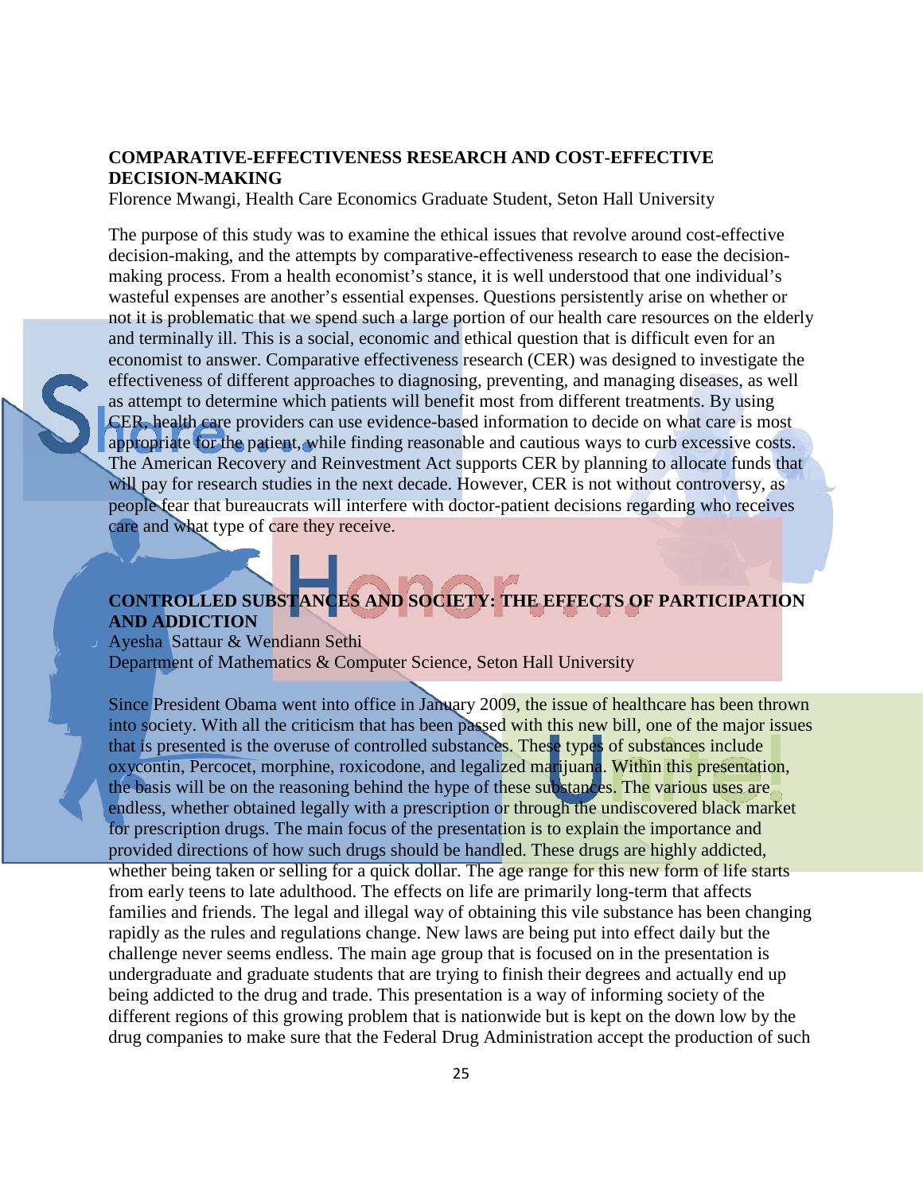## COMPARATIVE-EFFECTIVENESS RESEARCH AND COST-EFFECTIVE DECISION-MAKING

Florence Mwangi, Health Care Economics Graduate Student, Seton Hall University

The purpose of this study was to examine the ethical issues that revolve around cost-effective decision-making, and the attempts by comparative-effectiveness research to ease the decision-making process. From a health economist's stance, it is well understood that one individual's wasteful expenses are another's essential expenses. Questions persistently arise on whether or not it is problematic that we spend such a large portion of our health care resources on the elderly and terminally ill. This is a social, economic and ethical question that is difficult even for an economist to answer. Comparative effectiveness research (CER) was designed to investigate the effectiveness of different approaches to diagnosing, preventing, and managing diseases, as well as attempt to determine which patients will benefit most from different treatments. By using CER, health care providers can use evidence-based information to decide on what care is most appropriate for the patient, while finding reasonable and cautious ways to curb excessive costs. The American Recovery and Reinvestment Act supports CER by planning to allocate funds that will pay for research studies in the next decade. However, CER is not without controversy, as people fear that bureaucrats will interfere with doctor-patient decisions regarding who receives care and what type of care they receive.

## CONTROLLED SUBSTANCES AND SOCIETY: THE EFFECTS OF PARTICIPATION AND ADDICTION

Ayesha Sattaur & Wendiann Sethi
Department of Mathematics & Computer Science, Seton Hall University

Since President Obama went into office in January 2009, the issue of healthcare has been thrown into society. With all the criticism that has been passed with this new bill, one of the major issues that is presented is the overuse of controlled substances. These types of substances include oxycontin, Percocet, morphine, roxicodone, and legalized marijuana. Within this presentation, the basis will be on the reasoning behind the hype of these substances. The various uses are endless, whether obtained legally with a prescription or through the undiscovered black market for prescription drugs. The main focus of the presentation is to explain the importance and provided directions of how such drugs should be handled. These drugs are highly addicted, whether being taken or selling for a quick dollar. The age range for this new form of life starts from early teens to late adulthood. The effects on life are primarily long-term that affects families and friends. The legal and illegal way of obtaining this vile substance has been changing rapidly as the rules and regulations change. New laws are being put into effect daily but the challenge never seems endless. The main age group that is focused on in the presentation is undergraduate and graduate students that are trying to finish their degrees and actually end up being addicted to the drug and trade. This presentation is a way of informing society of the different regions of this growing problem that is nationwide but is kept on the down low by the drug companies to make sure that the Federal Drug Administration accept the production of such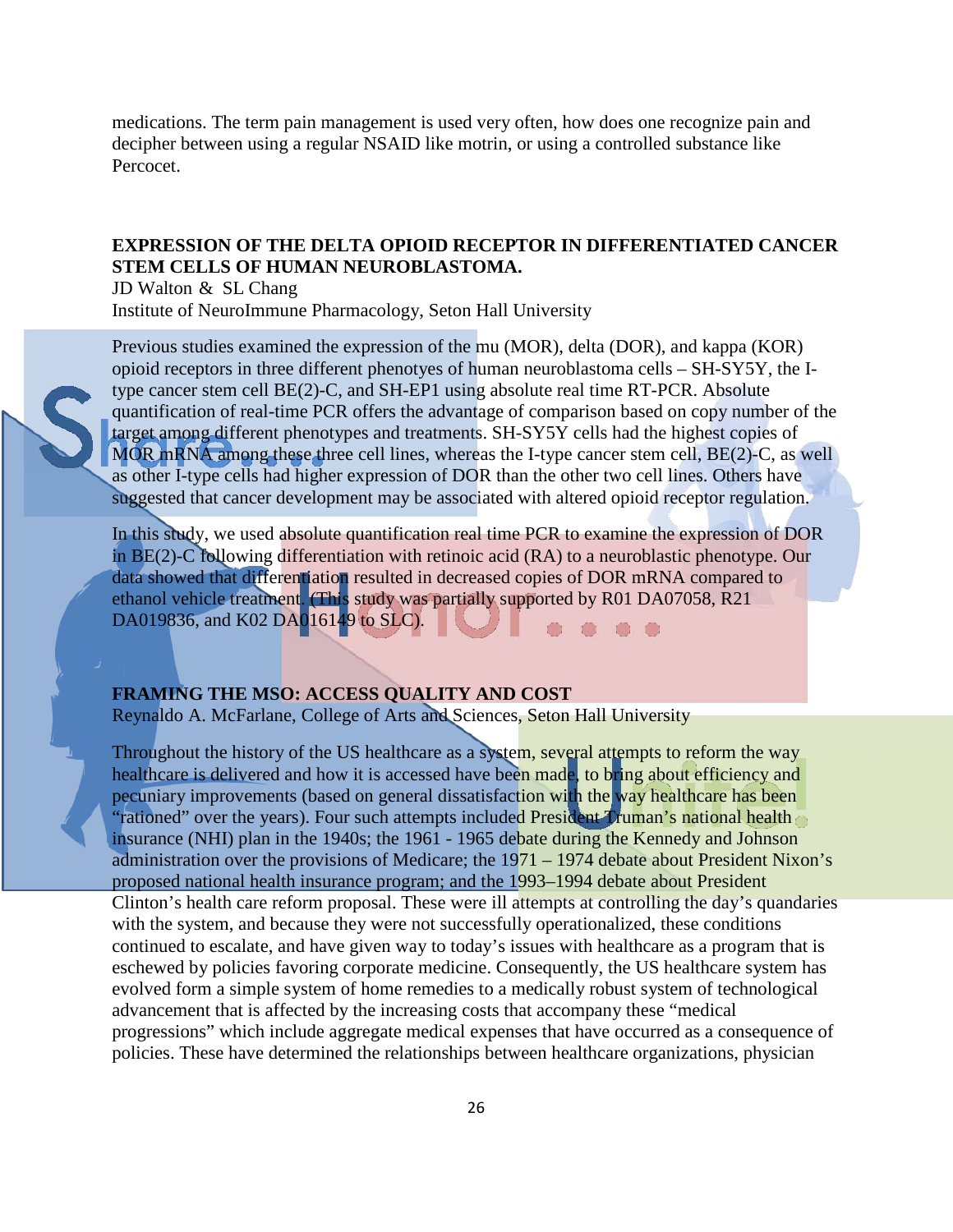medications. The term pain management is used very often, how does one recognize pain and decipher between using a regular NSAID like motrin, or using a controlled substance like Percocet.

**EXPRESSION OF THE DELTA OPIOID RECEPTOR IN DIFFERENTIATED CANCER STEM CELLS OF HUMAN NEUROBLASTOMA.**

JD Walton & SL Chang

Institute of NeuroImmune Pharmacology, Seton Hall University

Previous studies examined the expression of the mu (MOR), delta (DOR), and kappa (KOR) opioid receptors in three different phenotyes of human neuroblastoma cells – SH-SY5Y, the I-type cancer stem cell BE(2)-C, and SH-EP1 using absolute real time RT-PCR. Absolute quantification of real-time PCR offers the advantage of comparison based on copy number of the target among different phenotypes and treatments. SH-SY5Y cells had the highest copies of MOR mRNA among these three cell lines, whereas the I-type cancer stem cell, BE(2)-C, as well as other I-type cells had higher expression of DOR than the other two cell lines. Others have suggested that cancer development may be associated with altered opioid receptor regulation.

In this study, we used absolute quantification real time PCR to examine the expression of DOR in BE(2)-C following differentiation with retinoic acid (RA) to a neuroblastic phenotype. Our data showed that differentiation resulted in decreased copies of DOR mRNA compared to ethanol vehicle treatment. (This study was partially supported by R01 DA07058, R21 DA019836, and K02 DA016149 to SLC).

**FRAMING THE MSO: ACCESS QUALITY AND COST**

Reynaldo A. McFarlane, College of Arts and Sciences, Seton Hall University

Throughout the history of the US healthcare as a system, several attempts to reform the way healthcare is delivered and how it is accessed have been made, to bring about efficiency and pecuniary improvements (based on general dissatisfaction with the way healthcare has been "rationed" over the years). Four such attempts included President Truman's national health insurance (NHI) plan in the 1940s; the 1961 - 1965 debate during the Kennedy and Johnson administration over the provisions of Medicare; the 1971 – 1974 debate about President Nixon's proposed national health insurance program; and the 1993–1994 debate about President Clinton's health care reform proposal. These were ill attempts at controlling the day's quandaries with the system, and because they were not successfully operationalized, these conditions continued to escalate, and have given way to today's issues with healthcare as a program that is eschewed by policies favoring corporate medicine. Consequently, the US healthcare system has evolved form a simple system of home remedies to a medically robust system of technological advancement that is affected by the increasing costs that accompany these "medical progressions" which include aggregate medical expenses that have occurred as a consequence of policies. These have determined the relationships between healthcare organizations, physician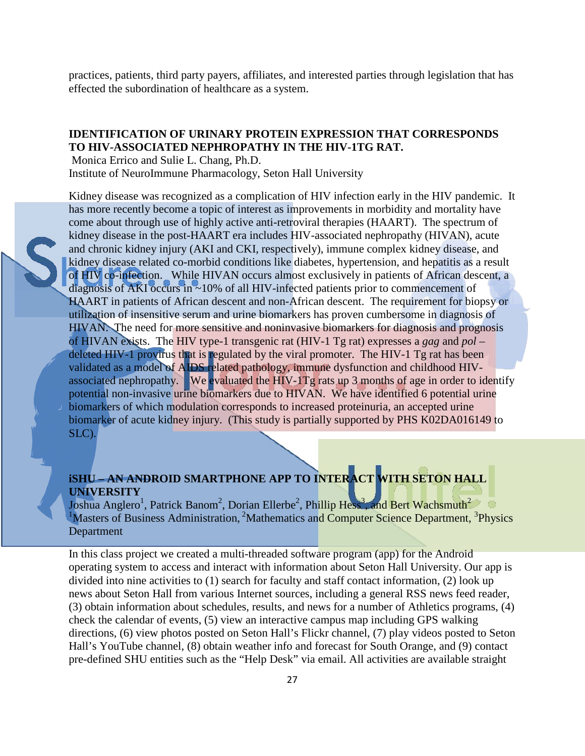practices, patients, third party payers, affiliates, and interested parties through legislation that has effected the subordination of healthcare as a system.

**IDENTIFICATION OF URINARY PROTEIN EXPRESSION THAT CORRESPONDS TO HIV-ASSOCIATED NEPHROPATHY IN THE HIV-1TG RAT.**

Monica Errico and Sulie L. Chang, Ph.D.
Institute of NeuroImmune Pharmacology, Seton Hall University

Kidney disease was recognized as a complication of HIV infection early in the HIV pandemic. It has more recently become a topic of interest as improvements in morbidity and mortality have come about through use of highly active anti-retroviral therapies (HAART). The spectrum of kidney disease in the post-HAART era includes HIV-associated nephropathy (HIVAN), acute and chronic kidney injury (AKI and CKI, respectively), immune complex kidney disease, and kidney disease related co-morbid conditions like diabetes, hypertension, and hepatitis as a result of HIV co-infection. While HIVAN occurs almost exclusively in patients of African descent, a diagnosis of AKI occurs in ~10% of all HIV-infected patients prior to commencement of HAART in patients of African descent and non-African descent. The requirement for biopsy or utilization of insensitive serum and urine biomarkers has proven cumbersome in diagnosis of HIVAN. The need for more sensitive and noninvasive biomarkers for diagnosis and prognosis of HIVAN exists. The HIV type-1 transgenic rat (HIV-1 Tg rat) expresses a *gag* and *pol* –deleted HIV-1 provirus that is regulated by the viral promoter. The HIV-1 Tg rat has been validated as a model of AIDS related pathology, immune dysfunction and childhood HIV-associated nephropathy. We evaluated the HIV-1Tg rats up 3 months of age in order to identify potential non-invasive urine biomarkers due to HIVAN. We have identified 6 potential urine biomarkers of which modulation corresponds to increased proteinuria, an accepted urine biomarker of acute kidney injury. (This study is partially supported by PHS K02DA016149 to SLC).

**iSHU – AN ANDROID SMARTPHONE APP TO INTERACT WITH SETON HALL UNIVERSITY**

Joshua Anglero[1], Patrick Banom[2], Dorian Ellerbe[2], Phillip Hess[3], and Bert Wachsmuth[2]
[1]Masters of Business Administration, [2]Mathematics and Computer Science Department, [3]Physics Department

In this class project we created a multi-threaded software program (app) for the Android operating system to access and interact with information about Seton Hall University. Our app is divided into nine activities to (1) search for faculty and staff contact information, (2) look up news about Seton Hall from various Internet sources, including a general RSS news feed reader, (3) obtain information about schedules, results, and news for a number of Athletics programs, (4) check the calendar of events, (5) view an interactive campus map including GPS walking directions, (6) view photos posted on Seton Hall's Flickr channel, (7) play videos posted to Seton Hall's YouTube channel, (8) obtain weather info and forecast for South Orange, and (9) contact pre-defined SHU entities such as the "Help Desk" via email. All activities are available straight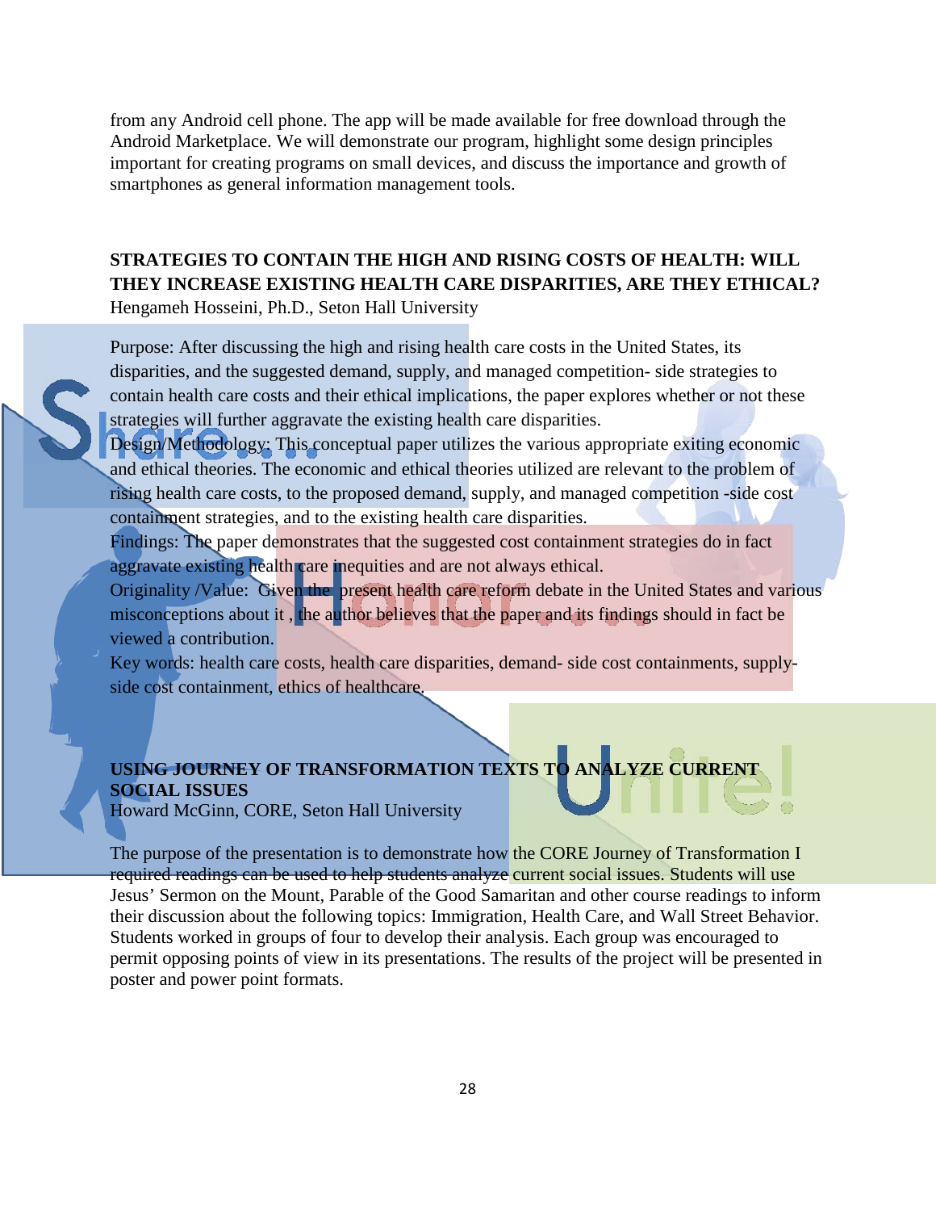from any Android cell phone. The app will be made available for free download through the Android Marketplace. We will demonstrate our program, highlight some design principles important for creating programs on small devices, and discuss the importance and growth of smartphones as general information management tools.

## STRATEGIES TO CONTAIN THE HIGH AND RISING COSTS OF HEALTH: WILL THEY INCREASE EXISTING HEALTH CARE DISPARITIES, ARE THEY ETHICAL?

Hengameh Hosseini, Ph.D., Seton Hall University

Purpose: After discussing the high and rising health care costs in the United States, its disparities, and the suggested demand, supply, and managed competition- side strategies to contain health care costs and their ethical implications, the paper explores whether or not these strategies will further aggravate the existing health care disparities.
Design/Methodology: This conceptual paper utilizes the various appropriate exiting economic and ethical theories. The economic and ethical theories utilized are relevant to the problem of rising health care costs, to the proposed demand, supply, and managed competition -side cost containment strategies, and to the existing health care disparities.
Findings: The paper demonstrates that the suggested cost containment strategies do in fact aggravate existing health care inequities and are not always ethical.
Originality /Value: Given the present health care reform debate in the United States and various misconceptions about it , the author believes that the paper and its findings should in fact be viewed a contribution.
Key words: health care costs, health care disparities, demand- side cost containments, supply-side cost containment, ethics of healthcare.

## USING JOURNEY OF TRANSFORMATION TEXTS TO ANALYZE CURRENT SOCIAL ISSUES

Howard McGinn, CORE, Seton Hall University

The purpose of the presentation is to demonstrate how the CORE Journey of Transformation I required readings can be used to help students analyze current social issues. Students will use Jesus' Sermon on the Mount, Parable of the Good Samaritan and other course readings to inform their discussion about the following topics: Immigration, Health Care, and Wall Street Behavior. Students worked in groups of four to develop their analysis. Each group was encouraged to permit opposing points of view in its presentations. The results of the project will be presented in poster and power point formats.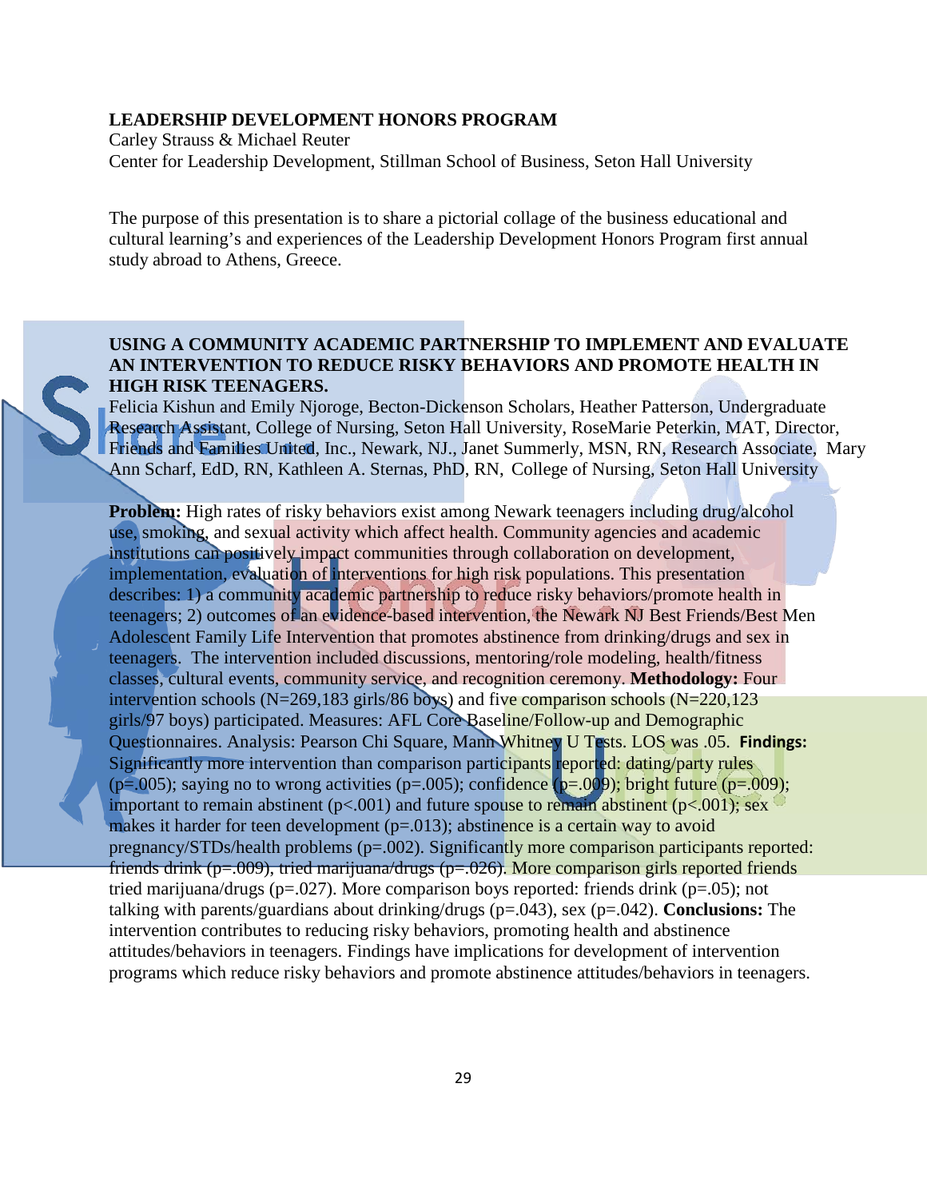### LEADERSHIP DEVELOPMENT HONORS PROGRAM

Carley Strauss & Michael Reuter
Center for Leadership Development, Stillman School of Business, Seton Hall University

The purpose of this presentation is to share a pictorial collage of the business educational and cultural learning's and experiences of the Leadership Development Honors Program first annual study abroad to Athens, Greece.

### USING A COMMUNITY ACADEMIC PARTNERSHIP TO IMPLEMENT AND EVALUATE AN INTERVENTION TO REDUCE RISKY BEHAVIORS AND PROMOTE HEALTH IN HIGH RISK TEENAGERS.

Felicia Kishun and Emily Njoroge, Becton-Dickenson Scholars, Heather Patterson, Undergraduate Research Assistant, College of Nursing, Seton Hall University, RoseMarie Peterkin, MAT, Director, Friends and Families United, Inc., Newark, NJ., Janet Summerly, MSN, RN, Research Associate, Mary Ann Scharf, EdD, RN, Kathleen A. Sternas, PhD, RN, College of Nursing, Seton Hall University

**Problem:** High rates of risky behaviors exist among Newark teenagers including drug/alcohol use, smoking, and sexual activity which affect health. Community agencies and academic institutions can positively impact communities through collaboration on development, implementation, evaluation of interventions for high risk populations. This presentation describes: 1) a community academic partnership to reduce risky behaviors/promote health in teenagers; 2) outcomes of an evidence-based intervention, the Newark NJ Best Friends/Best Men Adolescent Family Life Intervention that promotes abstinence from drinking/drugs and sex in teenagers. The intervention included discussions, mentoring/role modeling, health/fitness classes, cultural events, community service, and recognition ceremony. **Methodology:** Four intervention schools (N=269,183 girls/86 boys) and five comparison schools (N=220,123 girls/97 boys) participated. Measures: AFL Core Baseline/Follow-up and Demographic Questionnaires. Analysis: Pearson Chi Square, Mann Whitney U Tests. LOS was .05. **Findings:** Significantly more intervention than comparison participants reported: dating/party rules (p=.005); saying no to wrong activities (p=.005); confidence (p=.009); bright future (p=.009); important to remain abstinent (p<.001) and future spouse to remain abstinent (p<.001); sex makes it harder for teen development (p=.013); abstinence is a certain way to avoid pregnancy/STDs/health problems (p=.002). Significantly more comparison participants reported: friends drink (p=.009), tried marijuana/drugs (p=.026). More comparison girls reported friends tried marijuana/drugs (p=.027). More comparison boys reported: friends drink (p=.05); not talking with parents/guardians about drinking/drugs (p=.043), sex (p=.042). **Conclusions:** The intervention contributes to reducing risky behaviors, promoting health and abstinence attitudes/behaviors in teenagers. Findings have implications for development of intervention programs which reduce risky behaviors and promote abstinence attitudes/behaviors in teenagers.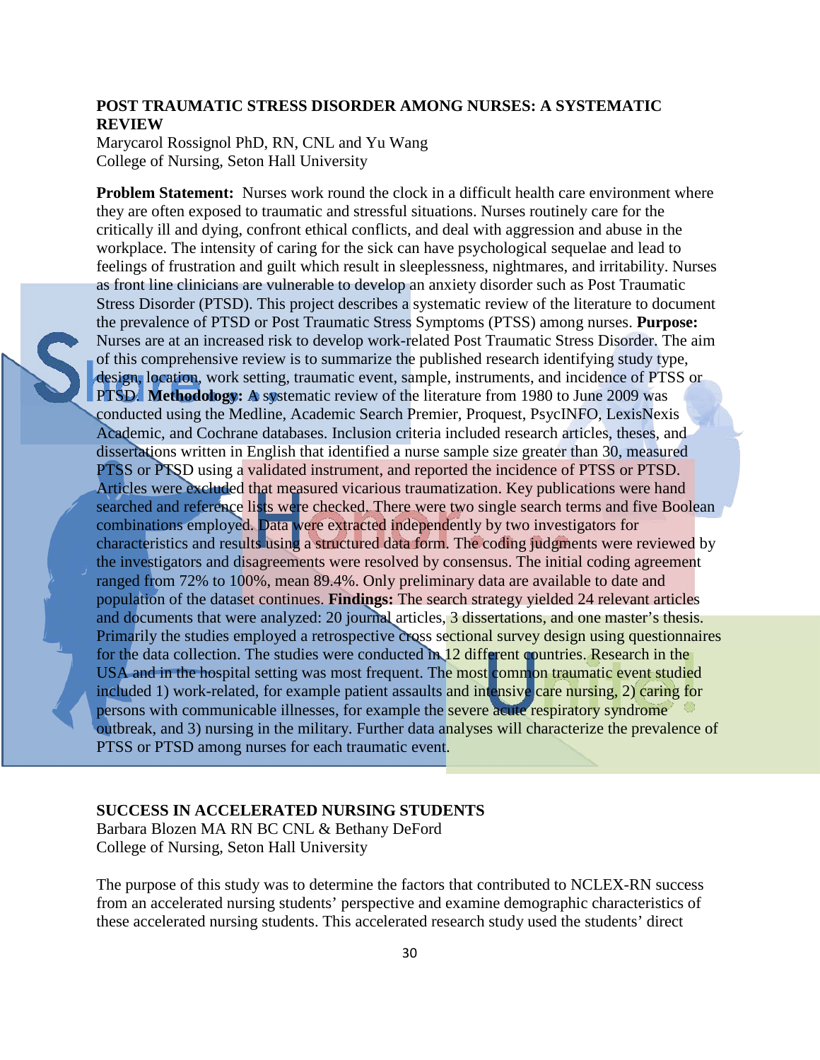**POST TRAUMATIC STRESS DISORDER AMONG NURSES: A SYSTEMATIC REVIEW**

Marycarol Rossignol PhD, RN, CNL and Yu Wang
College of Nursing, Seton Hall University

**Problem Statement:** Nurses work round the clock in a difficult health care environment where they are often exposed to traumatic and stressful situations. Nurses routinely care for the critically ill and dying, confront ethical conflicts, and deal with aggression and abuse in the workplace. The intensity of caring for the sick can have psychological sequelae and lead to feelings of frustration and guilt which result in sleeplessness, nightmares, and irritability. Nurses as front line clinicians are vulnerable to develop an anxiety disorder such as Post Traumatic Stress Disorder (PTSD). This project describes a systematic review of the literature to document the prevalence of PTSD or Post Traumatic Stress Symptoms (PTSS) among nurses. **Purpose:** Nurses are at an increased risk to develop work-related Post Traumatic Stress Disorder. The aim of this comprehensive review is to summarize the published research identifying study type, design, location, work setting, traumatic event, sample, instruments, and incidence of PTSS or PTSD. **Methodology:** A systematic review of the literature from 1980 to June 2009 was conducted using the Medline, Academic Search Premier, Proquest, PsycINFO, LexisNexis Academic, and Cochrane databases. Inclusion criteria included research articles, theses, and dissertations written in English that identified a nurse sample size greater than 30, measured PTSS or PTSD using a validated instrument, and reported the incidence of PTSS or PTSD. Articles were excluded that measured vicarious traumatization. Key publications were hand searched and reference lists were checked. There were two single search terms and five Boolean combinations employed. Data were extracted independently by two investigators for characteristics and results using a structured data form. The coding judgments were reviewed by the investigators and disagreements were resolved by consensus. The initial coding agreement ranged from 72% to 100%, mean 89.4%. Only preliminary data are available to date and population of the dataset continues. **Findings:** The search strategy yielded 24 relevant articles and documents that were analyzed: 20 journal articles, 3 dissertations, and one master's thesis. Primarily the studies employed a retrospective cross sectional survey design using questionnaires for the data collection. The studies were conducted in 12 different countries. Research in the USA and in the hospital setting was most frequent. The most common traumatic event studied included 1) work-related, for example patient assaults and intensive care nursing, 2) caring for persons with communicable illnesses, for example the severe acute respiratory syndrome outbreak, and 3) nursing in the military. Further data analyses will characterize the prevalence of PTSS or PTSD among nurses for each traumatic event.

**SUCCESS IN ACCELERATED NURSING STUDENTS**

Barbara Blozen MA RN BC CNL & Bethany DeFord
College of Nursing, Seton Hall University

The purpose of this study was to determine the factors that contributed to NCLEX-RN success from an accelerated nursing students' perspective and examine demographic characteristics of these accelerated nursing students. This accelerated research study used the students' direct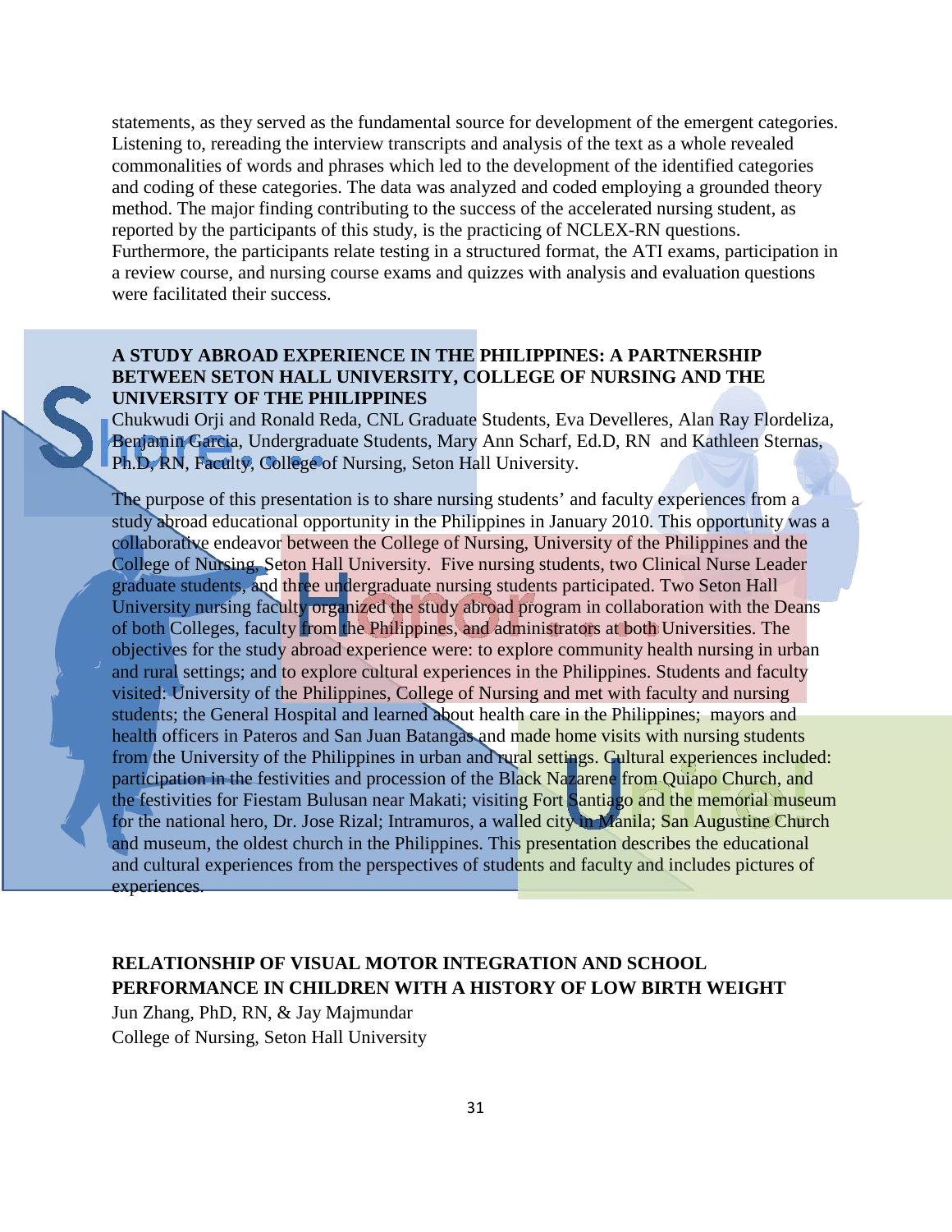statements, as they served as the fundamental source for development of the emergent categories. Listening to, rereading the interview transcripts and analysis of the text as a whole revealed commonalities of words and phrases which led to the development of the identified categories and coding of these categories. The data was analyzed and coded employing a grounded theory method. The major finding contributing to the success of the accelerated nursing student, as reported by the participants of this study, is the practicing of NCLEX-RN questions. Furthermore, the participants relate testing in a structured format, the ATI exams, participation in a review course, and nursing course exams and quizzes with analysis and evaluation questions were facilitated their success.

**A STUDY ABROAD EXPERIENCE IN THE PHILIPPINES: A PARTNERSHIP BETWEEN SETON HALL UNIVERSITY, COLLEGE OF NURSING AND THE UNIVERSITY OF THE PHILIPPINES**

Chukwudi Orji and Ronald Reda, CNL Graduate Students, Eva Develleres, Alan Ray Flordeliza, Benjamin Garcia, Undergraduate Students, Mary Ann Scharf, Ed.D, RN and Kathleen Sternas, Ph.D, RN, Faculty, College of Nursing, Seton Hall University.

The purpose of this presentation is to share nursing students' and faculty experiences from a study abroad educational opportunity in the Philippines in January 2010. This opportunity was a collaborative endeavor between the College of Nursing, University of the Philippines and the College of Nursing, Seton Hall University. Five nursing students, two Clinical Nurse Leader graduate students, and three undergraduate nursing students participated. Two Seton Hall University nursing faculty organized the study abroad program in collaboration with the Deans of both Colleges, faculty from the Philippines, and administrators at both Universities. The objectives for the study abroad experience were: to explore community health nursing in urban and rural settings; and to explore cultural experiences in the Philippines. Students and faculty visited: University of the Philippines, College of Nursing and met with faculty and nursing students; the General Hospital and learned about health care in the Philippines; mayors and health officers in Pateros and San Juan Batangas and made home visits with nursing students from the University of the Philippines in urban and rural settings. Cultural experiences included: participation in the festivities and procession of the Black Nazarene from Quiapo Church, and the festivities for Fiestam Bulusan near Makati; visiting Fort Santiago and the memorial museum for the national hero, Dr. Jose Rizal; Intramuros, a walled city in Manila; San Augustine Church and museum, the oldest church in the Philippines. This presentation describes the educational and cultural experiences from the perspectives of students and faculty and includes pictures of experiences.

**RELATIONSHIP OF VISUAL MOTOR INTEGRATION AND SCHOOL PERFORMANCE IN CHILDREN WITH A HISTORY OF LOW BIRTH WEIGHT**

Jun Zhang, PhD, RN, & Jay Majmundar
College of Nursing, Seton Hall University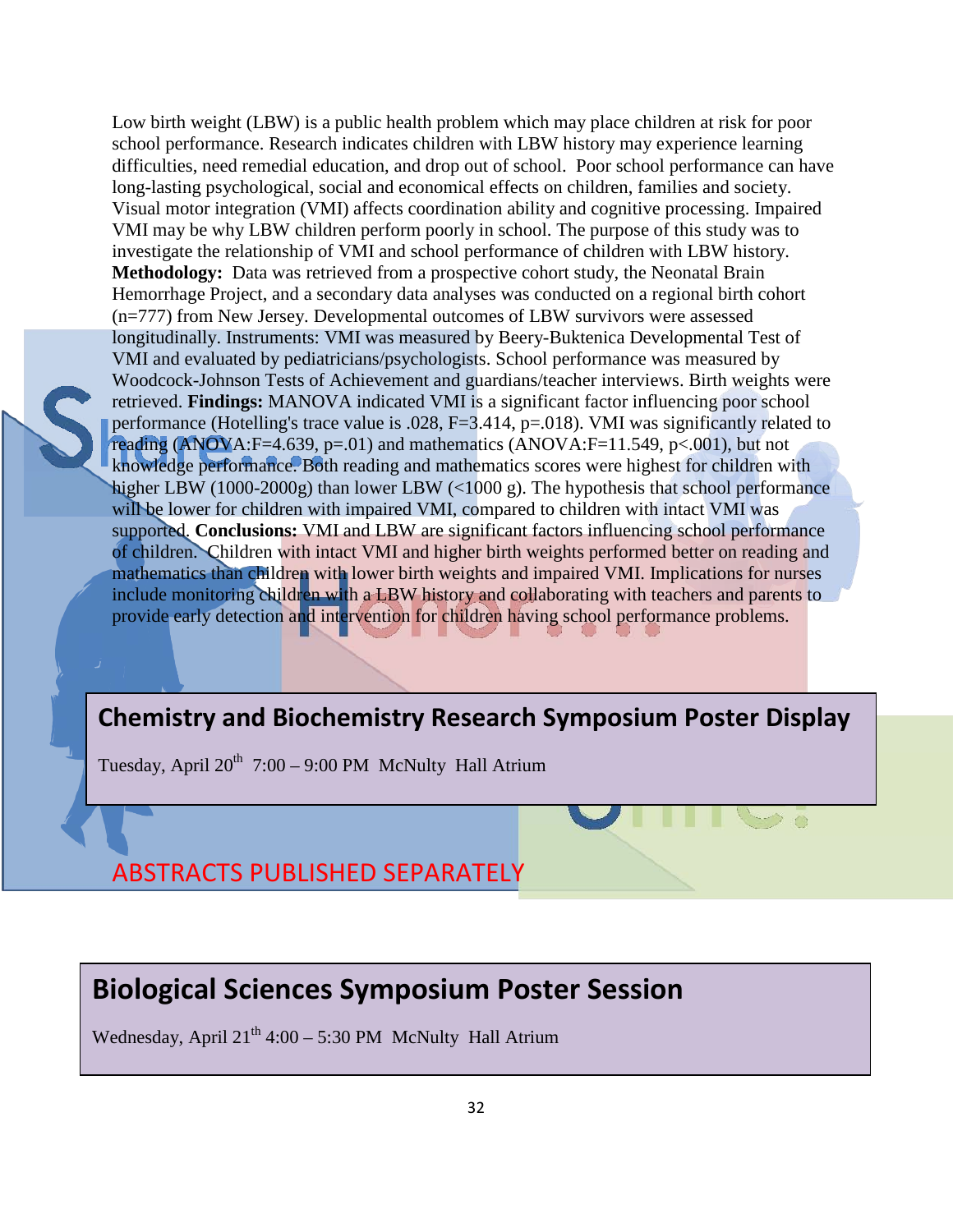Low birth weight (LBW) is a public health problem which may place children at risk for poor school performance. Research indicates children with LBW history may experience learning difficulties, need remedial education, and drop out of school. Poor school performance can have long-lasting psychological, social and economical effects on children, families and society. Visual motor integration (VMI) affects coordination ability and cognitive processing. Impaired VMI may be why LBW children perform poorly in school. The purpose of this study was to investigate the relationship of VMI and school performance of children with LBW history. **Methodology:** Data was retrieved from a prospective cohort study, the Neonatal Brain Hemorrhage Project, and a secondary data analyses was conducted on a regional birth cohort (n=777) from New Jersey. Developmental outcomes of LBW survivors were assessed longitudinally. Instruments: VMI was measured by Beery-Buktenica Developmental Test of VMI and evaluated by pediatricians/psychologists. School performance was measured by Woodcock-Johnson Tests of Achievement and guardians/teacher interviews. Birth weights were retrieved. **Findings:** MANOVA indicated VMI is a significant factor influencing poor school performance (Hotelling's trace value is .028, F=3.414, p=.018). VMI was significantly related to reading (ANOVA:F=4.639, p=.01) and mathematics (ANOVA:F=11.549, p<.001), but not knowledge performance. Both reading and mathematics scores were highest for children with higher LBW (1000-2000g) than lower LBW (<1000 g). The hypothesis that school performance will be lower for children with impaired VMI, compared to children with intact VMI was supported. **Conclusions:** VMI and LBW are significant factors influencing school performance of children. Children with intact VMI and higher birth weights performed better on reading and mathematics than children with lower birth weights and impaired VMI. Implications for nurses include monitoring children with a LBW history and collaborating with teachers and parents to provide early detection and intervention for children having school performance problems.

## Chemistry and Biochemistry Research Symposium Poster Display

Tuesday, April 20th 7:00 – 9:00 PM McNulty Hall Atrium

ABSTRACTS PUBLISHED SEPARATELY

## Biological Sciences Symposium Poster Session

Wednesday, April 21th 4:00 – 5:30 PM McNulty Hall Atrium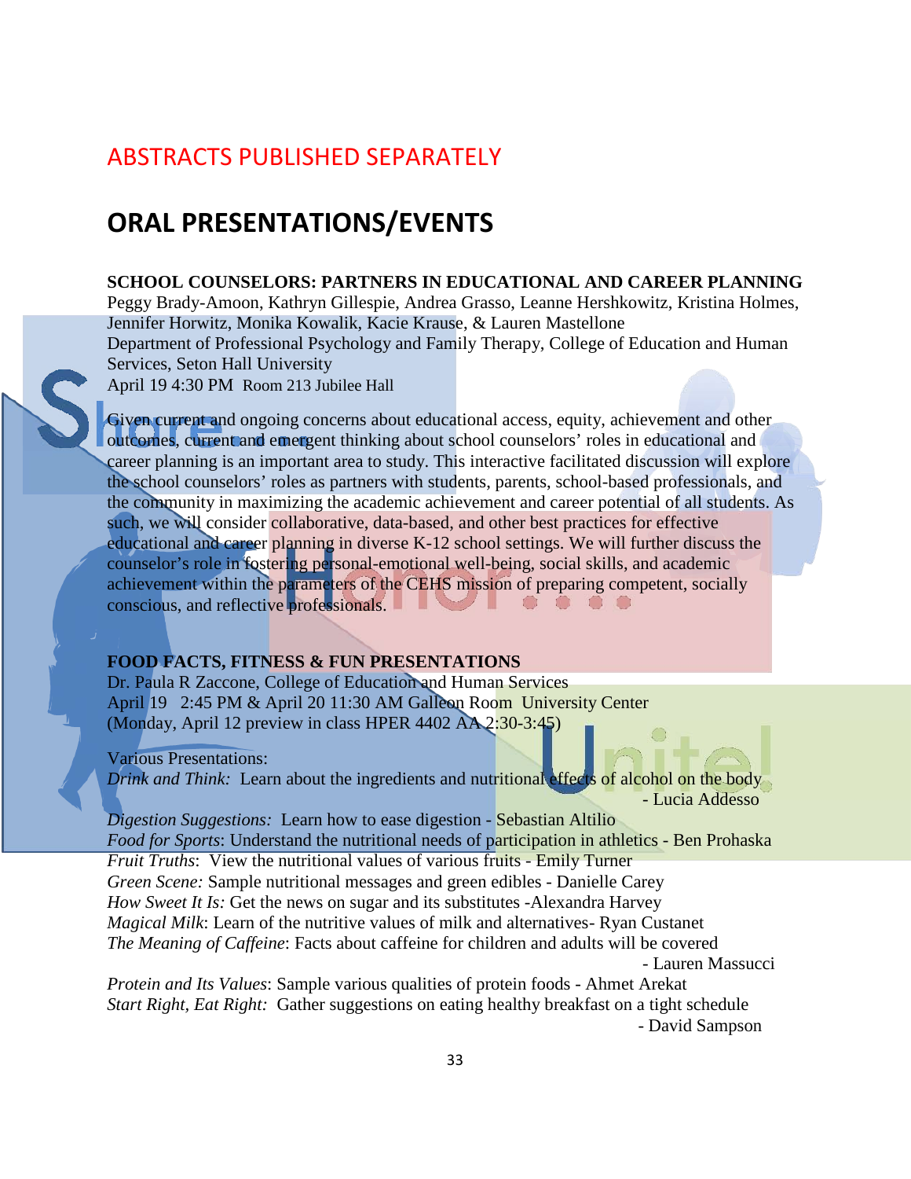## ABSTRACTS PUBLISHED SEPARATELY

# ORAL PRESENTATIONS/EVENTS

**SCHOOL COUNSELORS: PARTNERS IN EDUCATIONAL AND CAREER PLANNING**
Peggy Brady-Amoon, Kathryn Gillespie, Andrea Grasso, Leanne Hershkowitz, Kristina Holmes, Jennifer Horwitz, Monika Kowalik, Kacie Krause, & Lauren Mastellone
Department of Professional Psychology and Family Therapy, College of Education and Human Services, Seton Hall University
April 19 4:30 PM Room 213 Jubilee Hall

Given current and ongoing concerns about educational access, equity, achievement and other outcomes, current and emergent thinking about school counselors' roles in educational and career planning is an important area to study. This interactive facilitated discussion will explore the school counselors' roles as partners with students, parents, school-based professionals, and the community in maximizing the academic achievement and career potential of all students. As such, we will consider collaborative, data-based, and other best practices for effective educational and career planning in diverse K-12 school settings. We will further discuss the counselor's role in fostering personal-emotional well-being, social skills, and academic achievement within the parameters of the CEHS mission of preparing competent, socially conscious, and reflective professionals.

**FOOD FACTS, FITNESS & FUN PRESENTATIONS**
Dr. Paula R Zaccone, College of Education and Human Services
April 19 2:45 PM & April 20 11:30 AM Galleon Room University Center
(Monday, April 12 preview in class HPER 4402 AA 2:30-3:45)

Various Presentations:
*Drink and Think:* Learn about the ingredients and nutritional effects of alcohol on the body - Lucia Addesso
*Digestion Suggestions:* Learn how to ease digestion - Sebastian Altilio
*Food for Sports*: Understand the nutritional needs of participation in athletics - Ben Prohaska
*Fruit Truths*: View the nutritional values of various fruits - Emily Turner
*Green Scene:* Sample nutritional messages and green edibles - Danielle Carey
*How Sweet It Is:* Get the news on sugar and its substitutes -Alexandra Harvey
*Magical Milk*: Learn of the nutritive values of milk and alternatives- Ryan Custanet
*The Meaning of Caffeine*: Facts about caffeine for children and adults will be covered - Lauren Massucci
*Protein and Its Values*: Sample various qualities of protein foods - Ahmet Arekat
*Start Right, Eat Right:* Gather suggestions on eating healthy breakfast on a tight schedule - David Sampson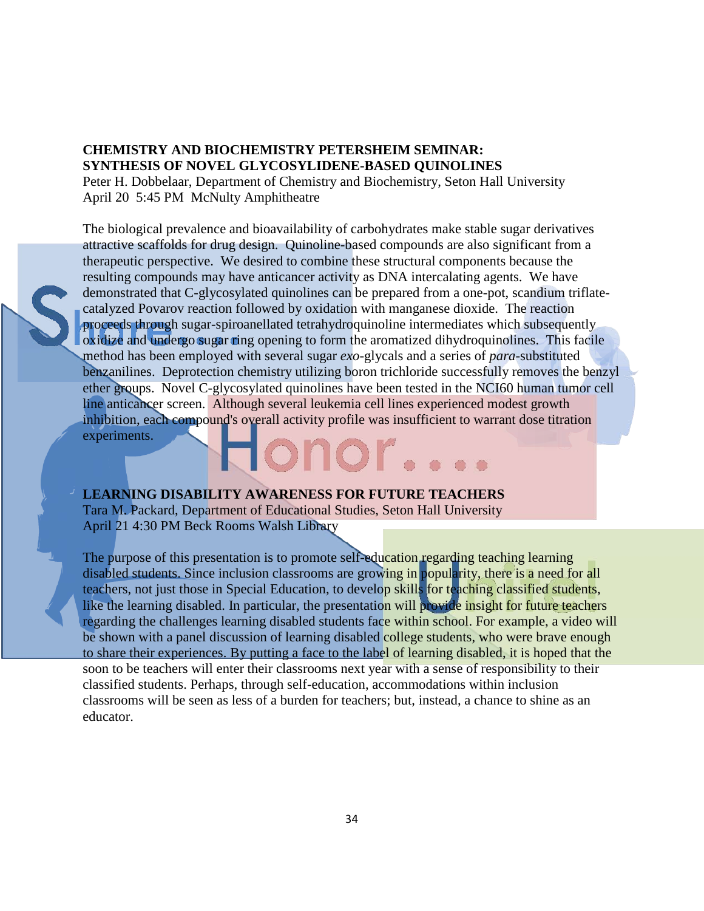**CHEMISTRY AND BIOCHEMISTRY PETERSHEIM SEMINAR: SYNTHESIS OF NOVEL GLYCOSYLIDENE-BASED QUINOLINES**

Peter H. Dobbelaar, Department of Chemistry and Biochemistry, Seton Hall University
April 20 5:45 PM McNulty Amphitheatre

The biological prevalence and bioavailability of carbohydrates make stable sugar derivatives attractive scaffolds for drug design. Quinoline-based compounds are also significant from a therapeutic perspective. We desired to combine these structural components because the resulting compounds may have anticancer activity as DNA intercalating agents. We have demonstrated that C-glycosylated quinolines can be prepared from a one-pot, scandium triflate-catalyzed Povarov reaction followed by oxidation with manganese dioxide. The reaction proceeds through sugar-spiroanellated tetrahydroquinoline intermediates which subsequently oxidize and undergo sugar ring opening to form the aromatized dihydroquinolines. This facile method has been employed with several sugar *exo*-glycals and a series of *para*-substituted benzanilines. Deprotection chemistry utilizing boron trichloride successfully removes the benzyl ether groups. Novel C-glycosylated quinolines have been tested in the NCI60 human tumor cell line anticancer screen. Although several leukemia cell lines experienced modest growth inhibition, each compound's overall activity profile was insufficient to warrant dose titration experiments.

**LEARNING DISABILITY AWARENESS FOR FUTURE TEACHERS**

Tara M. Packard, Department of Educational Studies, Seton Hall University
April 21 4:30 PM Beck Rooms Walsh Library

The purpose of this presentation is to promote self-education regarding teaching learning disabled students. Since inclusion classrooms are growing in popularity, there is a need for all teachers, not just those in Special Education, to develop skills for teaching classified students, like the learning disabled. In particular, the presentation will provide insight for future teachers regarding the challenges learning disabled students face within school. For example, a video will be shown with a panel discussion of learning disabled college students, who were brave enough to share their experiences. By putting a face to the label of learning disabled, it is hoped that the soon to be teachers will enter their classrooms next year with a sense of responsibility to their classified students. Perhaps, through self-education, accommodations within inclusion classrooms will be seen as less of a burden for teachers; but, instead, a chance to shine as an educator.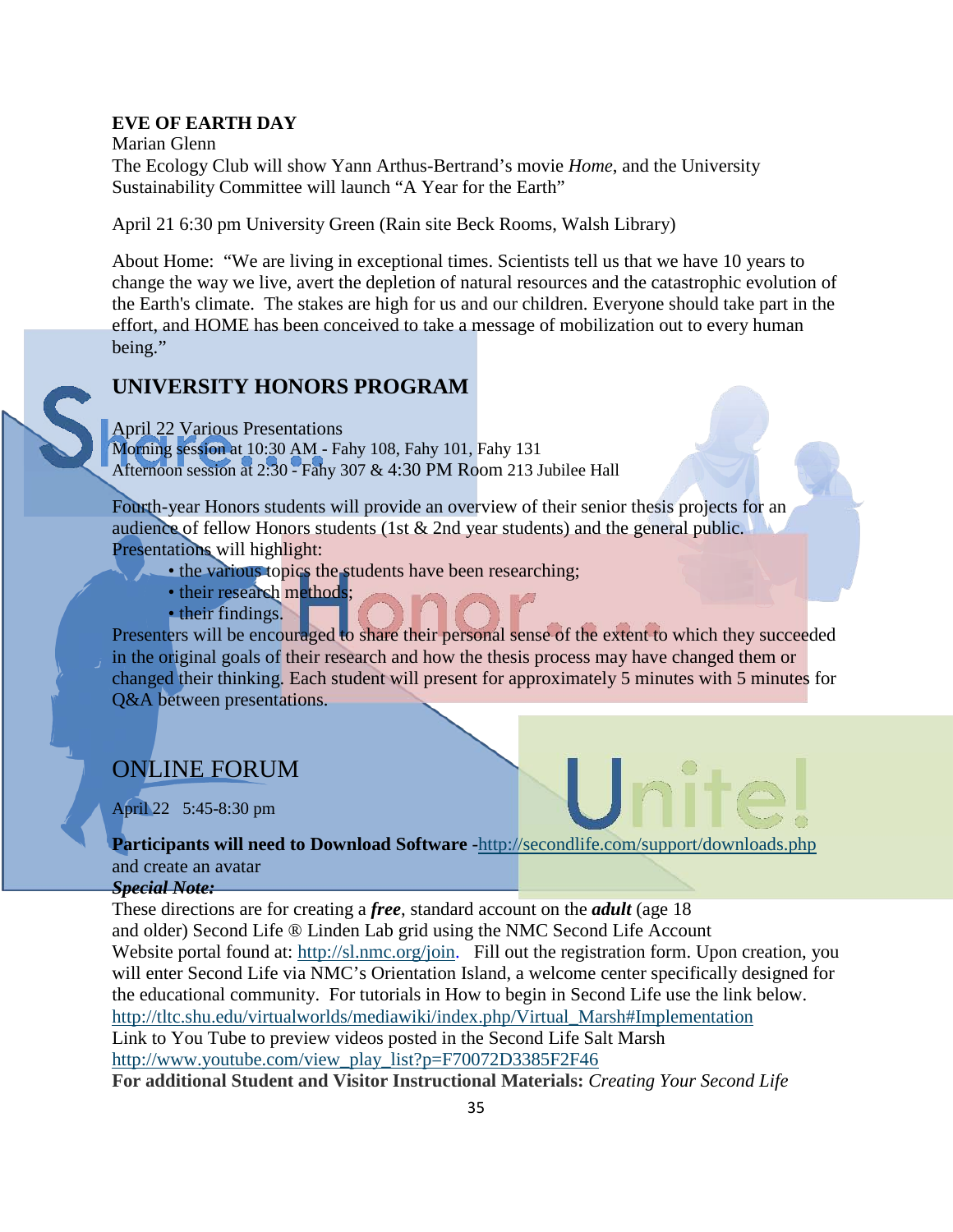**EVE OF EARTH DAY**

Marian Glenn

The Ecology Club will show Yann Arthus-Bertrand's movie *Home*, and the University Sustainability Committee will launch "A Year for the Earth"

April 21 6:30 pm University Green (Rain site Beck Rooms, Walsh Library)

About Home: "We are living in exceptional times. Scientists tell us that we have 10 years to change the way we live, avert the depletion of natural resources and the catastrophic evolution of the Earth's climate. The stakes are high for us and our children. Everyone should take part in the effort, and HOME has been conceived to take a message of mobilization out to every human being."

## UNIVERSITY HONORS PROGRAM

April 22 Various Presentations
Morning session at 10:30 AM - Fahy 108, Fahy 101, Fahy 131
Afternoon session at 2:30 - Fahy 307 & 4:30 PM Room 213 Jubilee Hall

Fourth-year Honors students will provide an overview of their senior thesis projects for an audience of fellow Honors students (1st & 2nd year students) and the general public. Presentations will highlight:

- the various topics the students have been researching;
- their research methods;
- their findings.

Presenters will be encouraged to share their personal sense of the extent to which they succeeded in the original goals of their research and how the thesis process may have changed them or changed their thinking. Each student will present for approximately 5 minutes with 5 minutes for Q&A between presentations.

## ONLINE FORUM

April 22 5:45-8:30 pm

**Participants will need to Download Software** -http://secondlife.com/support/downloads.php and create an avatar

***Special Note:***

These directions are for creating a ***free***, standard account on the ***adult*** (age 18 and older) Second Life ® Linden Lab grid using the NMC Second Life Account Website portal found at: http://sl.nmc.org/join. Fill out the registration form. Upon creation, you will enter Second Life via NMC's Orientation Island, a welcome center specifically designed for the educational community. For tutorials in How to begin in Second Life use the link below.
http://tltc.shu.edu/virtualworlds/mediawiki/index.php/Virtual_Marsh#Implementation
Link to You Tube to preview videos posted in the Second Life Salt Marsh
http://www.youtube.com/view_play_list?p=F70072D3385F2F46
**For additional Student and Visitor Instructional Materials:** *Creating Your Second Life*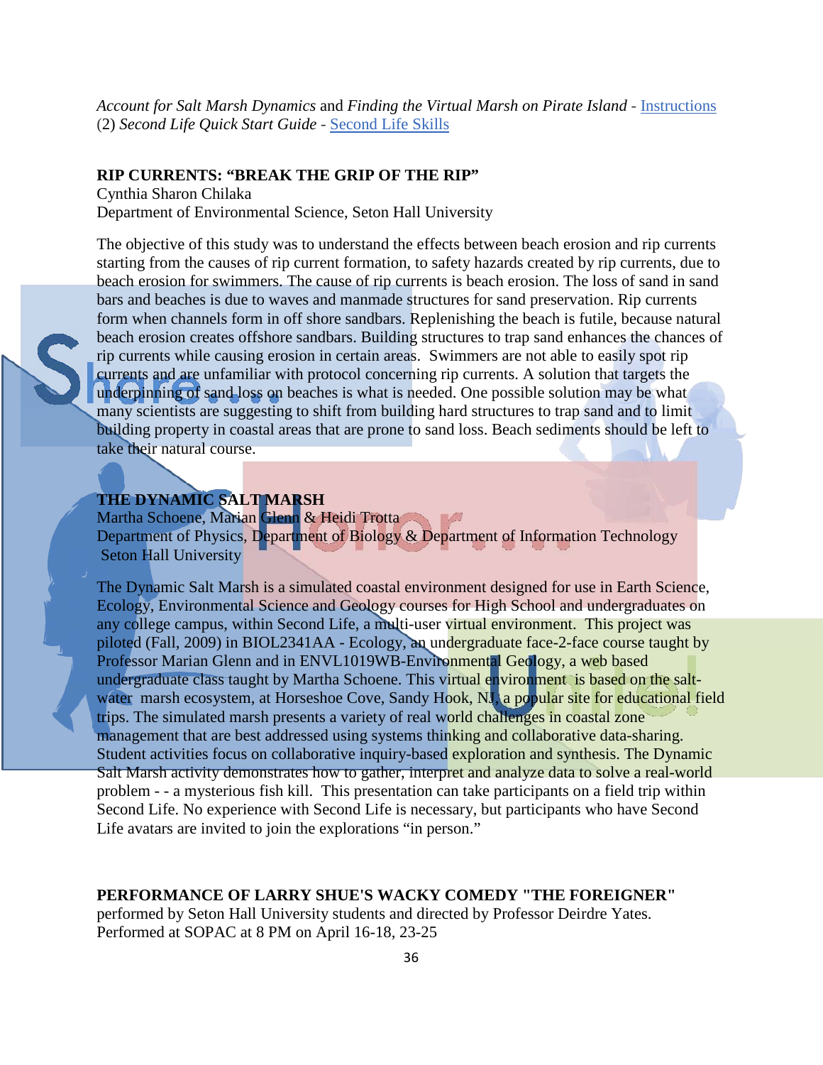*Account for Salt Marsh Dynamics* and *Finding the Virtual Marsh on Pirate Island* - Instructions
(2) *Second Life Quick Start Guide* - Second Life Skills

**RIP CURRENTS: "BREAK THE GRIP OF THE RIP"**
Cynthia Sharon Chilaka
Department of Environmental Science, Seton Hall University

The objective of this study was to understand the effects between beach erosion and rip currents starting from the causes of rip current formation, to safety hazards created by rip currents, due to beach erosion for swimmers. The cause of rip currents is beach erosion. The loss of sand in sand bars and beaches is due to waves and manmade structures for sand preservation. Rip currents form when channels form in off shore sandbars. Replenishing the beach is futile, because natural beach erosion creates offshore sandbars. Building structures to trap sand enhances the chances of rip currents while causing erosion in certain areas. Swimmers are not able to easily spot rip currents and are unfamiliar with protocol concerning rip currents. A solution that targets the underpinning of sand loss on beaches is what is needed. One possible solution may be what many scientists are suggesting to shift from building hard structures to trap sand and to limit building property in coastal areas that are prone to sand loss. Beach sediments should be left to take their natural course.

**THE DYNAMIC SALT MARSH**
Martha Schoene, Marian Glenn & Heidi Trotta
Department of Physics, Department of Biology & Department of Information Technology
Seton Hall University

The Dynamic Salt Marsh is a simulated coastal environment designed for use in Earth Science, Ecology, Environmental Science and Geology courses for High School and undergraduates on any college campus, within Second Life, a multi-user virtual environment. This project was piloted (Fall, 2009) in BIOL2341AA - Ecology, an undergraduate face-2-face course taught by Professor Marian Glenn and in ENVL1019WB-Environmental Geology, a web based undergraduate class taught by Martha Schoene. This virtual environment is based on the salt-water marsh ecosystem, at Horseshoe Cove, Sandy Hook, NJ, a popular site for educational field trips. The simulated marsh presents a variety of real world challenges in coastal zone management that are best addressed using systems thinking and collaborative data-sharing. Student activities focus on collaborative inquiry-based exploration and synthesis. The Dynamic Salt Marsh activity demonstrates how to gather, interpret and analyze data to solve a real-world problem - - a mysterious fish kill. This presentation can take participants on a field trip within Second Life. No experience with Second Life is necessary, but participants who have Second Life avatars are invited to join the explorations "in person."

**PERFORMANCE OF LARRY SHUE'S WACKY COMEDY "THE FOREIGNER"**
performed by Seton Hall University students and directed by Professor Deirdre Yates.
Performed at SOPAC at 8 PM on April 16-18, 23-25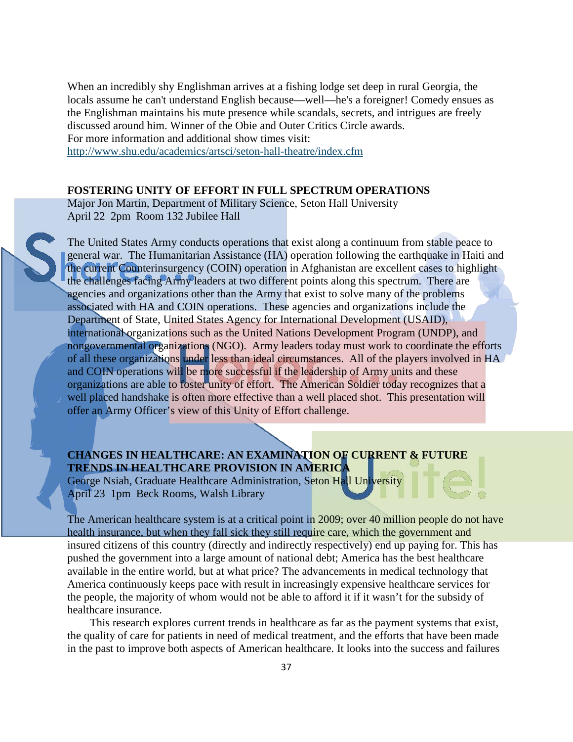When an incredibly shy Englishman arrives at a fishing lodge set deep in rural Georgia, the locals assume he can't understand English because—well—he's a foreigner! Comedy ensues as the Englishman maintains his mute presence while scandals, secrets, and intrigues are freely discussed around him. Winner of the Obie and Outer Critics Circle awards.
For more information and additional show times visit:
http://www.shu.edu/academics/artsci/seton-hall-theatre/index.cfm

**FOSTERING UNITY OF EFFORT IN FULL SPECTRUM OPERATIONS**
Major Jon Martin, Department of Military Science, Seton Hall University
April 22 2pm Room 132 Jubilee Hall

The United States Army conducts operations that exist along a continuum from stable peace to general war. The Humanitarian Assistance (HA) operation following the earthquake in Haiti and the current Counterinsurgency (COIN) operation in Afghanistan are excellent cases to highlight the challenges facing Army leaders at two different points along this spectrum. There are agencies and organizations other than the Army that exist to solve many of the problems associated with HA and COIN operations. These agencies and organizations include the Department of State, United States Agency for International Development (USAID), international organizations such as the United Nations Development Program (UNDP), and nongovernmental organizations (NGO). Army leaders today must work to coordinate the efforts of all these organizations under less than ideal circumstances. All of the players involved in HA and COIN operations will be more successful if the leadership of Army units and these organizations are able to foster unity of effort. The American Soldier today recognizes that a well placed handshake is often more effective than a well placed shot. This presentation will offer an Army Officer's view of this Unity of Effort challenge.

**CHANGES IN HEALTHCARE: AN EXAMINATION OF CURRENT & FUTURE TRENDS IN HEALTHCARE PROVISION IN AMERICA**
George Nsiah, Graduate Healthcare Administration, Seton Hall University
April 23 1pm Beck Rooms, Walsh Library

The American healthcare system is at a critical point in 2009; over 40 million people do not have health insurance, but when they fall sick they still require care, which the government and insured citizens of this country (directly and indirectly respectively) end up paying for. This has pushed the government into a large amount of national debt; America has the best healthcare available in the entire world, but at what price? The advancements in medical technology that America continuously keeps pace with result in increasingly expensive healthcare services for the people, the majority of whom would not be able to afford it if it wasn't for the subsidy of healthcare insurance.

This research explores current trends in healthcare as far as the payment systems that exist, the quality of care for patients in need of medical treatment, and the efforts that have been made in the past to improve both aspects of American healthcare. It looks into the success and failures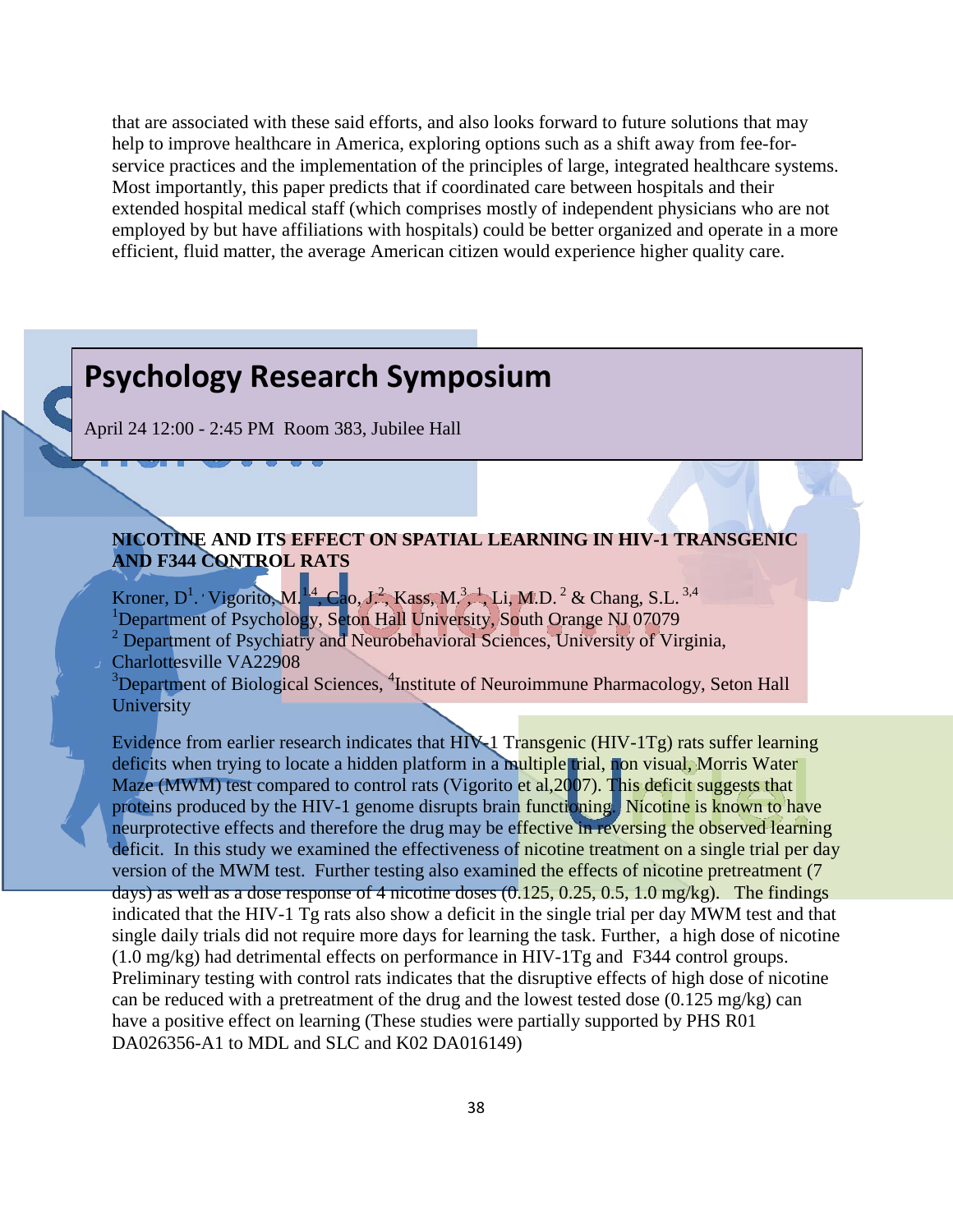that are associated with these said efforts, and also looks forward to future solutions that may help to improve healthcare in America, exploring options such as a shift away from fee-for-service practices and the implementation of the principles of large, integrated healthcare systems. Most importantly, this paper predicts that if coordinated care between hospitals and their extended hospital medical staff (which comprises mostly of independent physicians who are not employed by but have affiliations with hospitals) could be better organized and operate in a more efficient, fluid matter, the average American citizen would experience higher quality care.

## Psychology Research Symposium

April 24 12:00 - 2:45 PM Room 383, Jubilee Hall

**NICOTINE AND ITS EFFECT ON SPATIAL LEARNING IN HIV-1 TRANSGENIC AND F344 CONTROL RATS**

Kroner, D[1]. Vigorito, M.[1,4], Cao, J.[2], Kass, M.[3, 1], Li, M.D. [2] & Chang, S.L. [3,4]
[1]Department of Psychology, Seton Hall University, South Orange NJ 07079
[2] Department of Psychiatry and Neurobehavioral Sciences, University of Virginia, Charlottesville VA22908
[3]Department of Biological Sciences, [4]Institute of Neuroimmune Pharmacology, Seton Hall University

Evidence from earlier research indicates that HIV-1 Transgenic (HIV-1Tg) rats suffer learning deficits when trying to locate a hidden platform in a multiple trial, non visual, Morris Water Maze (MWM) test compared to control rats (Vigorito et al,2007). This deficit suggests that proteins produced by the HIV-1 genome disrupts brain functioning. Nicotine is known to have neurprotective effects and therefore the drug may be effective in reversing the observed learning deficit. In this study we examined the effectiveness of nicotine treatment on a single trial per day version of the MWM test. Further testing also examined the effects of nicotine pretreatment (7 days) as well as a dose response of 4 nicotine doses (0.125, 0.25, 0.5, 1.0 mg/kg). The findings indicated that the HIV-1 Tg rats also show a deficit in the single trial per day MWM test and that single daily trials did not require more days for learning the task. Further, a high dose of nicotine (1.0 mg/kg) had detrimental effects on performance in HIV-1Tg and F344 control groups. Preliminary testing with control rats indicates that the disruptive effects of high dose of nicotine can be reduced with a pretreatment of the drug and the lowest tested dose (0.125 mg/kg) can have a positive effect on learning (These studies were partially supported by PHS R01 DA026356-A1 to MDL and SLC and K02 DA016149)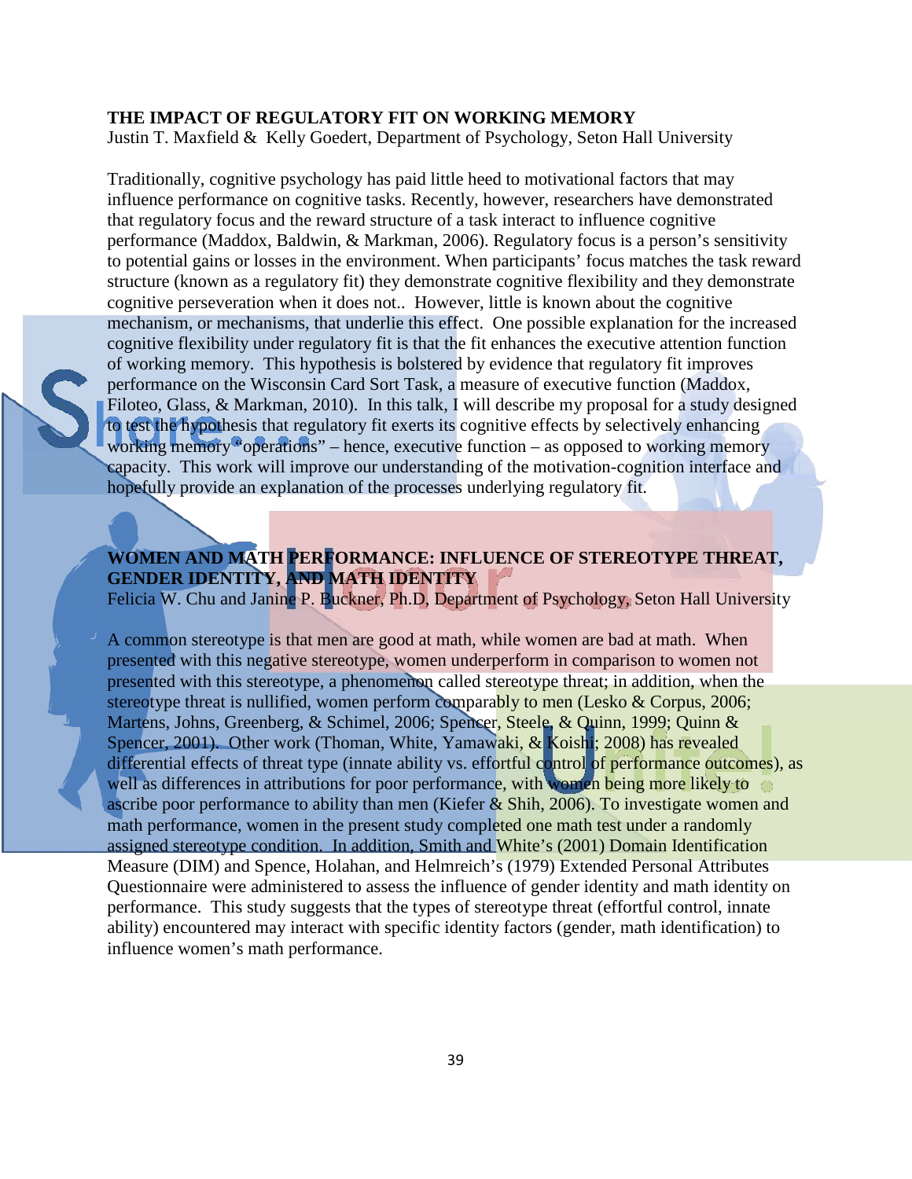**THE IMPACT OF REGULATORY FIT ON WORKING MEMORY**
Justin T. Maxfield & Kelly Goedert, Department of Psychology, Seton Hall University

Traditionally, cognitive psychology has paid little heed to motivational factors that may influence performance on cognitive tasks. Recently, however, researchers have demonstrated that regulatory focus and the reward structure of a task interact to influence cognitive performance (Maddox, Baldwin, & Markman, 2006). Regulatory focus is a person's sensitivity to potential gains or losses in the environment. When participants' focus matches the task reward structure (known as a regulatory fit) they demonstrate cognitive flexibility and they demonstrate cognitive perseveration when it does not.. However, little is known about the cognitive mechanism, or mechanisms, that underlie this effect. One possible explanation for the increased cognitive flexibility under regulatory fit is that the fit enhances the executive attention function of working memory. This hypothesis is bolstered by evidence that regulatory fit improves performance on the Wisconsin Card Sort Task, a measure of executive function (Maddox, Filoteo, Glass, & Markman, 2010). In this talk, I will describe my proposal for a study designed to test the hypothesis that regulatory fit exerts its cognitive effects by selectively enhancing working memory "operations" – hence, executive function – as opposed to working memory capacity. This work will improve our understanding of the motivation-cognition interface and hopefully provide an explanation of the processes underlying regulatory fit.

**WOMEN AND MATH PERFORMANCE: INFLUENCE OF STEREOTYPE THREAT, GENDER IDENTITY, AND MATH IDENTITY**
Felicia W. Chu and Janine P. Buckner, Ph.D, Department of Psychology, Seton Hall University

A common stereotype is that men are good at math, while women are bad at math. When presented with this negative stereotype, women underperform in comparison to women not presented with this stereotype, a phenomenon called stereotype threat; in addition, when the stereotype threat is nullified, women perform comparably to men (Lesko & Corpus, 2006; Martens, Johns, Greenberg, & Schimel, 2006; Spencer, Steele, & Quinn, 1999; Quinn & Spencer, 2001). Other work (Thoman, White, Yamawaki, & Koishi; 2008) has revealed differential effects of threat type (innate ability vs. effortful control of performance outcomes), as well as differences in attributions for poor performance, with women being more likely to ascribe poor performance to ability than men (Kiefer & Shih, 2006). To investigate women and math performance, women in the present study completed one math test under a randomly assigned stereotype condition. In addition, Smith and White's (2001) Domain Identification Measure (DIM) and Spence, Holahan, and Helmreich's (1979) Extended Personal Attributes Questionnaire were administered to assess the influence of gender identity and math identity on performance. This study suggests that the types of stereotype threat (effortful control, innate ability) encountered may interact with specific identity factors (gender, math identification) to influence women's math performance.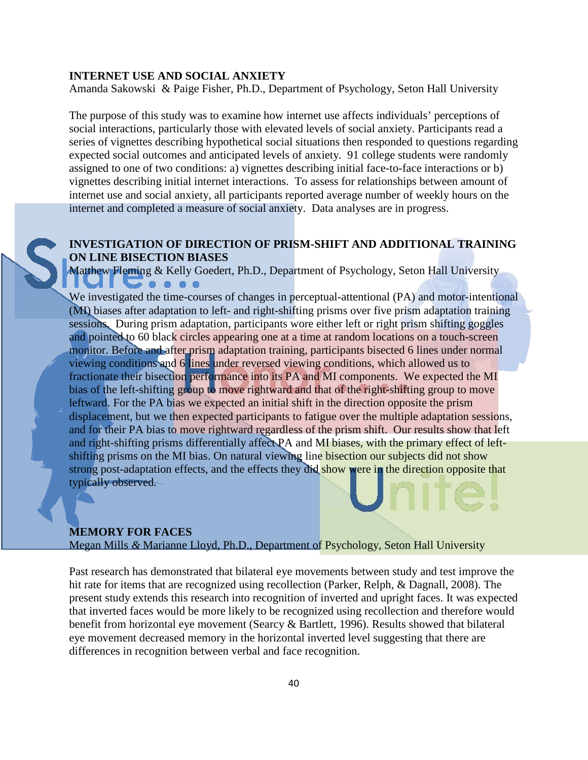**INTERNET USE AND SOCIAL ANXIETY**

Amanda Sakowski & Paige Fisher, Ph.D., Department of Psychology, Seton Hall University

The purpose of this study was to examine how internet use affects individuals' perceptions of social interactions, particularly those with elevated levels of social anxiety. Participants read a series of vignettes describing hypothetical social situations then responded to questions regarding expected social outcomes and anticipated levels of anxiety. 91 college students were randomly assigned to one of two conditions: a) vignettes describing initial face-to-face interactions or b) vignettes describing initial internet interactions. To assess for relationships between amount of internet use and social anxiety, all participants reported average number of weekly hours on the internet and completed a measure of social anxiety. Data analyses are in progress.

**INVESTIGATION OF DIRECTION OF PRISM-SHIFT AND ADDITIONAL TRAINING ON LINE BISECTION BIASES**

Matthew Fleming & Kelly Goedert, Ph.D., Department of Psychology, Seton Hall University

We investigated the time-courses of changes in perceptual-attentional (PA) and motor-intentional (MI) biases after adaptation to left- and right-shifting prisms over five prism adaptation training sessions. During prism adaptation, participants wore either left or right prism shifting goggles and pointed to 60 black circles appearing one at a time at random locations on a touch-screen monitor. Before and after prism adaptation training, participants bisected 6 lines under normal viewing conditions and 6 lines under reversed viewing conditions, which allowed us to fractionate their bisection performance into its PA and MI components. We expected the MI bias of the left-shifting group to move rightward and that of the right-shifting group to move leftward. For the PA bias we expected an initial shift in the direction opposite the prism displacement, but we then expected participants to fatigue over the multiple adaptation sessions, and for their PA bias to move rightward regardless of the prism shift. Our results show that left and right-shifting prisms differentially affect PA and MI biases, with the primary effect of left-shifting prisms on the MI bias. On natural viewing line bisection our subjects did not show strong post-adaptation effects, and the effects they did show were in the direction opposite that typically observed.

**MEMORY FOR FACES**

Megan Mills & Marianne Lloyd, Ph.D., Department of Psychology, Seton Hall University

Past research has demonstrated that bilateral eye movements between study and test improve the hit rate for items that are recognized using recollection (Parker, Relph, & Dagnall, 2008). The present study extends this research into recognition of inverted and upright faces. It was expected that inverted faces would be more likely to be recognized using recollection and therefore would benefit from horizontal eye movement (Searcy & Bartlett, 1996). Results showed that bilateral eye movement decreased memory in the horizontal inverted level suggesting that there are differences in recognition between verbal and face recognition.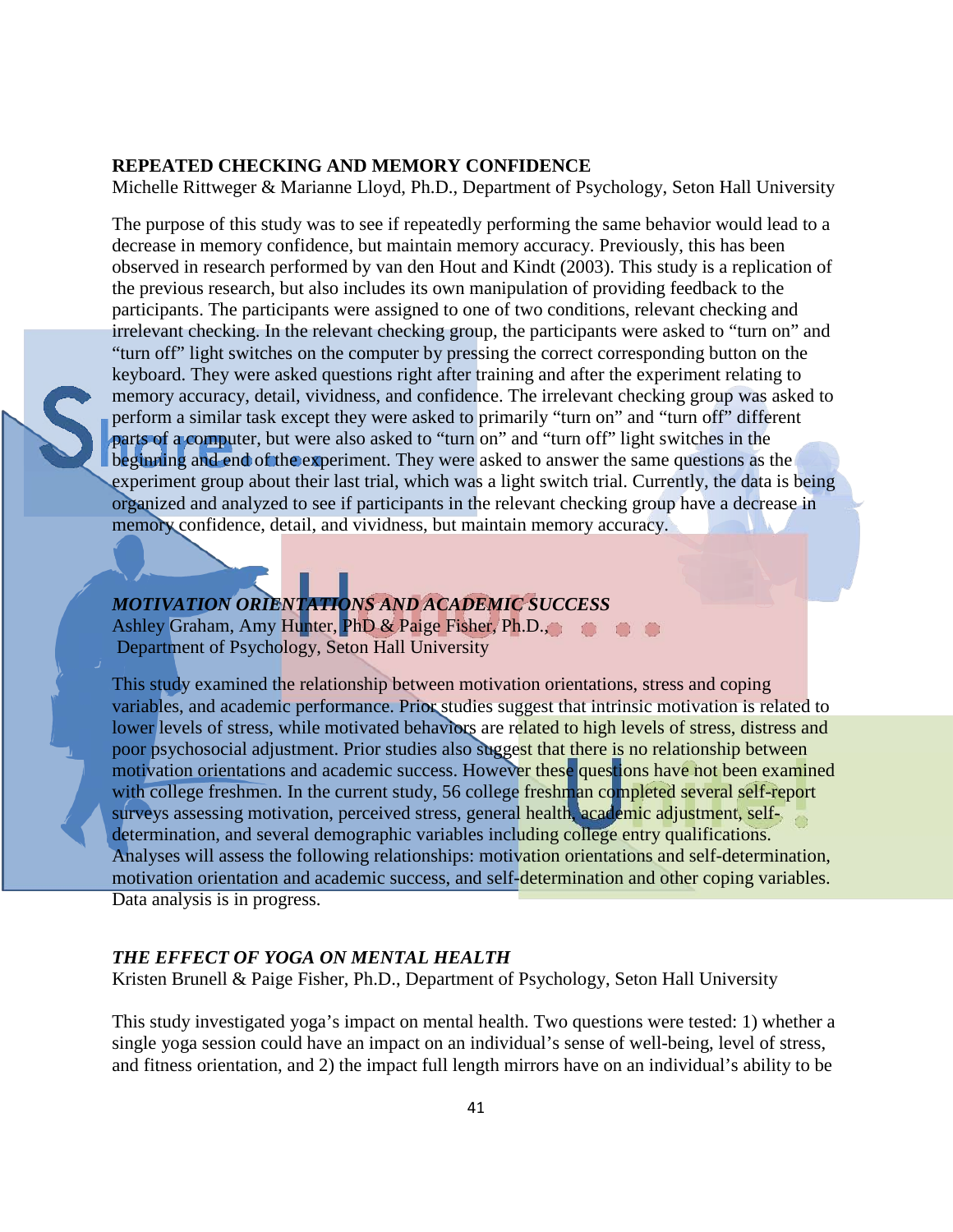**REPEATED CHECKING AND MEMORY CONFIDENCE**
Michelle Rittweger & Marianne Lloyd, Ph.D., Department of Psychology, Seton Hall University

The purpose of this study was to see if repeatedly performing the same behavior would lead to a decrease in memory confidence, but maintain memory accuracy. Previously, this has been observed in research performed by van den Hout and Kindt (2003). This study is a replication of the previous research, but also includes its own manipulation of providing feedback to the participants. The participants were assigned to one of two conditions, relevant checking and irrelevant checking. In the relevant checking group, the participants were asked to "turn on" and "turn off" light switches on the computer by pressing the correct corresponding button on the keyboard. They were asked questions right after training and after the experiment relating to memory accuracy, detail, vividness, and confidence. The irrelevant checking group was asked to perform a similar task except they were asked to primarily "turn on" and "turn off" different parts of a computer, but were also asked to "turn on" and "turn off" light switches in the beginning and end of the experiment. They were asked to answer the same questions as the experiment group about their last trial, which was a light switch trial. Currently, the data is being organized and analyzed to see if participants in the relevant checking group have a decrease in memory confidence, detail, and vividness, but maintain memory accuracy.

***MOTIVATION ORIENTATIONS AND ACADEMIC SUCCESS***
Ashley Graham, Amy Hunter, PhD & Paige Fisher, Ph.D.,
Department of Psychology, Seton Hall University

This study examined the relationship between motivation orientations, stress and coping variables, and academic performance. Prior studies suggest that intrinsic motivation is related to lower levels of stress, while motivated behaviors are related to high levels of stress, distress and poor psychosocial adjustment. Prior studies also suggest that there is no relationship between motivation orientations and academic success. However these questions have not been examined with college freshmen. In the current study, 56 college freshman completed several self-report surveys assessing motivation, perceived stress, general health, academic adjustment, self-determination, and several demographic variables including college entry qualifications. Analyses will assess the following relationships: motivation orientations and self-determination, motivation orientation and academic success, and self-determination and other coping variables. Data analysis is in progress.

***THE EFFECT OF YOGA ON MENTAL HEALTH***
Kristen Brunell & Paige Fisher, Ph.D., Department of Psychology, Seton Hall University

This study investigated yoga's impact on mental health. Two questions were tested: 1) whether a single yoga session could have an impact on an individual's sense of well-being, level of stress, and fitness orientation, and 2) the impact full length mirrors have on an individual's ability to be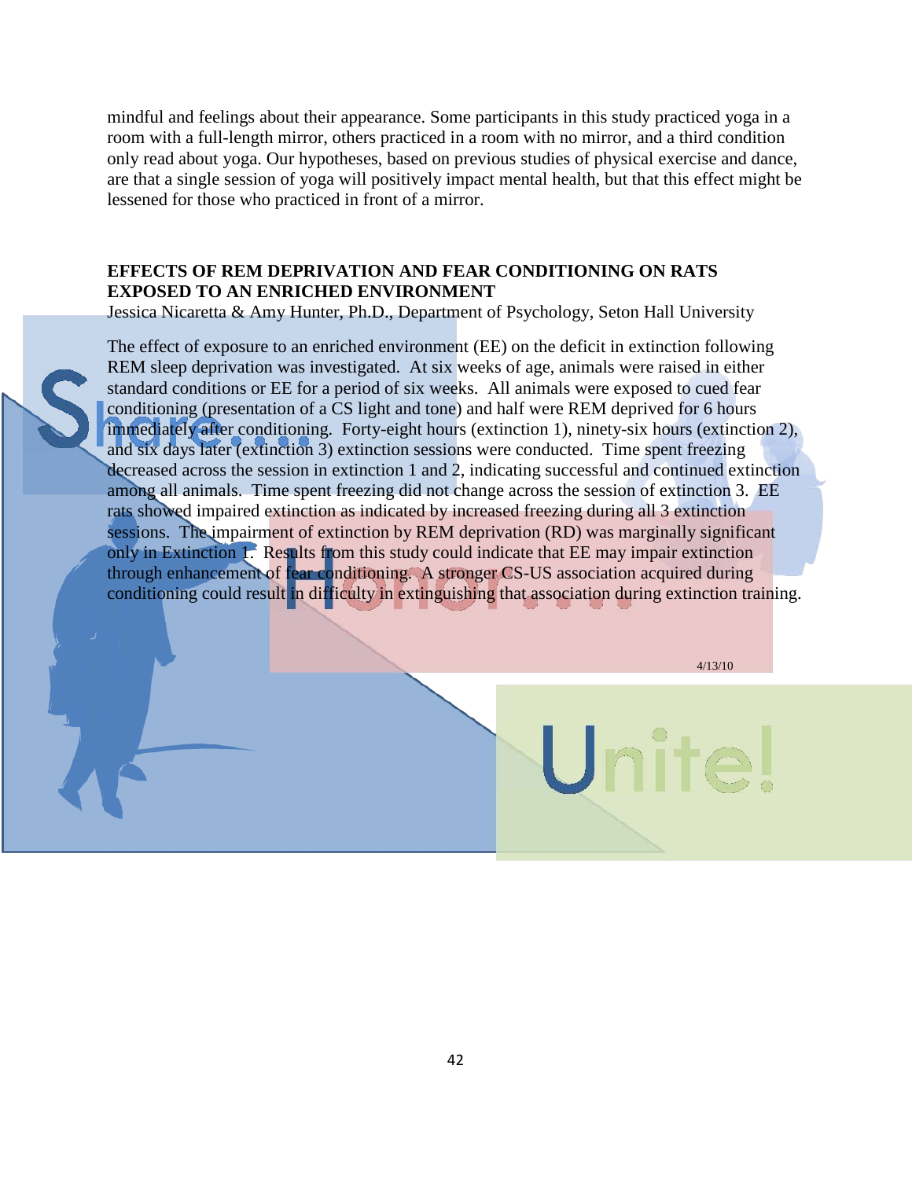mindful and feelings about their appearance. Some participants in this study practiced yoga in a room with a full-length mirror, others practiced in a room with no mirror, and a third condition only read about yoga. Our hypotheses, based on previous studies of physical exercise and dance, are that a single session of yoga will positively impact mental health, but that this effect might be lessened for those who practiced in front of a mirror.

**EFFECTS OF REM DEPRIVATION AND FEAR CONDITIONING ON RATS EXPOSED TO AN ENRICHED ENVIRONMENT**
Jessica Nicaretta & Amy Hunter, Ph.D., Department of Psychology, Seton Hall University

The effect of exposure to an enriched environment (EE) on the deficit in extinction following REM sleep deprivation was investigated. At six weeks of age, animals were raised in either standard conditions or EE for a period of six weeks. All animals were exposed to cued fear conditioning (presentation of a CS light and tone) and half were REM deprived for 6 hours immediately after conditioning. Forty-eight hours (extinction 1), ninety-six hours (extinction 2), and six days later (extinction 3) extinction sessions were conducted. Time spent freezing decreased across the session in extinction 1 and 2, indicating successful and continued extinction among all animals. Time spent freezing did not change across the session of extinction 3. EE rats showed impaired extinction as indicated by increased freezing during all 3 extinction sessions. The impairment of extinction by REM deprivation (RD) was marginally significant only in Extinction 1. Results from this study could indicate that EE may impair extinction through enhancement of fear conditioning. A stronger CS-US association acquired during conditioning could result in difficulty in extinguishing that association during extinction training.

Share....

Honor....

4/13/10

Unite!